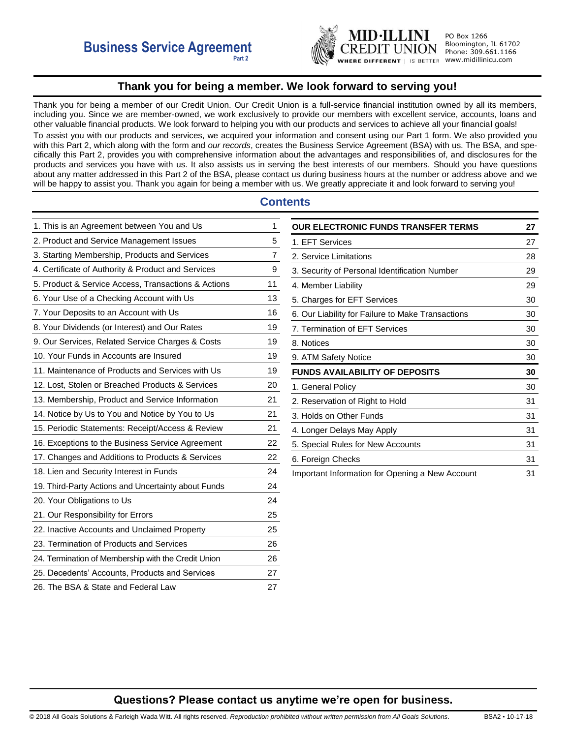# Business Service Agreement

Part 2

MID·ILLINI CREDIT UNION
WHERE DIFFERENT | IS BETTER

PO Box 1266
Bloomington, IL 61702
Phone: 309.661.1166
www.midillinicu.com

## Thank you for being a member. We look forward to serving you!

Thank you for being a member of our Credit Union. Our Credit Union is a full-service financial institution owned by all its members, including you. Since we are member-owned, we work exclusively to provide our members with excellent service, accounts, loans and other valuable financial products. We look forward to helping you with our products and services to achieve all your financial goals!

To assist you with our products and services, we acquired your information and consent using our Part 1 form. We also provided you with this Part 2, which along with the form and *our records*, creates the Business Service Agreement (BSA) with us. The BSA, and specifically this Part 2, provides you with comprehensive information about the advantages and responsibilities of, and disclosures for the products and services you have with us. It also assists us in serving the best interests of our members. Should you have questions about any matter addressed in this Part 2 of the BSA, please contact us during business hours at the number or address above and we will be happy to assist you. Thank you again for being a member with us. We greatly appreciate it and look forward to serving you!

## Contents

| | |
|---|---|
| 1. This is an Agreement between You and Us | 1 |
| 2. Product and Service Management Issues | 5 |
| 3. Starting Membership, Products and Services | 7 |
| 4. Certificate of Authority & Product and Services | 9 |
| 5. Product & Service Access, Transactions & Actions | 11 |
| 6. Your Use of a Checking Account with Us | 13 |
| 7. Your Deposits to an Account with Us | 16 |
| 8. Your Dividends (or Interest) and Our Rates | 19 |
| 9. Our Services, Related Service Charges & Costs | 19 |
| 10. Your Funds in Accounts are Insured | 19 |
| 11. Maintenance of Products and Services with Us | 19 |
| 12. Lost, Stolen or Breached Products & Services | 20 |
| 13. Membership, Product and Service Information | 21 |
| 14. Notice by Us to You and Notice by You to Us | 21 |
| 15. Periodic Statements: Receipt/Access & Review | 21 |
| 16. Exceptions to the Business Service Agreement | 22 |
| 17. Changes and Additions to Products & Services | 22 |
| 18. Lien and Security Interest in Funds | 24 |
| 19. Third-Party Actions and Uncertainty about Funds | 24 |
| 20. Your Obligations to Us | 24 |
| 21. Our Responsibility for Errors | 25 |
| 22. Inactive Accounts and Unclaimed Property | 25 |
| 23. Termination of Products and Services | 26 |
| 24. Termination of Membership with the Credit Union | 26 |
| 25. Decedents' Accounts, Products and Services | 27 |
| 26. The BSA & State and Federal Law | 27 |

| | |
|---|---|
| **OUR ELECTRONIC FUNDS TRANSFER TERMS** | **27** |
| 1. EFT Services | 27 |
| 2. Service Limitations | 28 |
| 3. Security of Personal Identification Number | 29 |
| 4. Member Liability | 29 |
| 5. Charges for EFT Services | 30 |
| 6. Our Liability for Failure to Make Transactions | 30 |
| 7. Termination of EFT Services | 30 |
| 8. Notices | 30 |
| 9. ATM Safety Notice | 30 |
| **FUNDS AVAILABILITY OF DEPOSITS** | **30** |
| 1. General Policy | 30 |
| 2. Reservation of Right to Hold | 31 |
| 3. Holds on Other Funds | 31 |
| 4. Longer Delays May Apply | 31 |
| 5. Special Rules for New Accounts | 31 |
| 6. Foreign Checks | 31 |
| Important Information for Opening a New Account | 31 |

**Questions? Please contact us anytime we're open for business.**

© 2018 All Goals Solutions & Farleigh Wada Witt. All rights reserved. *Reproduction prohibited without written permission from All Goals Solutions.* BSA2 • 10-17-18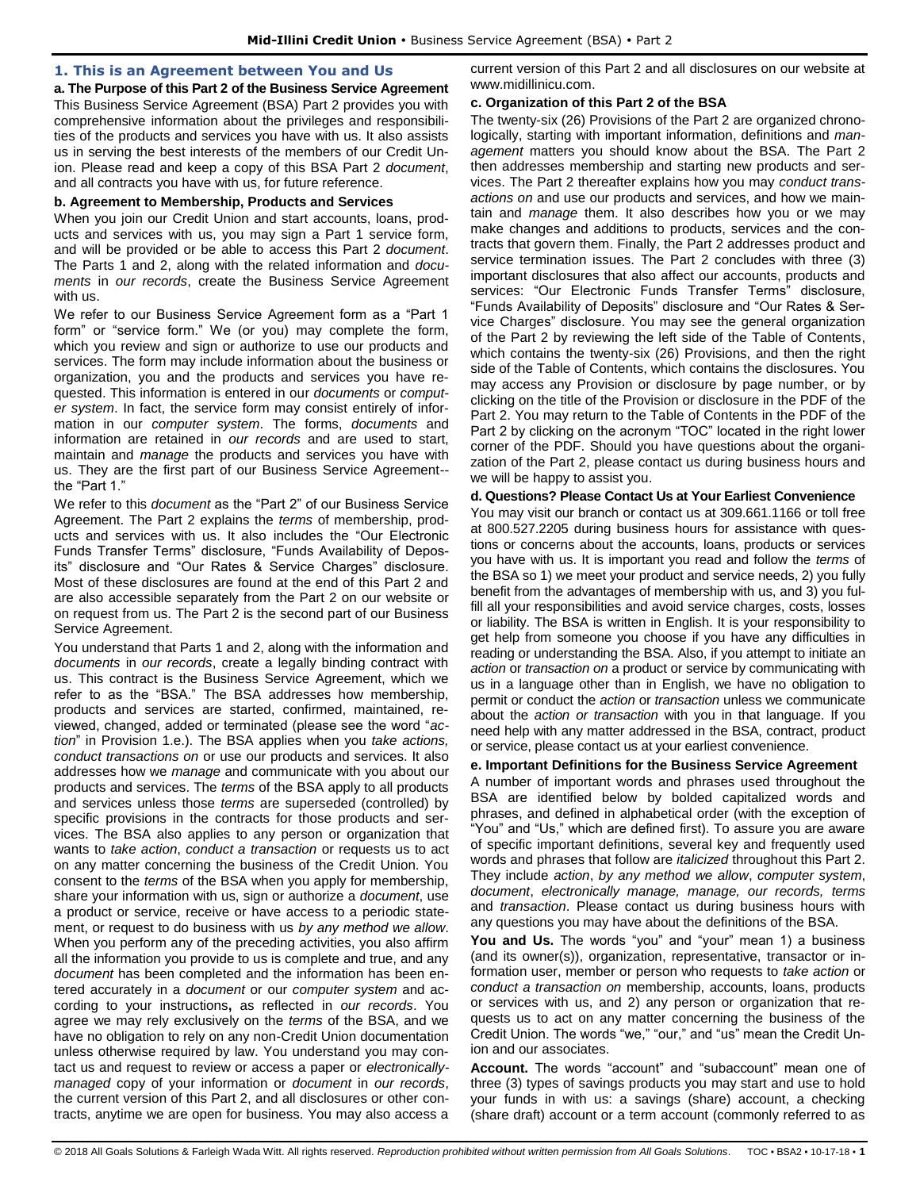## 1. This is an Agreement between You and Us

**a. The Purpose of this Part 2 of the Business Service Agreement**

This Business Service Agreement (BSA) Part 2 provides you with comprehensive information about the privileges and responsibilities of the products and services you have with us. It also assists us in serving the best interests of the members of our Credit Union. Please read and keep a copy of this BSA Part 2 *document*, and all contracts you have with us, for future reference.

**b. Agreement to Membership, Products and Services**

When you join our Credit Union and start accounts, loans, products and services with us, you may sign a Part 1 service form, and will be provided or be able to access this Part 2 *document*. The Parts 1 and 2, along with the related information and *documents* in *our records*, create the Business Service Agreement with us.

We refer to our Business Service Agreement form as a "Part 1 form" or "service form." We (or you) may complete the form, which you review and sign or authorize to use our products and services. The form may include information about the business or organization, you and the products and services you have requested. This information is entered in our *documents* or *computer system*. In fact, the service form may consist entirely of information in our *computer system*. The forms, *documents* and information are retained in *our records* and are used to start, maintain and *manage* the products and services you have with us. They are the first part of our Business Service Agreement--the "Part 1."

We refer to this *document* as the "Part 2" of our Business Service Agreement. The Part 2 explains the *terms* of membership, products and services with us. It also includes the "Our Electronic Funds Transfer Terms" disclosure, "Funds Availability of Deposits" disclosure and "Our Rates & Service Charges" disclosure. Most of these disclosures are found at the end of this Part 2 and are also accessible separately from the Part 2 on our website or on request from us. The Part 2 is the second part of our Business Service Agreement.

You understand that Parts 1 and 2, along with the information and *documents* in *our records*, create a legally binding contract with us. This contract is the Business Service Agreement, which we refer to as the "BSA." The BSA addresses how membership, products and services are started, confirmed, maintained, reviewed, changed, added or terminated (please see the word "*action*" in Provision 1.e.). The BSA applies when you *take actions, conduct transactions on* or use our products and services. It also addresses how we *manage* and communicate with you about our products and services. The *terms* of the BSA apply to all products and services unless those *terms* are superseded (controlled) by specific provisions in the contracts for those products and services. The BSA also applies to any person or organization that wants to *take action*, *conduct a transaction* or requests us to act on any matter concerning the business of the Credit Union. You consent to the *terms* of the BSA when you apply for membership, share your information with us, sign or authorize a *document*, use a product or service, receive or have access to a periodic statement, or request to do business with us *by any method we allow*. When you perform any of the preceding activities, you also affirm all the information you provide to us is complete and true, and any *document* has been completed and the information has been entered accurately in a *document* or our *computer system* and according to your instructions**,** as reflected in *our records*. You agree we may rely exclusively on the *terms* of the BSA, and we have no obligation to rely on any non-Credit Union documentation unless otherwise required by law. You understand you may contact us and request to review or access a paper or *electronically-managed* copy of your information or *document* in *our records*, the current version of this Part 2, and all disclosures or other contracts, anytime we are open for business. You may also access a current version of this Part 2 and all disclosures on our website at www.midillinicu.com.

**c. Organization of this Part 2 of the BSA**

The twenty-six (26) Provisions of the Part 2 are organized chronologically, starting with important information, definitions and *management* matters you should know about the BSA. The Part 2 then addresses membership and starting new products and services. The Part 2 thereafter explains how you may *conduct transactions on* and use our products and services, and how we maintain and *manage* them. It also describes how you or we may make changes and additions to products, services and the contracts that govern them. Finally, the Part 2 addresses product and service termination issues. The Part 2 concludes with three (3) important disclosures that also affect our accounts, products and services: "Our Electronic Funds Transfer Terms" disclosure, "Funds Availability of Deposits" disclosure and "Our Rates & Service Charges" disclosure. You may see the general organization of the Part 2 by reviewing the left side of the Table of Contents, which contains the twenty-six (26) Provisions, and then the right side of the Table of Contents, which contains the disclosures. You may access any Provision or disclosure by page number, or by clicking on the title of the Provision or disclosure in the PDF of the Part 2. You may return to the Table of Contents in the PDF of the Part 2 by clicking on the acronym "TOC" located in the right lower corner of the PDF. Should you have questions about the organization of the Part 2, please contact us during business hours and we will be happy to assist you.

**d. Questions? Please Contact Us at Your Earliest Convenience**

You may visit our branch or contact us at 309.661.1166 or toll free at 800.527.2205 during business hours for assistance with questions or concerns about the accounts, loans, products or services you have with us. It is important you read and follow the *terms* of the BSA so 1) we meet your product and service needs, 2) you fully benefit from the advantages of membership with us, and 3) you fulfill all your responsibilities and avoid service charges, costs, losses or liability. The BSA is written in English. It is your responsibility to get help from someone you choose if you have any difficulties in reading or understanding the BSA. Also, if you attempt to initiate an *action* or *transaction on* a product or service by communicating with us in a language other than in English, we have no obligation to permit or conduct the *action* or *transaction* unless we communicate about the *action or transaction* with you in that language. If you need help with any matter addressed in the BSA, contract, product or service, please contact us at your earliest convenience.

**e. Important Definitions for the Business Service Agreement**

A number of important words and phrases used throughout the BSA are identified below by bolded capitalized words and phrases, and defined in alphabetical order (with the exception of "You" and "Us," which are defined first). To assure you are aware of specific important definitions, several key and frequently used words and phrases that follow are *italicized* throughout this Part 2. They include *action*, *by any method we allow*, *computer system*, *document*, *electronically manage, manage, our records, terms* and *transaction*. Please contact us during business hours with any questions you may have about the definitions of the BSA.

**You and Us.** The words "you" and "your" mean 1) a business (and its owner(s)), organization, representative, transactor or information user, member or person who requests to *take action* or *conduct a transaction on* membership, accounts, loans, products or services with us, and 2) any person or organization that requests us to act on any matter concerning the business of the Credit Union. The words "we," "our," and "us" mean the Credit Union and our associates.

**Account.** The words "account" and "subaccount" mean one of three (3) types of savings products you may start and use to hold your funds in with us: a savings (share) account, a checking (share draft) account or a term account (commonly referred to as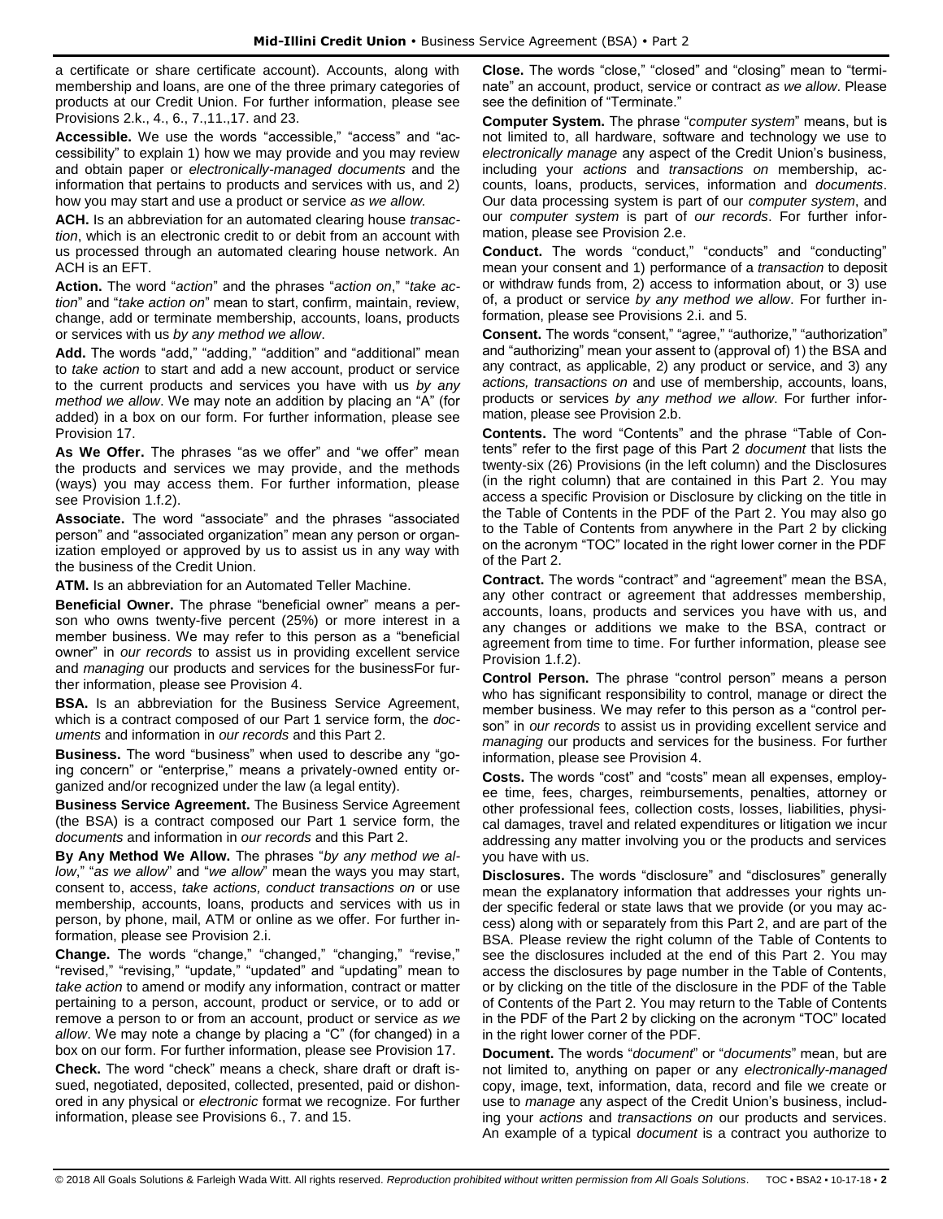a certificate or share certificate account). Accounts, along with membership and loans, are one of the three primary categories of products at our Credit Union. For further information, please see Provisions 2.k., 4., 6., 7.,11.,17. and 23.

**Accessible.** We use the words "accessible," "access" and "accessibility" to explain 1) how we may provide and you may review and obtain paper or *electronically-managed documents* and the information that pertains to products and services with us, and 2) how you may start and use a product or service *as we allow.*

**ACH.** Is an abbreviation for an automated clearing house *transaction*, which is an electronic credit to or debit from an account with us processed through an automated clearing house network. An ACH is an EFT.

**Action.** The word "*action*" and the phrases "*action on*," "*take action*" and "*take action on*" mean to start, confirm, maintain, review, change, add or terminate membership, accounts, loans, products or services with us *by any method we allow*.

**Add.** The words "add," "adding," "addition" and "additional" mean to *take action* to start and add a new account, product or service to the current products and services you have with us *by any method we allow*. We may note an addition by placing an "A" (for added) in a box on our form. For further information, please see Provision 17.

**As We Offer.** The phrases "as we offer" and "we offer" mean the products and services we may provide, and the methods (ways) you may access them. For further information, please see Provision 1.f.2).

**Associate.** The word "associate" and the phrases "associated person" and "associated organization" mean any person or organization employed or approved by us to assist us in any way with the business of the Credit Union.

**ATM.** Is an abbreviation for an Automated Teller Machine.

**Beneficial Owner.** The phrase "beneficial owner" means a person who owns twenty-five percent (25%) or more interest in a member business. We may refer to this person as a "beneficial owner" in *our records* to assist us in providing excellent service and *managing* our products and services for the businessFor further information, please see Provision 4.

**BSA.** Is an abbreviation for the Business Service Agreement, which is a contract composed of our Part 1 service form, the *documents* and information in *our records* and this Part 2.

**Business.** The word "business" when used to describe any "going concern" or "enterprise," means a privately-owned entity organized and/or recognized under the law (a legal entity).

**Business Service Agreement.** The Business Service Agreement (the BSA) is a contract composed our Part 1 service form, the *documents* and information in *our records* and this Part 2.

**By Any Method We Allow.** The phrases "*by any method we allow*," "*as we allow*" and "*we allow*" mean the ways you may start, consent to, access, *take actions, conduct transactions on* or use membership, accounts, loans, products and services with us in person, by phone, mail, ATM or online as we offer. For further information, please see Provision 2.i.

**Change.** The words "change," "changed," "changing," "revise," "revised," "revising," "update," "updated" and "updating" mean to *take action* to amend or modify any information, contract or matter pertaining to a person, account, product or service, or to add or remove a person to or from an account, product or service *as we allow*. We may note a change by placing a "C" (for changed) in a box on our form. For further information, please see Provision 17.

**Check.** The word "check" means a check, share draft or draft issued, negotiated, deposited, collected, presented, paid or dishonored in any physical or *electronic* format we recognize. For further information, please see Provisions 6., 7. and 15.

**Close.** The words "close," "closed" and "closing" mean to "terminate" an account, product, service or contract *as we allow*. Please see the definition of "Terminate."

**Computer System.** The phrase "*computer system*" means, but is not limited to, all hardware, software and technology we use to *electronically manage* any aspect of the Credit Union's business, including your *actions* and *transactions on* membership, accounts, loans, products, services, information and *documents*. Our data processing system is part of our *computer system*, and our *computer system* is part of *our records*. For further information, please see Provision 2.e.

**Conduct.** The words "conduct," "conducts" and "conducting" mean your consent and 1) performance of a *transaction* to deposit or withdraw funds from, 2) access to information about, or 3) use of, a product or service *by any method we allow*. For further information, please see Provisions 2.i. and 5.

**Consent.** The words "consent," "agree," "authorize," "authorization" and "authorizing" mean your assent to (approval of) 1) the BSA and any contract, as applicable, 2) any product or service, and 3) any *actions, transactions on* and use of membership, accounts, loans, products or services *by any method we allow*. For further information, please see Provision 2.b.

**Contents.** The word "Contents" and the phrase "Table of Contents" refer to the first page of this Part 2 *document* that lists the twenty-six (26) Provisions (in the left column) and the Disclosures (in the right column) that are contained in this Part 2. You may access a specific Provision or Disclosure by clicking on the title in the Table of Contents in the PDF of the Part 2. You may also go to the Table of Contents from anywhere in the Part 2 by clicking on the acronym "TOC" located in the right lower corner in the PDF of the Part 2.

**Contract.** The words "contract" and "agreement" mean the BSA, any other contract or agreement that addresses membership, accounts, loans, products and services you have with us, and any changes or additions we make to the BSA, contract or agreement from time to time. For further information, please see Provision 1.f.2).

**Control Person.** The phrase "control person" means a person who has significant responsibility to control, manage or direct the member business. We may refer to this person as a "control person" in *our records* to assist us in providing excellent service and *managing* our products and services for the business. For further information, please see Provision 4.

**Costs.** The words "cost" and "costs" mean all expenses, employee time, fees, charges, reimbursements, penalties, attorney or other professional fees, collection costs, losses, liabilities, physical damages, travel and related expenditures or litigation we incur addressing any matter involving you or the products and services you have with us.

**Disclosures.** The words "disclosure" and "disclosures" generally mean the explanatory information that addresses your rights under specific federal or state laws that we provide (or you may access) along with or separately from this Part 2, and are part of the BSA. Please review the right column of the Table of Contents to see the disclosures included at the end of this Part 2. You may access the disclosures by page number in the Table of Contents, or by clicking on the title of the disclosure in the PDF of the Table of Contents of the Part 2. You may return to the Table of Contents in the PDF of the Part 2 by clicking on the acronym "TOC" located in the right lower corner of the PDF.

**Document.** The words "*document*" or "*documents*" mean, but are not limited to, anything on paper or any *electronically-managed* copy, image, text, information, data, record and file we create or use to *manage* any aspect of the Credit Union's business, including your *actions* and *transactions on* our products and services. An example of a typical *document* is a contract you authorize to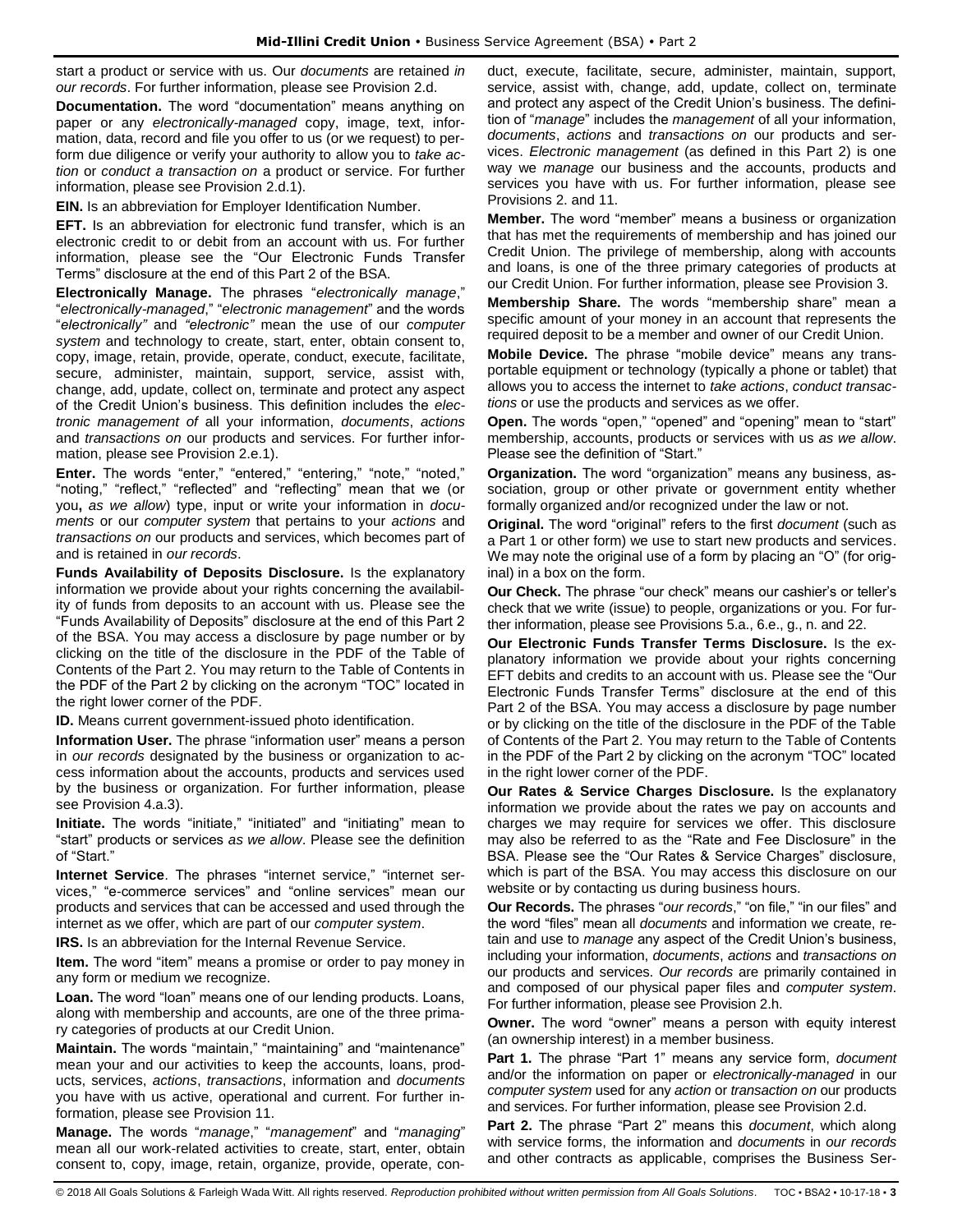start a product or service with us. Our *documents* are retained *in our records*. For further information, please see Provision 2.d.

**Documentation.** The word "documentation" means anything on paper or any *electronically-managed* copy, image, text, information, data, record and file you offer to us (or we request) to perform due diligence or verify your authority to allow you to *take action* or *conduct a transaction on* a product or service. For further information, please see Provision 2.d.1).

**EIN.** Is an abbreviation for Employer Identification Number.

**EFT.** Is an abbreviation for electronic fund transfer, which is an electronic credit to or debit from an account with us. For further information, please see the "Our Electronic Funds Transfer Terms" disclosure at the end of this Part 2 of the BSA.

**Electronically Manage.** The phrases "*electronically manage*," "*electronically-managed*," "*electronic management*" and the words "*electronically"* and *"electronic"* mean the use of our *computer system* and technology to create, start, enter, obtain consent to, copy, image, retain, provide, operate, conduct, execute, facilitate, secure, administer, maintain, support, service, assist with, change, add, update, collect on, terminate and protect any aspect of the Credit Union's business. This definition includes the *electronic management* of all your information, *documents*, *actions* and *transactions on* our products and services. For further information, please see Provision 2.e.1).

**Enter.** The words "enter," "entered," "entering," "note," "noted," "noting," "reflect," "reflected" and "reflecting" mean that we (or you**,** *as we allow*) type, input or write your information in *documents* or our *computer system* that pertains to your *actions* and *transactions on* our products and services, which becomes part of and is retained in *our records*.

**Funds Availability of Deposits Disclosure.** Is the explanatory information we provide about your rights concerning the availability of funds from deposits to an account with us. Please see the "Funds Availability of Deposits" disclosure at the end of this Part 2 of the BSA. You may access a disclosure by page number or by clicking on the title of the disclosure in the PDF of the Table of Contents of the Part 2. You may return to the Table of Contents in the PDF of the Part 2 by clicking on the acronym "TOC" located in the right lower corner of the PDF.

**ID.** Means current government-issued photo identification.

**Information User.** The phrase "information user" means a person in *our records* designated by the business or organization to access information about the accounts, products and services used by the business or organization. For further information, please see Provision 4.a.3).

**Initiate.** The words "initiate," "initiated" and "initiating" mean to "start" products or services *as we allow*. Please see the definition of "Start."

**Internet Service**. The phrases "internet service," "internet services," "e-commerce services" and "online services" mean our products and services that can be accessed and used through the internet as we offer, which are part of our *computer system*.

**IRS.** Is an abbreviation for the Internal Revenue Service.

**Item.** The word "item" means a promise or order to pay money in any form or medium we recognize.

**Loan.** The word "loan" means one of our lending products. Loans, along with membership and accounts, are one of the three primary categories of products at our Credit Union.

**Maintain.** The words "maintain," "maintaining" and "maintenance" mean your and our activities to keep the accounts, loans, products, services, *actions*, *transactions*, information and *documents* you have with us active, operational and current. For further information, please see Provision 11.

**Manage.** The words "*manage*," "*management*" and "*managing*" mean all our work-related activities to create, start, enter, obtain consent to, copy, image, retain, organize, provide, operate, conduct, execute, facilitate, secure, administer, maintain, support, service, assist with, change, add, update, collect on, terminate and protect any aspect of the Credit Union's business. The definition of "*manage*" includes the *management* of all your information, *documents*, *actions* and *transactions on* our products and services. *Electronic management* (as defined in this Part 2) is one way we *manage* our business and the accounts, products and services you have with us. For further information, please see Provisions 2. and 11.

**Member.** The word "member" means a business or organization that has met the requirements of membership and has joined our Credit Union. The privilege of membership, along with accounts and loans, is one of the three primary categories of products at our Credit Union. For further information, please see Provision 3.

**Membership Share.** The words "membership share" mean a specific amount of your money in an account that represents the required deposit to be a member and owner of our Credit Union.

**Mobile Device.** The phrase "mobile device" means any transportable equipment or technology (typically a phone or tablet) that allows you to access the internet to *take actions*, *conduct transactions* or use the products and services as we offer.

**Open.** The words "open," "opened" and "opening" mean to "start" membership, accounts, products or services with us *as we allow*. Please see the definition of "Start."

**Organization.** The word "organization" means any business, association, group or other private or government entity whether formally organized and/or recognized under the law or not.

**Original.** The word "original" refers to the first *document* (such as a Part 1 or other form) we use to start new products and services. We may note the original use of a form by placing an "O" (for original) in a box on the form.

**Our Check.** The phrase "our check" means our cashier's or teller's check that we write (issue) to people, organizations or you. For further information, please see Provisions 5.a., 6.e., g., n. and 22.

**Our Electronic Funds Transfer Terms Disclosure.** Is the explanatory information we provide about your rights concerning EFT debits and credits to an account with us. Please see the "Our Electronic Funds Transfer Terms" disclosure at the end of this Part 2 of the BSA. You may access a disclosure by page number or by clicking on the title of the disclosure in the PDF of the Table of Contents of the Part 2. You may return to the Table of Contents in the PDF of the Part 2 by clicking on the acronym "TOC" located in the right lower corner of the PDF.

**Our Rates & Service Charges Disclosure.** Is the explanatory information we provide about the rates we pay on accounts and charges we may require for services we offer. This disclosure may also be referred to as the "Rate and Fee Disclosure" in the BSA. Please see the "Our Rates & Service Charges" disclosure, which is part of the BSA. You may access this disclosure on our website or by contacting us during business hours.

**Our Records.** The phrases "*our records*," "on file," "in our files" and the word "files" mean all *documents* and information we create, retain and use to *manage* any aspect of the Credit Union's business, including your information, *documents*, *actions* and *transactions on* our products and services. *Our records* are primarily contained in and composed of our physical paper files and *computer system*. For further information, please see Provision 2.h.

**Owner.** The word "owner" means a person with equity interest (an ownership interest) in a member business.

**Part 1.** The phrase "Part 1" means any service form, *document* and/or the information on paper or *electronically-managed* in our *computer system* used for any *action* or *transaction on* our products and services. For further information, please see Provision 2.d.

**Part 2.** The phrase "Part 2" means this *document*, which along with service forms, the information and *documents* in *our records* and other contracts as applicable, comprises the Business Ser-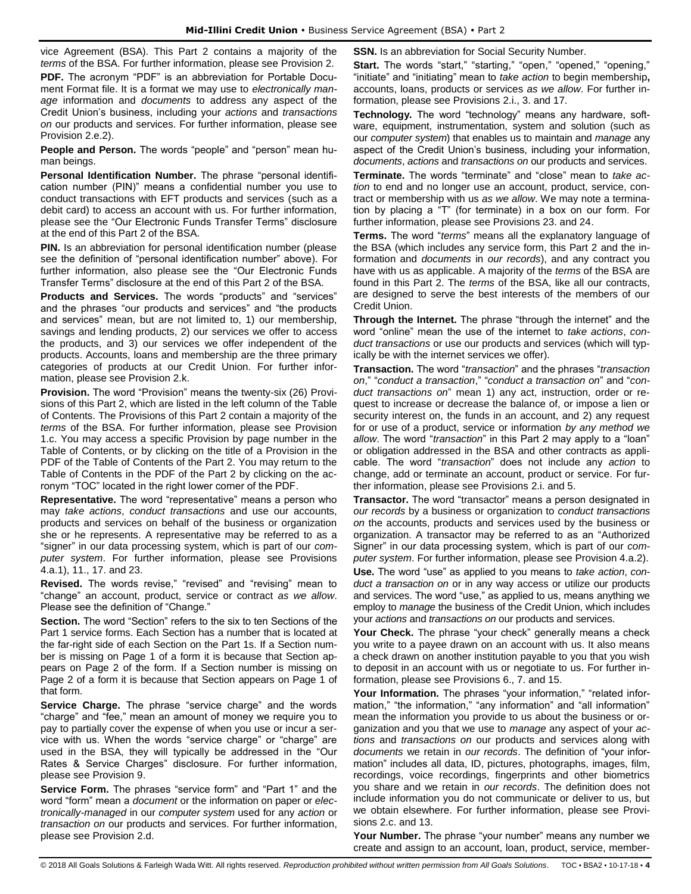vice Agreement (BSA). This Part 2 contains a majority of the *terms* of the BSA. For further information, please see Provision 2.

**PDF.** The acronym "PDF" is an abbreviation for Portable Document Format file. It is a format we may use to *electronically manage* information and *documents* to address any aspect of the Credit Union's business, including your *actions* and *transactions on* our products and services. For further information, please see Provision 2.e.2).

**People and Person.** The words "people" and "person" mean human beings.

**Personal Identification Number.** The phrase "personal identification number (PIN)" means a confidential number you use to conduct transactions with EFT products and services (such as a debit card) to access an account with us. For further information, please see the "Our Electronic Funds Transfer Terms" disclosure at the end of this Part 2 of the BSA.

**PIN.** Is an abbreviation for personal identification number (please see the definition of "personal identification number" above). For further information, also please see the "Our Electronic Funds Transfer Terms" disclosure at the end of this Part 2 of the BSA.

**Products and Services.** The words "products" and "services" and the phrases "our products and services" and "the products and services" mean, but are not limited to, 1) our membership, savings and lending products, 2) our services we offer to access the products, and 3) our services we offer independent of the products. Accounts, loans and membership are the three primary categories of products at our Credit Union. For further information, please see Provision 2.k.

**Provision.** The word "Provision" means the twenty-six (26) Provisions of this Part 2, which are listed in the left column of the Table of Contents. The Provisions of this Part 2 contain a majority of the *terms* of the BSA. For further information, please see Provision 1.c. You may access a specific Provision by page number in the Table of Contents, or by clicking on the title of a Provision in the PDF of the Table of Contents of the Part 2. You may return to the Table of Contents in the PDF of the Part 2 by clicking on the acronym "TOC" located in the right lower corner of the PDF.

**Representative.** The word "representative" means a person who may *take actions*, *conduct transactions* and use our accounts, products and services on behalf of the business or organization she or he represents. A representative may be referred to as a "signer" in our data processing system, which is part of our *computer system*. For further information, please see Provisions 4.a.1), 11., 17. and 23.

**Revised.** The words revise," "revised" and "revising" mean to "change" an account, product, service or contract *as we allow*. Please see the definition of "Change."

**Section.** The word "Section" refers to the six to ten Sections of the Part 1 service forms. Each Section has a number that is located at the far-right side of each Section on the Part 1s. If a Section number is missing on Page 1 of a form it is because that Section appears on Page 2 of the form. If a Section number is missing on Page 2 of a form it is because that Section appears on Page 1 of that form.

**Service Charge.** The phrase "service charge" and the words "charge" and "fee," mean an amount of money we require you to pay to partially cover the expense of when you use or incur a service with us. When the words "service charge" or "charge" are used in the BSA, they will typically be addressed in the "Our Rates & Service Charges" disclosure. For further information, please see Provision 9.

**Service Form.** The phrases "service form" and "Part 1" and the word "form" mean a *document* or the information on paper or *electronically-managed* in our *computer system* used for any *action* or *transaction on* our products and services. For further information, please see Provision 2.d.

**SSN.** Is an abbreviation for Social Security Number.

**Start.** The words "start," "starting," "open," "opened," "opening," "initiate" and "initiating" mean to *take action* to begin membership**,** accounts, loans, products or services *as we allow*. For further information, please see Provisions 2.i., 3. and 17.

**Technology.** The word "technology" means any hardware, software, equipment, instrumentation, system and solution (such as our *computer system*) that enables us to maintain and *manage* any aspect of the Credit Union's business, including your information, *documents*, *actions* and *transactions on* our products and services.

**Terminate.** The words "terminate" and "close" mean to *take action* to end and no longer use an account, product, service, contract or membership with us *as we allow*. We may note a termination by placing a "T" (for terminate) in a box on our form. For further information, please see Provisions 23. and 24.

**Terms.** The word "*terms*" means all the explanatory language of the BSA (which includes any service form, this Part 2 and the information and *documents* in *our records*), and any contract you have with us as applicable. A majority of the *terms* of the BSA are found in this Part 2. The *terms* of the BSA, like all our contracts, are designed to serve the best interests of the members of our Credit Union.

**Through the Internet.** The phrase "through the internet" and the word "online" mean the use of the internet to *take actions*, *conduct transactions* or use our products and services (which will typically be with the internet services we offer).

**Transaction.** The word "*transaction*" and the phrases "*transaction on*," "*conduct a transaction*," "*conduct a transaction on*" and "*conduct transactions on*" mean 1) any act, instruction, order or request to increase or decrease the balance of, or impose a lien or security interest on, the funds in an account, and 2) any request for or use of a product, service or information *by any method we allow*. The word "*transaction*" in this Part 2 may apply to a "loan" or obligation addressed in the BSA and other contracts as applicable. The word "*transaction*" does not include any *action* to change, add or terminate an account, product or service. For further information, please see Provisions 2.i. and 5.

**Transactor.** The word "transactor" means a person designated in *our records* by a business or organization to *conduct transactions on* the accounts, products and services used by the business or organization. A transactor may be referred to as an "Authorized Signer" in our data processing system, which is part of our *computer system*. For further information, please see Provision 4.a.2).

**Use.** The word "use" as applied to you means to *take action*, *conduct a transaction on* or in any way access or utilize our products and services. The word "use," as applied to us, means anything we employ to *manage* the business of the Credit Union, which includes your *actions* and *transactions on* our products and services.

**Your Check.** The phrase "your check" generally means a check you write to a payee drawn on an account with us. It also means a check drawn on another institution payable to you that you wish to deposit in an account with us or negotiate to us. For further information, please see Provisions 6., 7. and 15.

**Your Information.** The phrases "your information," "related information," "the information," "any information" and "all information" mean the information you provide to us about the business or organization and you that we use to *manage* any aspect of your *actions* and *transactions on* our products and services along with *documents* we retain in *our records*. The definition of "your information" includes all data, ID, pictures, photographs, images, film, recordings, voice recordings, fingerprints and other biometrics you share and we retain in *our records*. The definition does not include information you do not communicate or deliver to us, but we obtain elsewhere. For further information, please see Provisions 2.c. and 13.

**Your Number.** The phrase "your number" means any number we create and assign to an account, loan, product, service, member-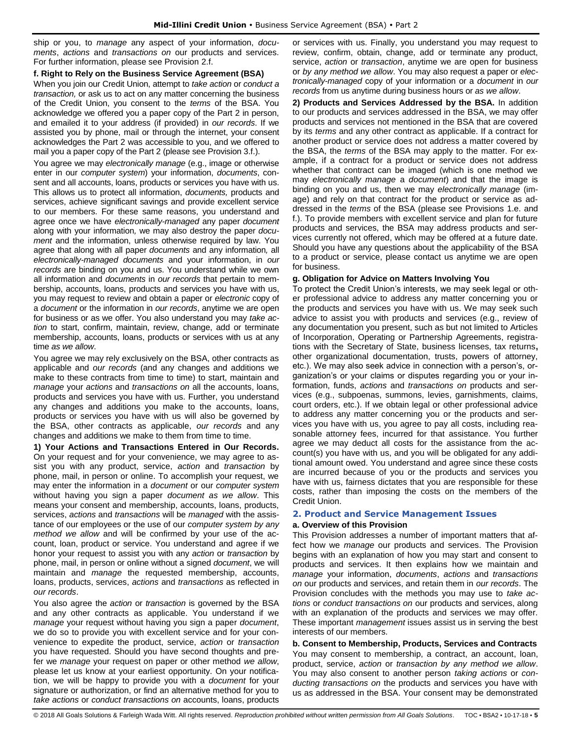ship or you, to *manage* any aspect of your information, *documents*, *actions* and *transactions on* our products and services. For further information, please see Provision 2.f.

**f. Right to Rely on the Business Service Agreement (BSA)**

When you join our Credit Union, attempt to *take action* or *conduct a transaction,* or ask us to act on any matter concerning the business of the Credit Union, you consent to the *terms* of the BSA. You acknowledge we offered you a paper copy of the Part 2 in person, and emailed it to your address (if provided) in *our records*. If we assisted you by phone, mail or through the internet, your consent acknowledges the Part 2 was accessible to you, and we offered to mail you a paper copy of the Part 2 (please see Provision 3.f.).

You agree we may *electronically manage* (e.g., image or otherwise enter in our *computer system*) your information, *documents*, consent and all accounts, loans, products or services you have with us. This allows us to protect all information, *documents,* products and services, achieve significant savings and provide excellent service to our members. For these same reasons, you understand and agree once we have *electronically-managed* any paper *document* along with your information*,* we may also destroy the paper *document* and the information, unless otherwise required by law. You agree that along with all paper *documents* and any information*,* all *electronically-managed documents* and your information, in *our records* are binding on you and us. You understand while we own all information and *documents* in *our records* that pertain to membership, accounts, loans, products and services you have with us, you may request to review and obtain a paper or *electronic* copy of a *document* or the information in *our records*, anytime we are open for business or as we offer. You also understand you may *take action* to start, confirm, maintain, review, change, add or terminate membership, accounts, loans, products or services with us at any time *as we allow*.

You agree we may rely exclusively on the BSA, other contracts as applicable and *our records* (and any changes and additions we make to these contracts from time to time) to start, maintain and *manage* your *actions* and *transactions on* all the accounts, loans, products and services you have with us. Further, you understand any changes and additions you make to the accounts, loans, products or services you have with us will also be governed by the BSA, other contracts as applicable, *our records* and any changes and additions we make to them from time to time.

**1) Your Actions and Transactions Entered in Our Records.** On your request and for your convenience, we may agree to assist you with any product, service, *action* and *transaction* by phone, mail, in person or online. To accomplish your request, we may enter the information in a *document* or our *computer system* without having you sign a paper *document as we allow*. This means your consent and membership, accounts, loans, products, services, *actions* and *transactions* will be *managed* with the assistance of our employees or the use of our *computer system by any method we allow* and will be confirmed by your use of the account, loan, product or service. You understand and agree if we honor your request to assist you with any *action* or *transaction* by phone, mail, in person or online without a signed *document*, we will maintain and *manage* the requested membership, accounts, loans, products, services, *actions* and *transactions* as reflected in *our records*.

You also agree the *action* or *transaction* is governed by the BSA and any other contracts as applicable. You understand if we *manage* your request without having you sign a paper *document*, we do so to provide you with excellent service and for your convenience to expedite the product, service, *action* or *transaction* you have requested. Should you have second thoughts and prefer we *manage* your request on paper or other method *we allow*, please let us know at your earliest opportunity. On your notification, we will be happy to provide you with a *document* for your signature or authorization, or find an alternative method for you to *take actions* or *conduct transactions on* accounts, loans, products or services with us. Finally, you understand you may request to review, confirm, obtain, change, add or terminate any product, service, *action* or *transaction*, anytime we are open for business or *by any method we allow*. You may also request a paper or *electronically-managed* copy of your information or a *document* in *our records* from us anytime during business hours or *as we allow*.

**2) Products and Services Addressed by the BSA.** In addition to our products and services addressed in the BSA, we may offer products and services not mentioned in the BSA that are covered by its *terms* and any other contract as applicable. If a contract for another product or service does not address a matter covered by the BSA, the *terms* of the BSA may apply to the matter. For example, if a contract for a product or service does not address whether that contract can be imaged (which is one method we may *electronically manage* a *document*) and that the image is binding on you and us, then we may *electronically manage* (image) and rely on that contract for the product or service as addressed in the *terms* of the BSA (please see Provisions 1.e. and f.). To provide members with excellent service and plan for future products and services, the BSA may address products and services currently not offered, which may be offered at a future date. Should you have any questions about the applicability of the BSA to a product or service, please contact us anytime we are open for business.

**g. Obligation for Advice on Matters Involving You**

To protect the Credit Union's interests, we may seek legal or other professional advice to address any matter concerning you or the products and services you have with us. We may seek such advice to assist you with products and services (e.g., review of any documentation you present, such as but not limited to Articles of Incorporation, Operating or Partnership Agreements, registrations with the Secretary of State, business licenses, tax returns**,** other organizational documentation, trusts, powers of attorney, etc.). We may also seek advice in connection with a person's, organization's or your claims or disputes regarding you or your information, funds, *actions* and *transactions on* products and services (e.g., subpoenas, summons, levies, garnishments, claims, court orders, etc.). If we obtain legal or other professional advice to address any matter concerning you or the products and services you have with us, you agree to pay all costs, including reasonable attorney fees, incurred for that assistance. You further agree we may deduct all costs for the assistance from the account(s) you have with us, and you will be obligated for any additional amount owed. You understand and agree since these costs are incurred because of you or the products and services you have with us, fairness dictates that you are responsible for these costs, rather than imposing the costs on the members of the Credit Union.

## 2. Product and Service Management Issues

**a. Overview of this Provision**

This Provision addresses a number of important matters that affect how we *manage* our products and services. The Provision begins with an explanation of how you may start and consent to products and services. It then explains how we maintain and *manage* your information, *documents*, *actions* and *transactions on* our products and services, and retain them in *our records*. The Provision concludes with the methods you may use to *take actions* or *conduct transactions on* our products and services, along with an explanation of the products and services we may offer. These important *management* issues assist us in serving the best interests of our members.

**b. Consent to Membership, Products, Services and Contracts**

You may consent to membership, a contract, an account, loan, product, service, *action* or *transaction by any method we allow*. You may also consent to another person *taking actions* or *conducting transactions on* the products and services you have with us as addressed in the BSA. Your consent may be demonstrated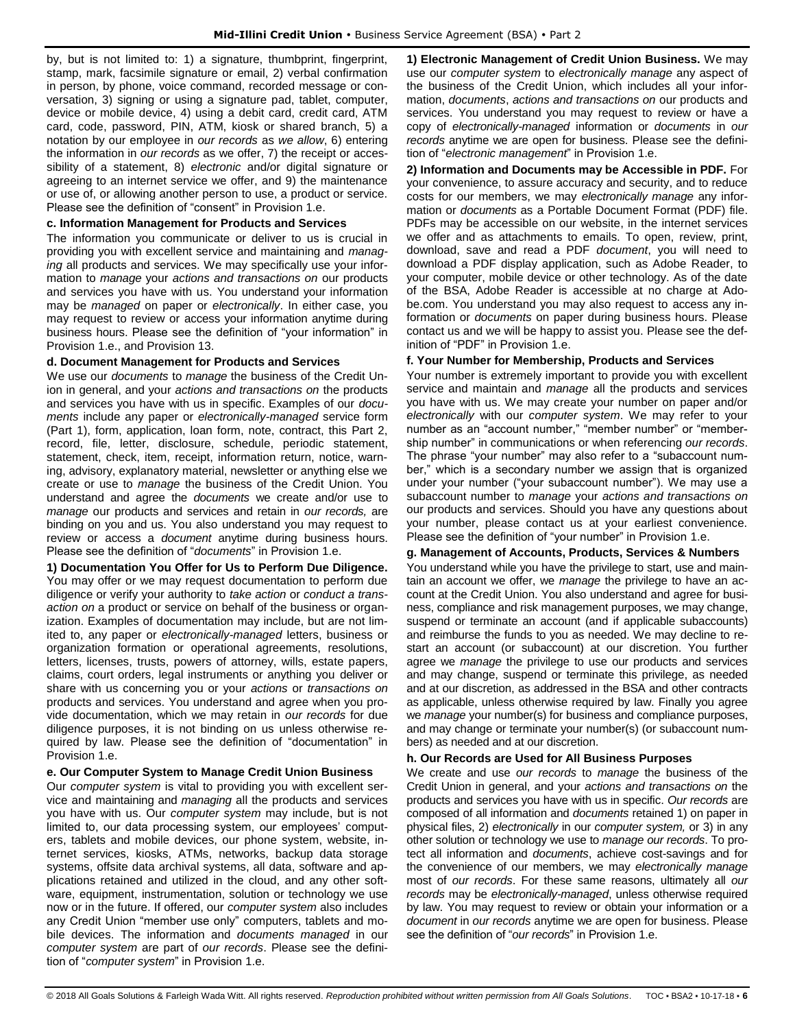by, but is not limited to: 1) a signature, thumbprint, fingerprint, stamp, mark, facsimile signature or email, 2) verbal confirmation in person, by phone, voice command, recorded message or conversation, 3) signing or using a signature pad, tablet, computer, device or mobile device, 4) using a debit card, credit card, ATM card, code, password, PIN, ATM, kiosk or shared branch, 5) a notation by our employee in *our records* as *we allow*, 6) entering the information in *our records* as we offer, 7) the receipt or accessibility of a statement, 8) *electronic* and/or digital signature or agreeing to an internet service we offer, and 9) the maintenance or use of, or allowing another person to use, a product or service. Please see the definition of "consent" in Provision 1.e.

### c. Information Management for Products and Services

The information you communicate or deliver to us is crucial in providing you with excellent service and maintaining and *managing* all products and services. We may specifically use your information to *manage* your *actions and transactions on* our products and services you have with us. You understand your information may be *managed* on paper or *electronically*. In either case, you may request to review or access your information anytime during business hours. Please see the definition of "your information" in Provision 1.e., and Provision 13.

### d. Document Management for Products and Services

We use our *documents* to *manage* the business of the Credit Union in general, and your *actions and transactions on* the products and services you have with us in specific. Examples of our *documents* include any paper or *electronically-managed* service form (Part 1), form, application, loan form, note, contract, this Part 2, record, file, letter, disclosure, schedule, periodic statement, statement, check, item, receipt, information return, notice, warning, advisory, explanatory material, newsletter or anything else we create or use to *manage* the business of the Credit Union. You understand and agree the *documents* we create and/or use to *manage* our products and services and retain in *our records,* are binding on you and us. You also understand you may request to review or access a *document* anytime during business hours. Please see the definition of "*documents*" in Provision 1.e.

**1) Documentation You Offer for Us to Perform Due Diligence.** You may offer or we may request documentation to perform due diligence or verify your authority to *take action* or *conduct a transaction on* a product or service on behalf of the business or organization. Examples of documentation may include, but are not limited to, any paper or *electronically-managed* letters, business or organization formation or operational agreements, resolutions, letters, licenses, trusts, powers of attorney, wills, estate papers, claims, court orders, legal instruments or anything you deliver or share with us concerning you or your *actions* or *transactions on* products and services. You understand and agree when you provide documentation, which we may retain in *our records* for due diligence purposes, it is not binding on us unless otherwise required by law. Please see the definition of "documentation" in Provision 1.e.

### e. Our Computer System to Manage Credit Union Business

Our *computer system* is vital to providing you with excellent service and maintaining and *managing* all the products and services you have with us. Our *computer system* may include, but is not limited to, our data processing system, our employees' computers, tablets and mobile devices, our phone system, website, internet services, kiosks, ATMs, networks, backup data storage systems, offsite data archival systems, all data, software and applications retained and utilized in the cloud, and any other software, equipment, instrumentation, solution or technology we use now or in the future. If offered, our *computer system* also includes any Credit Union "member use only" computers, tablets and mobile devices. The information and *documents managed* in our *computer system* are part of *our records*. Please see the definition of "*computer system*" in Provision 1.e.

**1) Electronic Management of Credit Union Business.** We may use our *computer system* to *electronically manage* any aspect of the business of the Credit Union, which includes all your information, *documents*, *actions and transactions on* our products and services. You understand you may request to review or have a copy of *electronically-managed* information or *documents* in *our records* anytime we are open for business. Please see the definition of "*electronic management*" in Provision 1.e.

**2) Information and Documents may be Accessible in PDF.** For your convenience, to assure accuracy and security, and to reduce costs for our members, we may *electronically manage* any information or *documents* as a Portable Document Format (PDF) file. PDFs may be accessible on our website, in the internet services we offer and as attachments to emails. To open, review, print, download, save and read a PDF *document*, you will need to download a PDF display application, such as Adobe Reader, to your computer, mobile device or other technology. As of the date of the BSA, Adobe Reader is accessible at no charge at Adobe.com. You understand you may also request to access any information or *documents* on paper during business hours. Please contact us and we will be happy to assist you. Please see the definition of "PDF" in Provision 1.e.

### f. Your Number for Membership, Products and Services

Your number is extremely important to provide you with excellent service and maintain and *manage* all the products and services you have with us. We may create your number on paper and/or *electronically* with our *computer system*. We may refer to your number as an "account number," "member number" or "membership number" in communications or when referencing *our records*. The phrase "your number" may also refer to a "subaccount number," which is a secondary number we assign that is organized under your number ("your subaccount number"). We may use a subaccount number to *manage* your *actions and transactions on* our products and services. Should you have any questions about your number, please contact us at your earliest convenience. Please see the definition of "your number" in Provision 1.e.

### g. Management of Accounts, Products, Services & Numbers

You understand while you have the privilege to start, use and maintain an account we offer, we *manage* the privilege to have an account at the Credit Union. You also understand and agree for business, compliance and risk management purposes, we may change, suspend or terminate an account (and if applicable subaccounts) and reimburse the funds to you as needed. We may decline to restart an account (or subaccount) at our discretion. You further agree we *manage* the privilege to use our products and services and may change, suspend or terminate this privilege, as needed and at our discretion, as addressed in the BSA and other contracts as applicable, unless otherwise required by law. Finally you agree we *manage* your number(s) for business and compliance purposes, and may change or terminate your number(s) (or subaccount numbers) as needed and at our discretion.

### h. Our Records are Used for All Business Purposes

We create and use *our records* to *manage* the business of the Credit Union in general, and your *actions and transactions on* the products and services you have with us in specific. *Our records* are composed of all information and *documents* retained 1) on paper in physical files, 2) *electronically* in our *computer system,* or 3) in any other solution or technology we use to *manage our records*. To protect all information and *documents*, achieve cost-savings and for the convenience of our members, we may *electronically manage* most of *our records*. For these same reasons, ultimately all *our records* may be *electronically-managed*, unless otherwise required by law. You may request to review or obtain your information or a *document* in *our records* anytime we are open for business. Please see the definition of "*our records*" in Provision 1.e.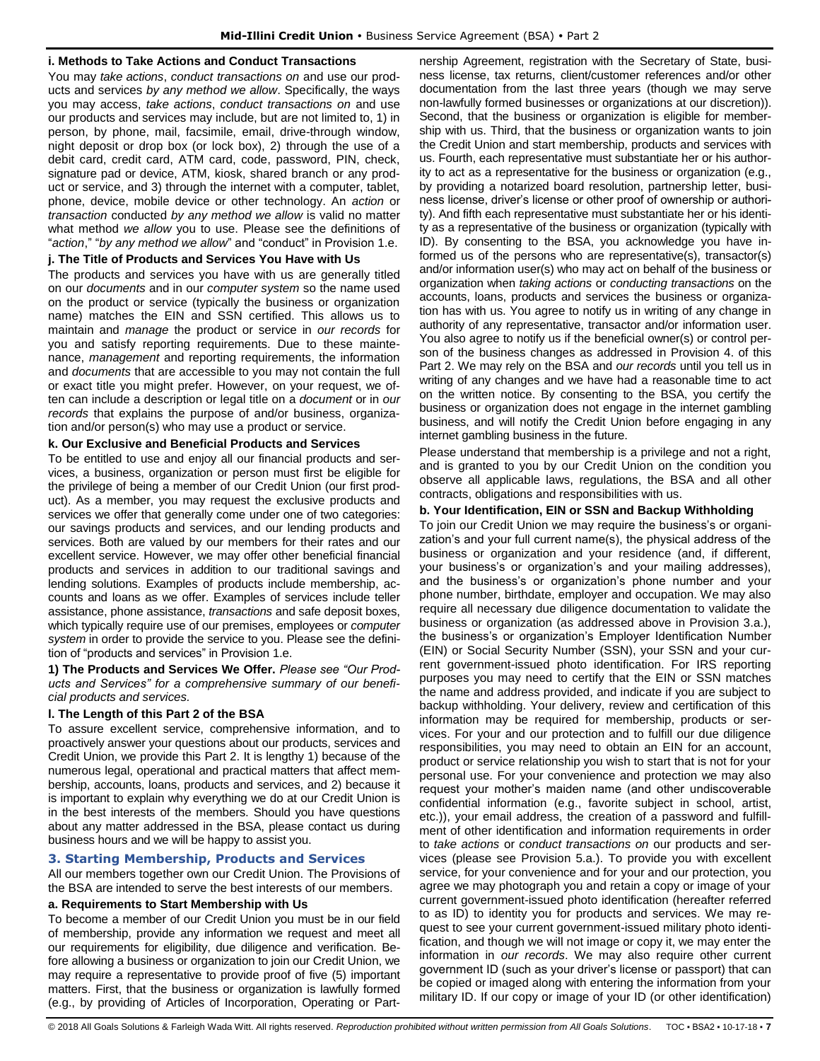#### i. Methods to Take Actions and Conduct Transactions

You may *take actions*, *conduct transactions on* and use our products and services *by any method we allow*. Specifically, the ways you may access, *take actions*, *conduct transactions on* and use our products and services may include, but are not limited to, 1) in person, by phone, mail, facsimile, email, drive-through window, night deposit or drop box (or lock box), 2) through the use of a debit card, credit card, ATM card, code, password, PIN, check, signature pad or device, ATM, kiosk, shared branch or any product or service, and 3) through the internet with a computer, tablet, phone, device, mobile device or other technology. An *action* or *transaction* conducted *by any method we allow* is valid no matter what method *we allow* you to use. Please see the definitions of "*action*," "*by any method we allow*" and "conduct" in Provision 1.e.

#### j. The Title of Products and Services You Have with Us

The products and services you have with us are generally titled on our *documents* and in our *computer system* so the name used on the product or service (typically the business or organization name) matches the EIN and SSN certified. This allows us to maintain and *manage* the product or service in *our records* for you and satisfy reporting requirements. Due to these maintenance, *management* and reporting requirements, the information and *documents* that are accessible to you may not contain the full or exact title you might prefer. However, on your request, we often can include a description or legal title on a *document* or in *our records* that explains the purpose of and/or business, organization and/or person(s) who may use a product or service.

#### k. Our Exclusive and Beneficial Products and Services

To be entitled to use and enjoy all our financial products and services, a business, organization or person must first be eligible for the privilege of being a member of our Credit Union (our first product). As a member, you may request the exclusive products and services we offer that generally come under one of two categories: our savings products and services, and our lending products and services. Both are valued by our members for their rates and our excellent service. However, we may offer other beneficial financial products and services in addition to our traditional savings and lending solutions. Examples of products include membership, accounts and loans as we offer. Examples of services include teller assistance, phone assistance, *transactions* and safe deposit boxes, which typically require use of our premises, employees or *computer system* in order to provide the service to you. Please see the definition of "products and services" in Provision 1.e.

**1) The Products and Services We Offer.** *Please see "Our Products and Services" for a comprehensive summary of our beneficial products and services.*

#### l. The Length of this Part 2 of the BSA

To assure excellent service, comprehensive information, and to proactively answer your questions about our products, services and Credit Union, we provide this Part 2. It is lengthy 1) because of the numerous legal, operational and practical matters that affect membership, accounts, loans, products and services, and 2) because it is important to explain why everything we do at our Credit Union is in the best interests of the members. Should you have questions about any matter addressed in the BSA, please contact us during business hours and we will be happy to assist you.

## 3. Starting Membership, Products and Services

All our members together own our Credit Union. The Provisions of the BSA are intended to serve the best interests of our members.

#### a. Requirements to Start Membership with Us

To become a member of our Credit Union you must be in our field of membership, provide any information we request and meet all our requirements for eligibility, due diligence and verification. Before allowing a business or organization to join our Credit Union, we may require a representative to provide proof of five (5) important matters. First, that the business or organization is lawfully formed (e.g., by providing of Articles of Incorporation, Operating or Partnership Agreement, registration with the Secretary of State, business license, tax returns, client/customer references and/or other documentation from the last three years (though we may serve non-lawfully formed businesses or organizations at our discretion)). Second, that the business or organization is eligible for membership with us. Third, that the business or organization wants to join the Credit Union and start membership, products and services with us. Fourth, each representative must substantiate her or his authority to act as a representative for the business or organization (e.g., by providing a notarized board resolution, partnership letter, business license, driver's license or other proof of ownership or authority). And fifth each representative must substantiate her or his identity as a representative of the business or organization (typically with ID). By consenting to the BSA, you acknowledge you have informed us of the persons who are representative(s), transactor(s) and/or information user(s) who may act on behalf of the business or organization when *taking actions* or *conducting transactions* on the accounts, loans, products and services the business or organization has with us. You agree to notify us in writing of any change in authority of any representative, transactor and/or information user. You also agree to notify us if the beneficial owner(s) or control person of the business changes as addressed in Provision 4. of this Part 2. We may rely on the BSA and *our records* until you tell us in writing of any changes and we have had a reasonable time to act on the written notice. By consenting to the BSA, you certify the business or organization does not engage in the internet gambling business, and will notify the Credit Union before engaging in any internet gambling business in the future.

Please understand that membership is a privilege and not a right, and is granted to you by our Credit Union on the condition you observe all applicable laws, regulations, the BSA and all other contracts, obligations and responsibilities with us.

#### b. Your Identification, EIN or SSN and Backup Withholding

To join our Credit Union we may require the business's or organization's and your full current name(s), the physical address of the business or organization and your residence (and, if different, your business's or organization's and your mailing addresses), and the business's or organization's phone number and your phone number, birthdate, employer and occupation. We may also require all necessary due diligence documentation to validate the business or organization (as addressed above in Provision 3.a.), the business's or organization's Employer Identification Number (EIN) or Social Security Number (SSN), your SSN and your current government-issued photo identification. For IRS reporting purposes you may need to certify that the EIN or SSN matches the name and address provided, and indicate if you are subject to backup withholding. Your delivery, review and certification of this information may be required for membership, products or services. For your and our protection and to fulfill our due diligence responsibilities, you may need to obtain an EIN for an account, product or service relationship you wish to start that is not for your personal use. For your convenience and protection we may also request your mother's maiden name (and other undiscoverable confidential information (e.g., favorite subject in school, artist, etc.)), your email address, the creation of a password and fulfillment of other identification and information requirements in order to *take actions* or *conduct transactions on* our products and services (please see Provision 5.a.). To provide you with excellent service, for your convenience and for your and our protection, you agree we may photograph you and retain a copy or image of your current government-issued photo identification (hereafter referred to as ID) to identity you for products and services. We may request to see your current government-issued military photo identification, and though we will not image or copy it, we may enter the information in *our records*. We may also require other current government ID (such as your driver's license or passport) that can be copied or imaged along with entering the information from your military ID. If our copy or image of your ID (or other identification)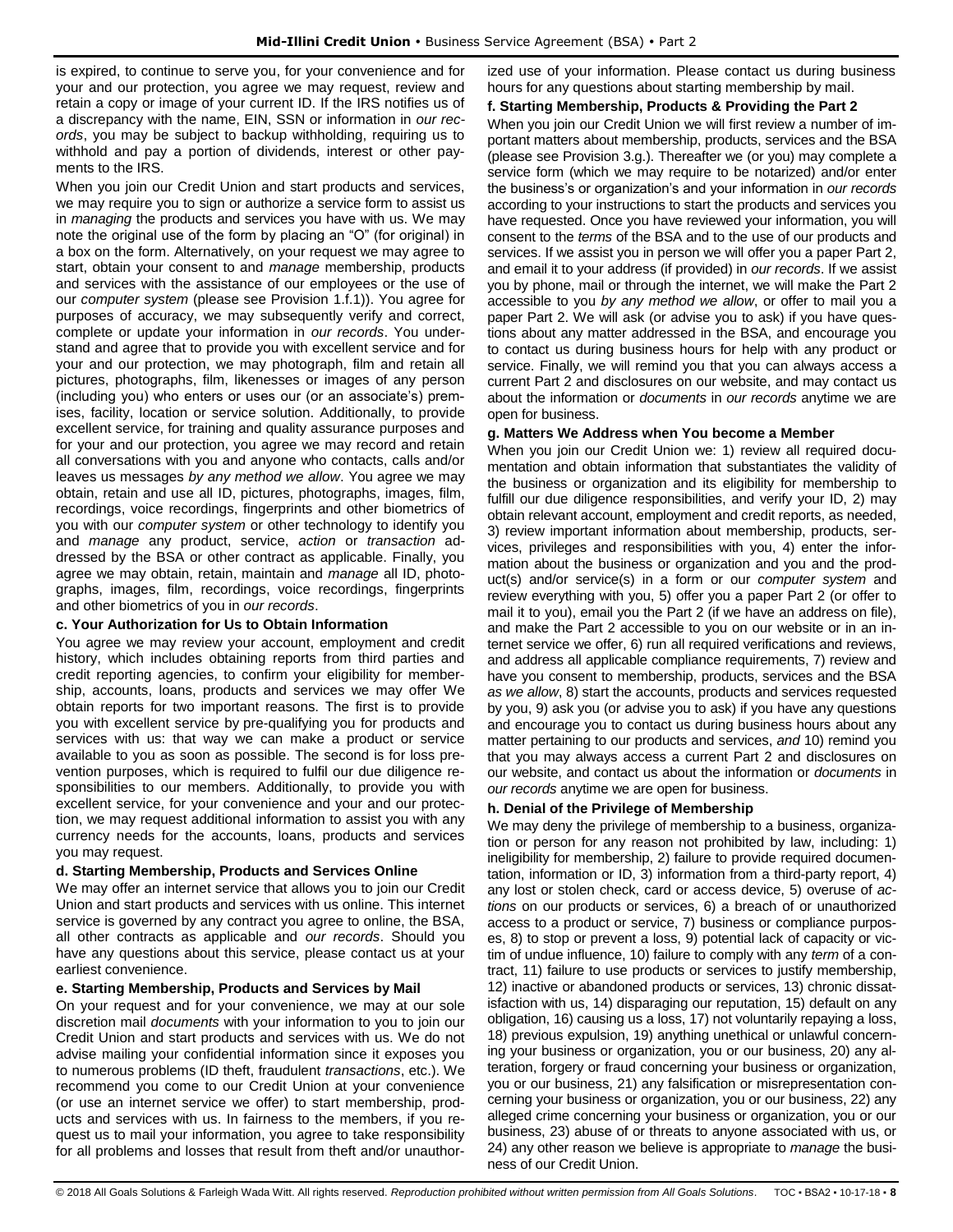is expired, to continue to serve you, for your convenience and for your and our protection, you agree we may request, review and retain a copy or image of your current ID. If the IRS notifies us of a discrepancy with the name, EIN, SSN or information in *our records*, you may be subject to backup withholding, requiring us to withhold and pay a portion of dividends, interest or other payments to the IRS.

When you join our Credit Union and start products and services, we may require you to sign or authorize a service form to assist us in *managing* the products and services you have with us. We may note the original use of the form by placing an "O" (for original) in a box on the form. Alternatively, on your request we may agree to start, obtain your consent to and *manage* membership, products and services with the assistance of our employees or the use of our *computer system* (please see Provision 1.f.1)). You agree for purposes of accuracy, we may subsequently verify and correct, complete or update your information in *our records*. You understand and agree that to provide you with excellent service and for your and our protection, we may photograph, film and retain all pictures, photographs, film, likenesses or images of any person (including you) who enters or uses our (or an associate's) premises, facility, location or service solution. Additionally, to provide excellent service, for training and quality assurance purposes and for your and our protection, you agree we may record and retain all conversations with you and anyone who contacts, calls and/or leaves us messages *by any method we allow*. You agree we may obtain, retain and use all ID, pictures, photographs, images, film, recordings, voice recordings, fingerprints and other biometrics of you with our *computer system* or other technology to identify you and *manage* any product, service, *action* or *transaction* addressed by the BSA or other contract as applicable. Finally, you agree we may obtain, retain, maintain and *manage* all ID, photographs, images, film, recordings, voice recordings, fingerprints and other biometrics of you in *our records*.

### c. Your Authorization for Us to Obtain Information

You agree we may review your account, employment and credit history, which includes obtaining reports from third parties and credit reporting agencies, to confirm your eligibility for membership, accounts, loans, products and services we may offer We obtain reports for two important reasons. The first is to provide you with excellent service by pre-qualifying you for products and services with us: that way we can make a product or service available to you as soon as possible. The second is for loss prevention purposes, which is required to fulfil our due diligence responsibilities to our members. Additionally, to provide you with excellent service, for your convenience and your and our protection, we may request additional information to assist you with any currency needs for the accounts, loans, products and services you may request.

### d. Starting Membership, Products and Services Online

We may offer an internet service that allows you to join our Credit Union and start products and services with us online. This internet service is governed by any contract you agree to online, the BSA, all other contracts as applicable and *our records*. Should you have any questions about this service, please contact us at your earliest convenience.

### e. Starting Membership, Products and Services by Mail

On your request and for your convenience, we may at our sole discretion mail *documents* with your information to you to join our Credit Union and start products and services with us. We do not advise mailing your confidential information since it exposes you to numerous problems (ID theft, fraudulent *transactions*, etc.). We recommend you come to our Credit Union at your convenience (or use an internet service we offer) to start membership, products and services with us. In fairness to the members, if you request us to mail your information, you agree to take responsibility for all problems and losses that result from theft and/or unauthorized use of your information. Please contact us during business hours for any questions about starting membership by mail.

### f. Starting Membership, Products & Providing the Part 2

When you join our Credit Union we will first review a number of important matters about membership, products, services and the BSA (please see Provision 3.g.). Thereafter we (or you) may complete a service form (which we may require to be notarized) and/or enter the business's or organization's and your information in *our records* according to your instructions to start the products and services you have requested. Once you have reviewed your information, you will consent to the *terms* of the BSA and to the use of our products and services. If we assist you in person we will offer you a paper Part 2, and email it to your address (if provided) in *our records*. If we assist you by phone, mail or through the internet, we will make the Part 2 accessible to you *by any method we allow*, or offer to mail you a paper Part 2. We will ask (or advise you to ask) if you have questions about any matter addressed in the BSA, and encourage you to contact us during business hours for help with any product or service. Finally, we will remind you that you can always access a current Part 2 and disclosures on our website, and may contact us about the information or *documents* in *our records* anytime we are open for business.

### g. Matters We Address when You become a Member

When you join our Credit Union we: 1) review all required documentation and obtain information that substantiates the validity of the business or organization and its eligibility for membership to fulfill our due diligence responsibilities, and verify your ID, 2) may obtain relevant account, employment and credit reports, as needed, 3) review important information about membership, products, services, privileges and responsibilities with you, 4) enter the information about the business or organization and you and the product(s) and/or service(s) in a form or our *computer system* and review everything with you, 5) offer you a paper Part 2 (or offer to mail it to you), email you the Part 2 (if we have an address on file), and make the Part 2 accessible to you on our website or in an internet service we offer, 6) run all required verifications and reviews, and address all applicable compliance requirements, 7) review and have you consent to membership, products, services and the BSA *as we allow*, 8) start the accounts, products and services requested by you, 9) ask you (or advise you to ask) if you have any questions and encourage you to contact us during business hours about any matter pertaining to our products and services, *and* 10) remind you that you may always access a current Part 2 and disclosures on our website, and contact us about the information or *documents* in *our records* anytime we are open for business.

### h. Denial of the Privilege of Membership

We may deny the privilege of membership to a business, organization or person for any reason not prohibited by law, including: 1) ineligibility for membership, 2) failure to provide required documentation, information or ID, 3) information from a third-party report, 4) any lost or stolen check, card or access device, 5) overuse of *actions* on our products or services, 6) a breach of or unauthorized access to a product or service, 7) business or compliance purposes, 8) to stop or prevent a loss, 9) potential lack of capacity or victim of undue influence, 10) failure to comply with any *term* of a contract, 11) failure to use products or services to justify membership, 12) inactive or abandoned products or services, 13) chronic dissatisfaction with us, 14) disparaging our reputation, 15) default on any obligation, 16) causing us a loss, 17) not voluntarily repaying a loss, 18) previous expulsion, 19) anything unethical or unlawful concerning your business or organization, you or our business, 20) any alteration, forgery or fraud concerning your business or organization, you or our business, 21) any falsification or misrepresentation concerning your business or organization, you or our business, 22) any alleged crime concerning your business or organization, you or our business, 23) abuse of or threats to anyone associated with us, or 24) any other reason we believe is appropriate to *manage* the business of our Credit Union.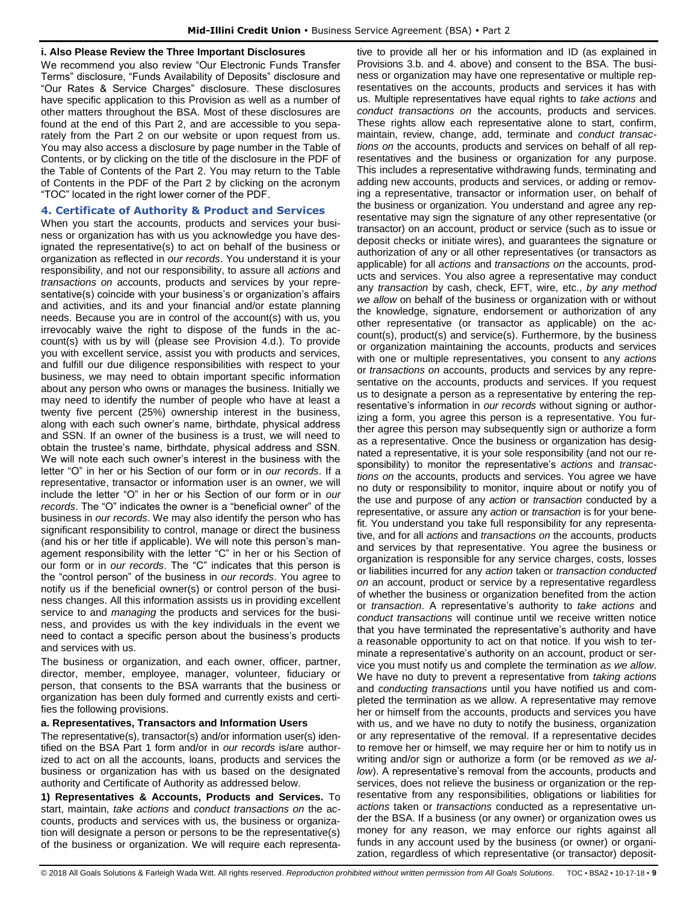**i. Also Please Review the Three Important Disclosures**

We recommend you also review "Our Electronic Funds Transfer Terms" disclosure, "Funds Availability of Deposits" disclosure and "Our Rates & Service Charges" disclosure. These disclosures have specific application to this Provision as well as a number of other matters throughout the BSA. Most of these disclosures are found at the end of this Part 2, and are accessible to you separately from the Part 2 on our website or upon request from us. You may also access a disclosure by page number in the Table of Contents, or by clicking on the title of the disclosure in the PDF of the Table of Contents of the Part 2. You may return to the Table of Contents in the PDF of the Part 2 by clicking on the acronym "TOC" located in the right lower corner of the PDF.

## 4. Certificate of Authority & Product and Services

When you start the accounts, products and services your business or organization has with us you acknowledge you have designated the representative(s) to act on behalf of the business or organization as reflected in *our records*. You understand it is your responsibility, and not our responsibility, to assure all *actions* and *transactions on* accounts, products and services by your representative(s) coincide with your business's or organization's affairs and activities, and its and your financial and/or estate planning needs. Because you are in control of the account(s) with us, you irrevocably waive the right to dispose of the funds in the account(s) with us by will (please see Provision 4.d.). To provide you with excellent service, assist you with products and services, and fulfill our due diligence responsibilities with respect to your business, we may need to obtain important specific information about any person who owns or manages the business. Initially we may need to identify the number of people who have at least a twenty five percent (25%) ownership interest in the business, along with each such owner's name, birthdate, physical address and SSN. If an owner of the business is a trust, we will need to obtain the trustee's name, birthdate, physical address and SSN. We will note each such owner's interest in the business with the letter "O" in her or his Section of our form or in *our records*. If a representative, transactor or information user is an owner, we will include the letter "O" in her or his Section of our form or in *our records*. The "O" indicates the owner is a "beneficial owner" of the business in *our records*. We may also identify the person who has significant responsibility to control, manage or direct the business (and his or her title if applicable). We will note this person's management responsibility with the letter "C" in her or his Section of our form or in *our records*. The "C" indicates that this person is the "control person" of the business in *our records*. You agree to notify us if the beneficial owner(s) or control person of the business changes. All this information assists us in providing excellent service to and *managing* the products and services for the business, and provides us with the key individuals in the event we need to contact a specific person about the business's products and services with us.

The business or organization, and each owner, officer, partner, director, member, employee, manager, volunteer, fiduciary or person, that consents to the BSA warrants that the business or organization has been duly formed and currently exists and certifies the following provisions.

**a. Representatives, Transactors and Information Users**

The representative(s), transactor(s) and/or information user(s) identified on the BSA Part 1 form and/or in *our records* is/are authorized to act on all the accounts, loans, products and services the business or organization has with us based on the designated authority and Certificate of Authority as addressed below.

**1) Representatives & Accounts, Products and Services.** To start, maintain, *take actions* and *conduct transactions on* the accounts, products and services with us, the business or organization will designate a person or persons to be the representative(s) of the business or organization. We will require each representative to provide all her or his information and ID (as explained in Provisions 3.b. and 4. above) and consent to the BSA. The business or organization may have one representative or multiple representatives on the accounts, products and services it has with us. Multiple representatives have equal rights to *take actions* and *conduct transactions on* the accounts, products and services. These rights allow each representative alone to start, confirm, maintain, review, change, add, terminate and *conduct transactions on* the accounts, products and services on behalf of all representatives and the business or organization for any purpose. This includes a representative withdrawing funds, terminating and adding new accounts, products and services, or adding or removing a representative, transactor or information user, on behalf of the business or organization. You understand and agree any representative may sign the signature of any other representative (or transactor) on an account, product or service (such as to issue or deposit checks or initiate wires), and guarantees the signature or authorization of any or all other representatives (or transactors as applicable) for all *actions* and *transactions on* the accounts, products and services. You also agree a representative may conduct any *transaction* by cash, check, EFT, wire, etc., *by any method we allow* on behalf of the business or organization with or without the knowledge, signature, endorsement or authorization of any other representative (or transactor as applicable) on the account(s), product(s) and service(s). Furthermore, by the business or organization maintaining the accounts, products and services with one or multiple representatives, you consent to any *actions* or *transactions on* accounts, products and services by any representative on the accounts, products and services. If you request us to designate a person as a representative by entering the representative's information in *our records* without signing or authorizing a form, you agree this person is a representative. You further agree this person may subsequently sign or authorize a form as a representative. Once the business or organization has designated a representative, it is your sole responsibility (and not our responsibility) to monitor the representative's *actions* and *transactions on* the accounts, products and services. You agree we have no duty or responsibility to monitor, inquire about or notify you of the use and purpose of any *action* or *transaction* conducted by a representative, or assure any *action* or *transaction* is for your benefit. You understand you take full responsibility for any representative, and for all *actions* and *transactions on* the accounts, products and services by that representative. You agree the business or organization is responsible for any service charges, costs, losses or liabilities incurred for any *action* taken or *transaction conducted on* an account, product or service by a representative regardless of whether the business or organization benefited from the action or *transaction*. A representative's authority to *take actions* and *conduct transactions* will continue until we receive written notice that you have terminated the representative's authority and have a reasonable opportunity to act on that notice. If you wish to terminate a representative's authority on an account, product or service you must notify us and complete the termination *as we allow*. We have no duty to prevent a representative from *taking actions* and *conducting transactions* until you have notified us and completed the termination as we allow. A representative may remove her or himself from the accounts, products and services you have with us, and we have no duty to notify the business, organization or any representative of the removal. If a representative decides to remove her or himself, we may require her or him to notify us in writing and/or sign or authorize a form (or be removed *as we allow*). A representative's removal from the accounts, products and services, does not relieve the business or organization or the representative from any responsibilities, obligations or liabilities for *actions* taken or *transactions* conducted as a representative under the BSA. If a business (or any owner) or organization owes us money for any reason, we may enforce our rights against all funds in any account used by the business (or owner) or organization, regardless of which representative (or transactor) deposit-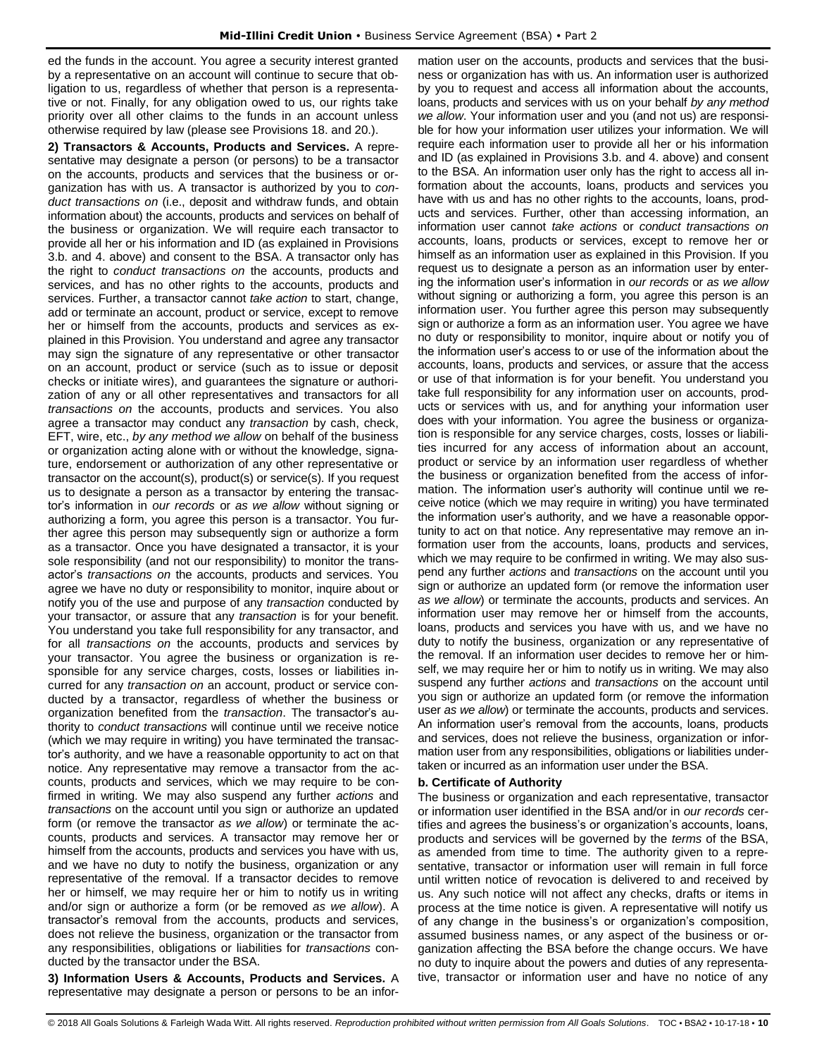ed the funds in the account. You agree a security interest granted by a representative on an account will continue to secure that obligation to us, regardless of whether that person is a representative or not. Finally, for any obligation owed to us, our rights take priority over all other claims to the funds in an account unless otherwise required by law (please see Provisions 18. and 20.).

**2) Transactors & Accounts, Products and Services.** A representative may designate a person (or persons) to be a transactor on the accounts, products and services that the business or organization has with us. A transactor is authorized by you to *conduct transactions on* (i.e., deposit and withdraw funds, and obtain information about) the accounts, products and services on behalf of the business or organization. We will require each transactor to provide all her or his information and ID (as explained in Provisions 3.b. and 4. above) and consent to the BSA. A transactor only has the right to *conduct transactions on* the accounts, products and services, and has no other rights to the accounts, products and services. Further, a transactor cannot *take action* to start, change, add or terminate an account, product or service, except to remove her or himself from the accounts, products and services as explained in this Provision. You understand and agree any transactor may sign the signature of any representative or other transactor on an account, product or service (such as to issue or deposit checks or initiate wires), and guarantees the signature or authorization of any or all other representatives and transactors for all *transactions on* the accounts, products and services. You also agree a transactor may conduct any *transaction* by cash, check, EFT, wire, etc., *by any method we allow* on behalf of the business or organization acting alone with or without the knowledge, signature, endorsement or authorization of any other representative or transactor on the account(s), product(s) or service(s). If you request us to designate a person as a transactor by entering the transactor's information in *our records* or *as we allow* without signing or authorizing a form, you agree this person is a transactor. You further agree this person may subsequently sign or authorize a form as a transactor. Once you have designated a transactor, it is your sole responsibility (and not our responsibility) to monitor the transactor's *transactions on* the accounts, products and services. You agree we have no duty or responsibility to monitor, inquire about or notify you of the use and purpose of any *transaction* conducted by your transactor, or assure that any *transaction* is for your benefit. You understand you take full responsibility for any transactor, and for all *transactions on* the accounts, products and services by your transactor. You agree the business or organization is responsible for any service charges, costs, losses or liabilities incurred for any *transaction on* an account, product or service conducted by a transactor, regardless of whether the business or organization benefited from the *transaction*. The transactor's authority to *conduct transactions* will continue until we receive notice (which we may require in writing) you have terminated the transactor's authority, and we have a reasonable opportunity to act on that notice. Any representative may remove a transactor from the accounts, products and services, which we may require to be confirmed in writing. We may also suspend any further *actions* and *transactions* on the account until you sign or authorize an updated form (or remove the transactor *as we allow*) or terminate the accounts, products and services. A transactor may remove her or himself from the accounts, products and services you have with us, and we have no duty to notify the business, organization or any representative of the removal. If a transactor decides to remove her or himself, we may require her or him to notify us in writing and/or sign or authorize a form (or be removed *as we allow*). A transactor's removal from the accounts, products and services, does not relieve the business, organization or the transactor from any responsibilities, obligations or liabilities for *transactions* conducted by the transactor under the BSA.

**3) Information Users & Accounts, Products and Services.** A representative may designate a person or persons to be an information user on the accounts, products and services that the business or organization has with us. An information user is authorized by you to request and access all information about the accounts, loans, products and services with us on your behalf *by any method we allow*. Your information user and you (and not us) are responsible for how your information user utilizes your information. We will require each information user to provide all her or his information and ID (as explained in Provisions 3.b. and 4. above) and consent to the BSA. An information user only has the right to access all information about the accounts, loans, products and services you have with us and has no other rights to the accounts, loans, products and services. Further, other than accessing information, an information user cannot *take actions* or *conduct transactions on* accounts, loans, products or services, except to remove her or himself as an information user as explained in this Provision. If you request us to designate a person as an information user by entering the information user's information in *our records* or *as we allow* without signing or authorizing a form, you agree this person is an information user. You further agree this person may subsequently sign or authorize a form as an information user. You agree we have no duty or responsibility to monitor, inquire about or notify you of the information user's access to or use of the information about the accounts, loans, products and services, or assure that the access or use of that information is for your benefit. You understand you take full responsibility for any information user on accounts, products or services with us, and for anything your information user does with your information. You agree the business or organization is responsible for any service charges, costs, losses or liabilities incurred for any access of information about an account, product or service by an information user regardless of whether the business or organization benefited from the access of information. The information user's authority will continue until we receive notice (which we may require in writing) you have terminated the information user's authority, and we have a reasonable opportunity to act on that notice. Any representative may remove an information user from the accounts, loans, products and services, which we may require to be confirmed in writing. We may also suspend any further *actions* and *transactions* on the account until you sign or authorize an updated form (or remove the information user *as we allow*) or terminate the accounts, products and services. An information user may remove her or himself from the accounts, loans, products and services you have with us, and we have no duty to notify the business, organization or any representative of the removal. If an information user decides to remove her or himself, we may require her or him to notify us in writing. We may also suspend any further *actions* and *transactions* on the account until you sign or authorize an updated form (or remove the information user *as we allow*) or terminate the accounts, products and services. An information user's removal from the accounts, loans, products and services, does not relieve the business, organization or information user from any responsibilities, obligations or liabilities undertaken or incurred as an information user under the BSA.

**b. Certificate of Authority**

The business or organization and each representative, transactor or information user identified in the BSA and/or in *our records* certifies and agrees the business's or organization's accounts, loans, products and services will be governed by the *terms* of the BSA, as amended from time to time. The authority given to a representative, transactor or information user will remain in full force until written notice of revocation is delivered to and received by us. Any such notice will not affect any checks, drafts or items in process at the time notice is given. A representative will notify us of any change in the business's or organization's composition, assumed business names, or any aspect of the business or organization affecting the BSA before the change occurs. We have no duty to inquire about the powers and duties of any representative, transactor or information user and have no notice of any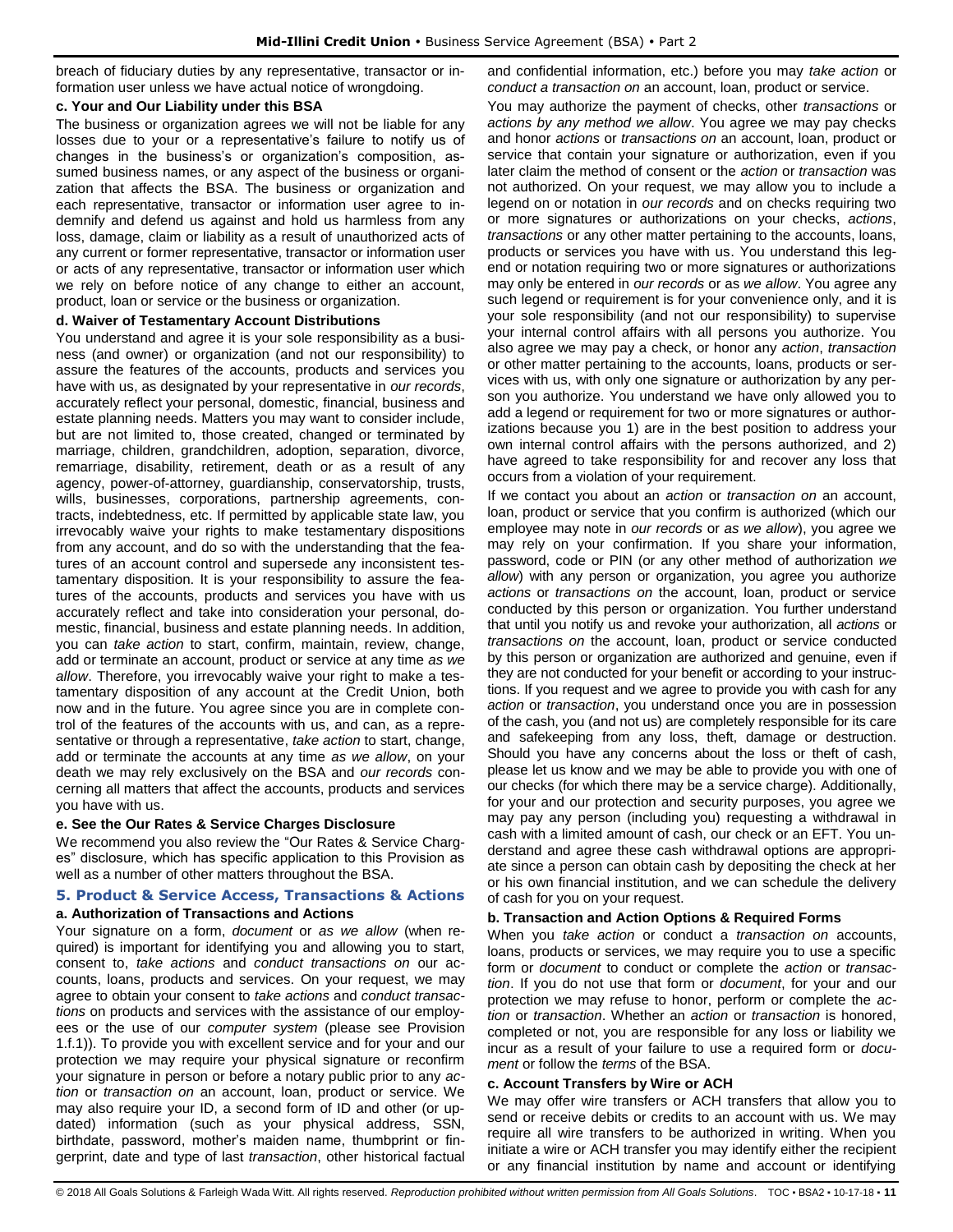breach of fiduciary duties by any representative, transactor or information user unless we have actual notice of wrongdoing.

**c. Your and Our Liability under this BSA**

The business or organization agrees we will not be liable for any losses due to your or a representative's failure to notify us of changes in the business's or organization's composition, assumed business names, or any aspect of the business or organization that affects the BSA. The business or organization and each representative, transactor or information user agree to indemnify and defend us against and hold us harmless from any loss, damage, claim or liability as a result of unauthorized acts of any current or former representative, transactor or information user or acts of any representative, transactor or information user which we rely on before notice of any change to either an account, product, loan or service or the business or organization.

**d. Waiver of Testamentary Account Distributions**

You understand and agree it is your sole responsibility as a business (and owner) or organization (and not our responsibility) to assure the features of the accounts, products and services you have with us, as designated by your representative in *our records*, accurately reflect your personal, domestic, financial, business and estate planning needs. Matters you may want to consider include, but are not limited to, those created, changed or terminated by marriage, children, grandchildren, adoption, separation, divorce, remarriage, disability, retirement, death or as a result of any agency, power-of-attorney, guardianship, conservatorship, trusts, wills, businesses, corporations, partnership agreements, contracts, indebtedness, etc. If permitted by applicable state law, you irrevocably waive your rights to make testamentary dispositions from any account, and do so with the understanding that the features of an account control and supersede any inconsistent testamentary disposition. It is your responsibility to assure the features of the accounts, products and services you have with us accurately reflect and take into consideration your personal, domestic, financial, business and estate planning needs. In addition, you can *take action* to start, confirm, maintain, review, change, add or terminate an account, product or service at any time *as we allow*. Therefore, you irrevocably waive your right to make a testamentary disposition of any account at the Credit Union, both now and in the future. You agree since you are in complete control of the features of the accounts with us, and can, as a representative or through a representative, *take action* to start, change, add or terminate the accounts at any time *as we allow*, on your death we may rely exclusively on the BSA and *our records* concerning all matters that affect the accounts, products and services you have with us.

**e. See the Our Rates & Service Charges Disclosure**

We recommend you also review the "Our Rates & Service Charges" disclosure, which has specific application to this Provision as well as a number of other matters throughout the BSA.

## 5. Product & Service Access, Transactions & Actions

**a. Authorization of Transactions and Actions**

Your signature on a form, *document* or *as we allow* (when required) is important for identifying you and allowing you to start, consent to, *take actions* and *conduct transactions on* our accounts, loans, products and services. On your request, we may agree to obtain your consent to *take actions* and *conduct transactions* on products and services with the assistance of our employees or the use of our *computer system* (please see Provision 1.f.1)). To provide you with excellent service and for your and our protection we may require your physical signature or reconfirm your signature in person or before a notary public prior to any *action* or *transaction on* an account, loan, product or service. We may also require your ID, a second form of ID and other (or updated) information (such as your physical address, SSN, birthdate, password, mother's maiden name, thumbprint or fingerprint, date and type of last *transaction*, other historical factual and confidential information, etc.) before you may *take action* or *conduct a transaction on* an account, loan, product or service.

You may authorize the payment of checks, other *transactions* or *actions by any method we allow*. You agree we may pay checks and honor *actions* or *transactions on* an account, loan, product or service that contain your signature or authorization, even if you later claim the method of consent or the *action* or *transaction* was not authorized. On your request, we may allow you to include a legend on or notation in *our records* and on checks requiring two or more signatures or authorizations on your checks, *actions*, *transactions* or any other matter pertaining to the accounts, loans, products or services you have with us. You understand this legend or notation requiring two or more signatures or authorizations may only be entered in *our records* or as *we allow*. You agree any such legend or requirement is for your convenience only, and it is your sole responsibility (and not our responsibility) to supervise your internal control affairs with all persons you authorize. You also agree we may pay a check, or honor any *action*, *transaction* or other matter pertaining to the accounts, loans, products or services with us, with only one signature or authorization by any person you authorize. You understand we have only allowed you to add a legend or requirement for two or more signatures or authorizations because you 1) are in the best position to address your own internal control affairs with the persons authorized, and 2) have agreed to take responsibility for and recover any loss that occurs from a violation of your requirement.

If we contact you about an *action* or *transaction on* an account, loan, product or service that you confirm is authorized (which our employee may note in *our records* or *as we allow*), you agree we may rely on your confirmation. If you share your information, password, code or PIN (or any other method of authorization *we allow*) with any person or organization, you agree you authorize *actions* or *transactions on* the account, loan, product or service conducted by this person or organization. You further understand that until you notify us and revoke your authorization, all *actions* or *transactions on* the account, loan, product or service conducted by this person or organization are authorized and genuine, even if they are not conducted for your benefit or according to your instructions. If you request and we agree to provide you with cash for any *action* or *transaction*, you understand once you are in possession of the cash, you (and not us) are completely responsible for its care and safekeeping from any loss, theft, damage or destruction. Should you have any concerns about the loss or theft of cash, please let us know and we may be able to provide you with one of our checks (for which there may be a service charge). Additionally, for your and our protection and security purposes, you agree we may pay any person (including you) requesting a withdrawal in cash with a limited amount of cash, our check or an EFT. You understand and agree these cash withdrawal options are appropriate since a person can obtain cash by depositing the check at her or his own financial institution, and we can schedule the delivery of cash for you on your request.

**b. Transaction and Action Options & Required Forms**

When you *take action* or conduct a *transaction on* accounts, loans, products or services, we may require you to use a specific form or *document* to conduct or complete the *action* or *transaction*. If you do not use that form or *document*, for your and our protection we may refuse to honor, perform or complete the *action* or *transaction*. Whether an *action* or *transaction* is honored, completed or not, you are responsible for any loss or liability we incur as a result of your failure to use a required form or *document* or follow the *terms* of the BSA.

**c. Account Transfers by Wire or ACH**

We may offer wire transfers or ACH transfers that allow you to send or receive debits or credits to an account with us. We may require all wire transfers to be authorized in writing. When you initiate a wire or ACH transfer you may identify either the recipient or any financial institution by name and account or identifying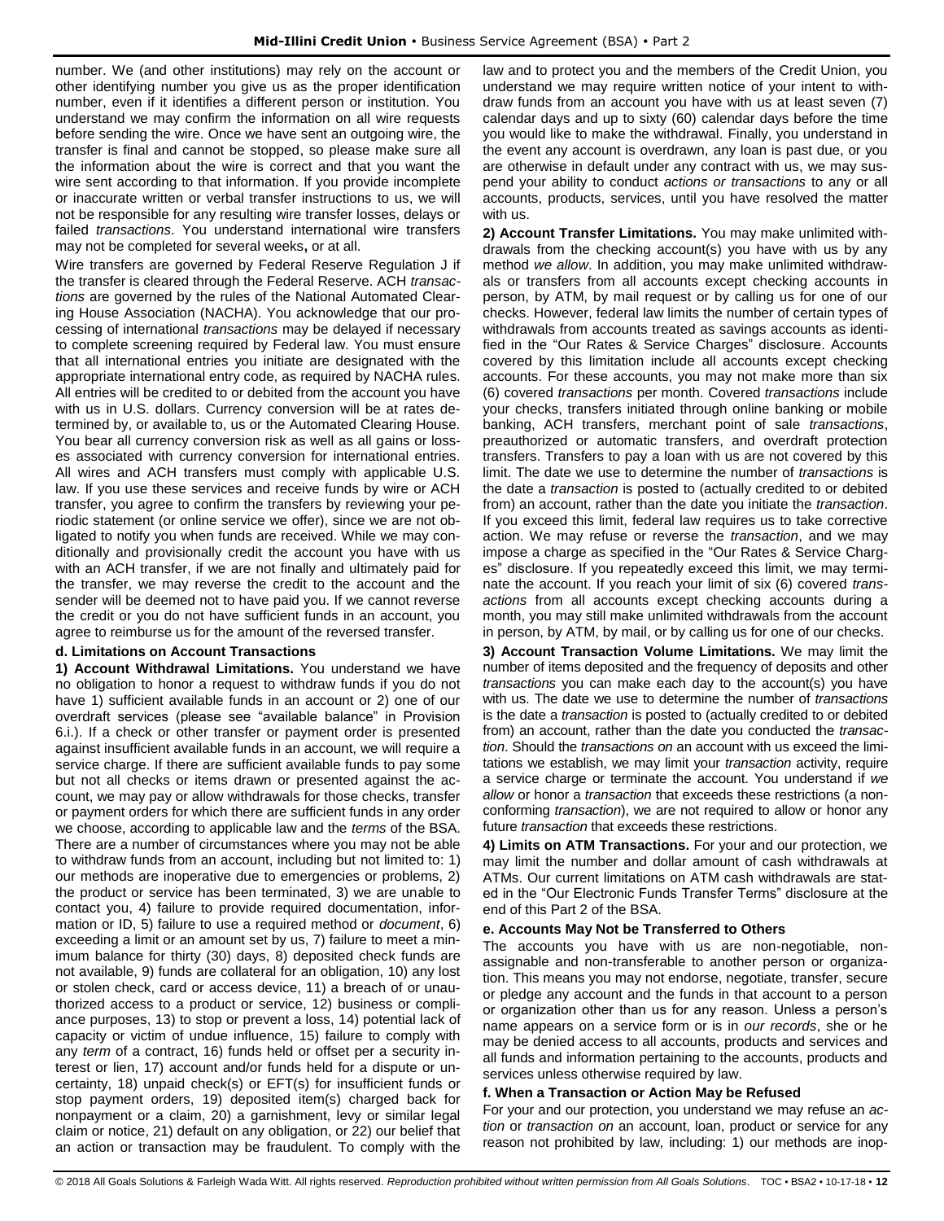number. We (and other institutions) may rely on the account or other identifying number you give us as the proper identification number, even if it identifies a different person or institution. You understand we may confirm the information on all wire requests before sending the wire. Once we have sent an outgoing wire, the transfer is final and cannot be stopped, so please make sure all the information about the wire is correct and that you want the wire sent according to that information. If you provide incomplete or inaccurate written or verbal transfer instructions to us, we will not be responsible for any resulting wire transfer losses, delays or failed *transactions*. You understand international wire transfers may not be completed for several weeks**,** or at all.

Wire transfers are governed by Federal Reserve Regulation J if the transfer is cleared through the Federal Reserve. ACH *transactions* are governed by the rules of the National Automated Clearing House Association (NACHA). You acknowledge that our processing of international *transactions* may be delayed if necessary to complete screening required by Federal law. You must ensure that all international entries you initiate are designated with the appropriate international entry code, as required by NACHA rules. All entries will be credited to or debited from the account you have with us in U.S. dollars. Currency conversion will be at rates determined by, or available to, us or the Automated Clearing House. You bear all currency conversion risk as well as all gains or losses associated with currency conversion for international entries. All wires and ACH transfers must comply with applicable U.S. law. If you use these services and receive funds by wire or ACH transfer, you agree to confirm the transfers by reviewing your periodic statement (or online service we offer), since we are not obligated to notify you when funds are received. While we may conditionally and provisionally credit the account you have with us with an ACH transfer, if we are not finally and ultimately paid for the transfer, we may reverse the credit to the account and the sender will be deemed not to have paid you. If we cannot reverse the credit or you do not have sufficient funds in an account, you agree to reimburse us for the amount of the reversed transfer.

**d. Limitations on Account Transactions**

**1) Account Withdrawal Limitations.** You understand we have no obligation to honor a request to withdraw funds if you do not have 1) sufficient available funds in an account or 2) one of our overdraft services (please see "available balance" in Provision 6.i.). If a check or other transfer or payment order is presented against insufficient available funds in an account, we will require a service charge. If there are sufficient available funds to pay some but not all checks or items drawn or presented against the account, we may pay or allow withdrawals for those checks, transfer or payment orders for which there are sufficient funds in any order we choose, according to applicable law and the *terms* of the BSA. There are a number of circumstances where you may not be able to withdraw funds from an account, including but not limited to: 1) our methods are inoperative due to emergencies or problems, 2) the product or service has been terminated, 3) we are unable to contact you, 4) failure to provide required documentation, information or ID, 5) failure to use a required method or *document*, 6) exceeding a limit or an amount set by us, 7) failure to meet a minimum balance for thirty (30) days, 8) deposited check funds are not available, 9) funds are collateral for an obligation, 10) any lost or stolen check, card or access device, 11) a breach of or unauthorized access to a product or service, 12) business or compliance purposes, 13) to stop or prevent a loss, 14) potential lack of capacity or victim of undue influence, 15) failure to comply with any *term* of a contract, 16) funds held or offset per a security interest or lien, 17) account and/or funds held for a dispute or uncertainty, 18) unpaid check(s) or EFT(s) for insufficient funds or stop payment orders, 19) deposited item(s) charged back for nonpayment or a claim, 20) a garnishment, levy or similar legal claim or notice, 21) default on any obligation, or 22) our belief that an action or transaction may be fraudulent. To comply with the law and to protect you and the members of the Credit Union, you understand we may require written notice of your intent to withdraw funds from an account you have with us at least seven (7) calendar days and up to sixty (60) calendar days before the time you would like to make the withdrawal. Finally, you understand in the event any account is overdrawn, any loan is past due, or you are otherwise in default under any contract with us, we may suspend your ability to conduct *actions or transactions* to any or all accounts, products, services, until you have resolved the matter with us.

**2) Account Transfer Limitations.** You may make unlimited withdrawals from the checking account(s) you have with us by any method *we allow*. In addition, you may make unlimited withdrawals or transfers from all accounts except checking accounts in person, by ATM, by mail request or by calling us for one of our checks. However, federal law limits the number of certain types of withdrawals from accounts treated as savings accounts as identified in the "Our Rates & Service Charges" disclosure. Accounts covered by this limitation include all accounts except checking accounts. For these accounts, you may not make more than six (6) covered *transactions* per month. Covered *transactions* include your checks, transfers initiated through online banking or mobile banking, ACH transfers, merchant point of sale *transactions*, preauthorized or automatic transfers, and overdraft protection transfers. Transfers to pay a loan with us are not covered by this limit. The date we use to determine the number of *transactions* is the date a *transaction* is posted to (actually credited to or debited from) an account, rather than the date you initiate the *transaction*. If you exceed this limit, federal law requires us to take corrective action. We may refuse or reverse the *transaction*, and we may impose a charge as specified in the "Our Rates & Service Charges" disclosure. If you repeatedly exceed this limit, we may terminate the account. If you reach your limit of six (6) covered *transactions* from all accounts except checking accounts during a month, you may still make unlimited withdrawals from the account in person, by ATM, by mail, or by calling us for one of our checks.

**3) Account Transaction Volume Limitations.** We may limit the number of items deposited and the frequency of deposits and other *transactions* you can make each day to the account(s) you have with us. The date we use to determine the number of *transactions* is the date a *transaction* is posted to (actually credited to or debited from) an account, rather than the date you conducted the *transaction*. Should the *transactions on* an account with us exceed the limitations we establish, we may limit your *transaction* activity, require a service charge or terminate the account. You understand if *we allow* or honor a *transaction* that exceeds these restrictions (a nonconforming *transaction*), we are not required to allow or honor any future *transaction* that exceeds these restrictions.

**4) Limits on ATM Transactions.** For your and our protection, we may limit the number and dollar amount of cash withdrawals at ATMs. Our current limitations on ATM cash withdrawals are stated in the "Our Electronic Funds Transfer Terms" disclosure at the end of this Part 2 of the BSA.

**e. Accounts May Not be Transferred to Others**

The accounts you have with us are non-negotiable, non-assignable and non-transferable to another person or organization. This means you may not endorse, negotiate, transfer, secure or pledge any account and the funds in that account to a person or organization other than us for any reason. Unless a person's name appears on a service form or is in *our records*, she or he may be denied access to all accounts, products and services and all funds and information pertaining to the accounts, products and services unless otherwise required by law.

**f. When a Transaction or Action May be Refused**

For your and our protection, you understand we may refuse an *action* or *transaction on* an account, loan, product or service for any reason not prohibited by law, including: 1) our methods are inop-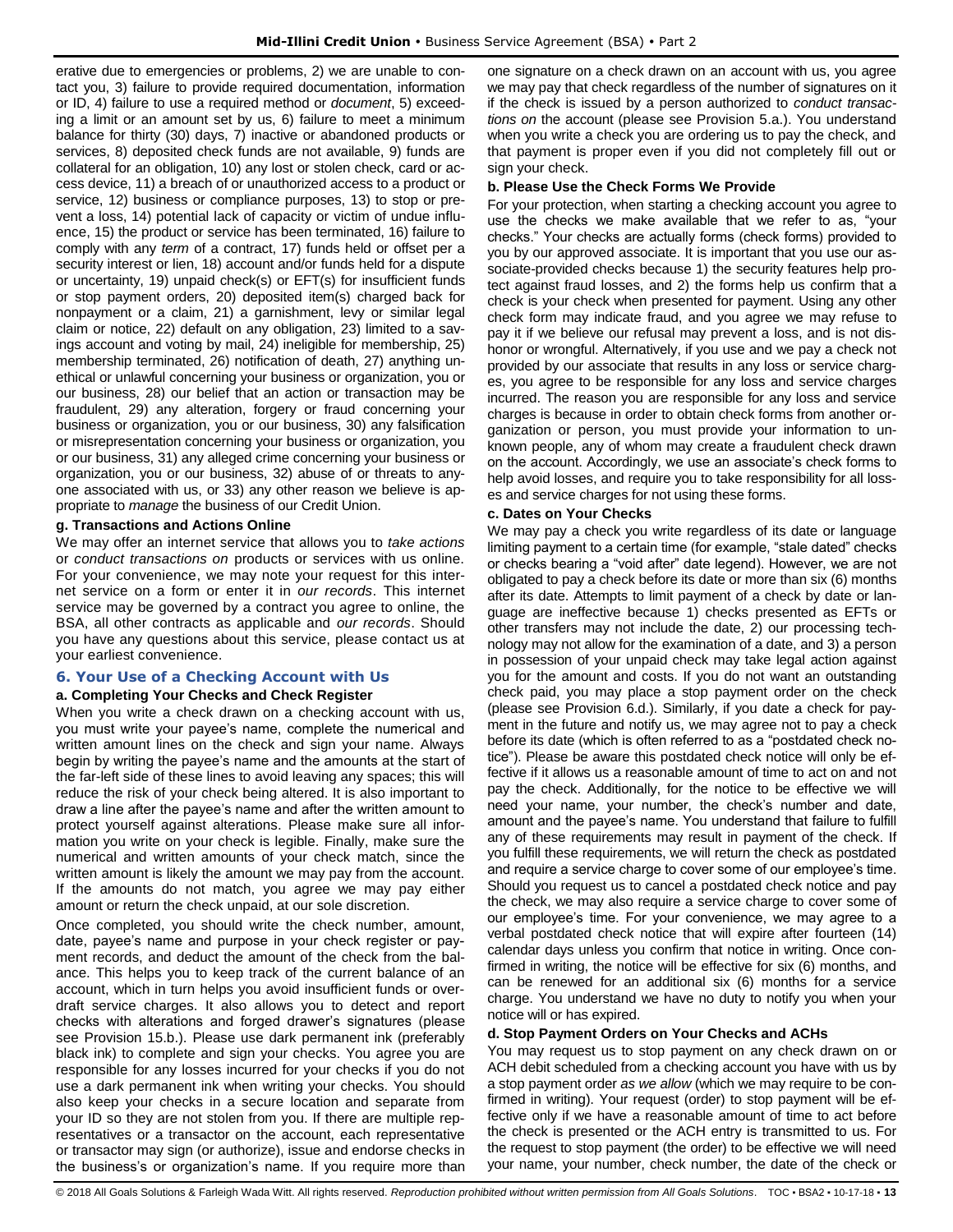erative due to emergencies or problems, 2) we are unable to contact you, 3) failure to provide required documentation, information or ID, 4) failure to use a required method or *document*, 5) exceeding a limit or an amount set by us, 6) failure to meet a minimum balance for thirty (30) days, 7) inactive or abandoned products or services, 8) deposited check funds are not available, 9) funds are collateral for an obligation, 10) any lost or stolen check, card or access device, 11) a breach of or unauthorized access to a product or service, 12) business or compliance purposes, 13) to stop or prevent a loss, 14) potential lack of capacity or victim of undue influence, 15) the product or service has been terminated, 16) failure to comply with any *term* of a contract, 17) funds held or offset per a security interest or lien, 18) account and/or funds held for a dispute or uncertainty, 19) unpaid check(s) or EFT(s) for insufficient funds or stop payment orders, 20) deposited item(s) charged back for nonpayment or a claim, 21) a garnishment, levy or similar legal claim or notice, 22) default on any obligation, 23) limited to a savings account and voting by mail, 24) ineligible for membership, 25) membership terminated, 26) notification of death, 27) anything unethical or unlawful concerning your business or organization, you or our business, 28) our belief that an action or transaction may be fraudulent, 29) any alteration, forgery or fraud concerning your business or organization, you or our business, 30) any falsification or misrepresentation concerning your business or organization, you or our business, 31) any alleged crime concerning your business or organization, you or our business, 32) abuse of or threats to anyone associated with us, or 33) any other reason we believe is appropriate to *manage* the business of our Credit Union.

### g. Transactions and Actions Online

We may offer an internet service that allows you to *take actions* or *conduct transactions on* products or services with us online. For your convenience, we may note your request for this internet service on a form or enter it in *our records*. This internet service may be governed by a contract you agree to online, the BSA, all other contracts as applicable and *our records*. Should you have any questions about this service, please contact us at your earliest convenience.

## 6. Your Use of a Checking Account with Us

### a. Completing Your Checks and Check Register

When you write a check drawn on a checking account with us, you must write your payee's name, complete the numerical and written amount lines on the check and sign your name. Always begin by writing the payee's name and the amounts at the start of the far-left side of these lines to avoid leaving any spaces; this will reduce the risk of your check being altered. It is also important to draw a line after the payee's name and after the written amount to protect yourself against alterations. Please make sure all information you write on your check is legible. Finally, make sure the numerical and written amounts of your check match, since the written amount is likely the amount we may pay from the account. If the amounts do not match, you agree we may pay either amount or return the check unpaid, at our sole discretion.

Once completed, you should write the check number, amount, date, payee's name and purpose in your check register or payment records, and deduct the amount of the check from the balance. This helps you to keep track of the current balance of an account, which in turn helps you avoid insufficient funds or overdraft service charges. It also allows you to detect and report checks with alterations and forged drawer's signatures (please see Provision 15.b.). Please use dark permanent ink (preferably black ink) to complete and sign your checks. You agree you are responsible for any losses incurred for your checks if you do not use a dark permanent ink when writing your checks. You should also keep your checks in a secure location and separate from your ID so they are not stolen from you. If there are multiple representatives or a transactor on the account, each representative or transactor may sign (or authorize), issue and endorse checks in the business's or organization's name. If you require more than one signature on a check drawn on an account with us, you agree we may pay that check regardless of the number of signatures on it if the check is issued by a person authorized to *conduct transactions on* the account (please see Provision 5.a.). You understand when you write a check you are ordering us to pay the check, and that payment is proper even if you did not completely fill out or sign your check.

### b. Please Use the Check Forms We Provide

For your protection, when starting a checking account you agree to use the checks we make available that we refer to as, "your checks." Your checks are actually forms (check forms) provided to you by our approved associate. It is important that you use our associate-provided checks because 1) the security features help protect against fraud losses, and 2) the forms help us confirm that a check is your check when presented for payment. Using any other check form may indicate fraud, and you agree we may refuse to pay it if we believe our refusal may prevent a loss, and is not dishonor or wrongful. Alternatively, if you use and we pay a check not provided by our associate that results in any loss or service charges, you agree to be responsible for any loss and service charges incurred. The reason you are responsible for any loss and service charges is because in order to obtain check forms from another organization or person, you must provide your information to unknown people, any of whom may create a fraudulent check drawn on the account. Accordingly, we use an associate's check forms to help avoid losses, and require you to take responsibility for all losses and service charges for not using these forms.

### c. Dates on Your Checks

We may pay a check you write regardless of its date or language limiting payment to a certain time (for example, "stale dated" checks or checks bearing a "void after" date legend). However, we are not obligated to pay a check before its date or more than six (6) months after its date. Attempts to limit payment of a check by date or language are ineffective because 1) checks presented as EFTs or other transfers may not include the date, 2) our processing technology may not allow for the examination of a date, and 3) a person in possession of your unpaid check may take legal action against you for the amount and costs. If you do not want an outstanding check paid, you may place a stop payment order on the check (please see Provision 6.d.). Similarly, if you date a check for payment in the future and notify us, we may agree not to pay a check before its date (which is often referred to as a "postdated check notice"). Please be aware this postdated check notice will only be effective if it allows us a reasonable amount of time to act on and not pay the check. Additionally, for the notice to be effective we will need your name, your number, the check's number and date, amount and the payee's name. You understand that failure to fulfill any of these requirements may result in payment of the check. If you fulfill these requirements, we will return the check as postdated and require a service charge to cover some of our employee's time. Should you request us to cancel a postdated check notice and pay the check, we may also require a service charge to cover some of our employee's time. For your convenience, we may agree to a verbal postdated check notice that will expire after fourteen (14) calendar days unless you confirm that notice in writing. Once confirmed in writing, the notice will be effective for six (6) months, and can be renewed for an additional six (6) months for a service charge. You understand we have no duty to notify you when your notice will or has expired.

### d. Stop Payment Orders on Your Checks and ACHs

You may request us to stop payment on any check drawn on or ACH debit scheduled from a checking account you have with us by a stop payment order *as we allow* (which we may require to be confirmed in writing). Your request (order) to stop payment will be effective only if we have a reasonable amount of time to act before the check is presented or the ACH entry is transmitted to us. For the request to stop payment (the order) to be effective we will need your name, your number, check number, the date of the check or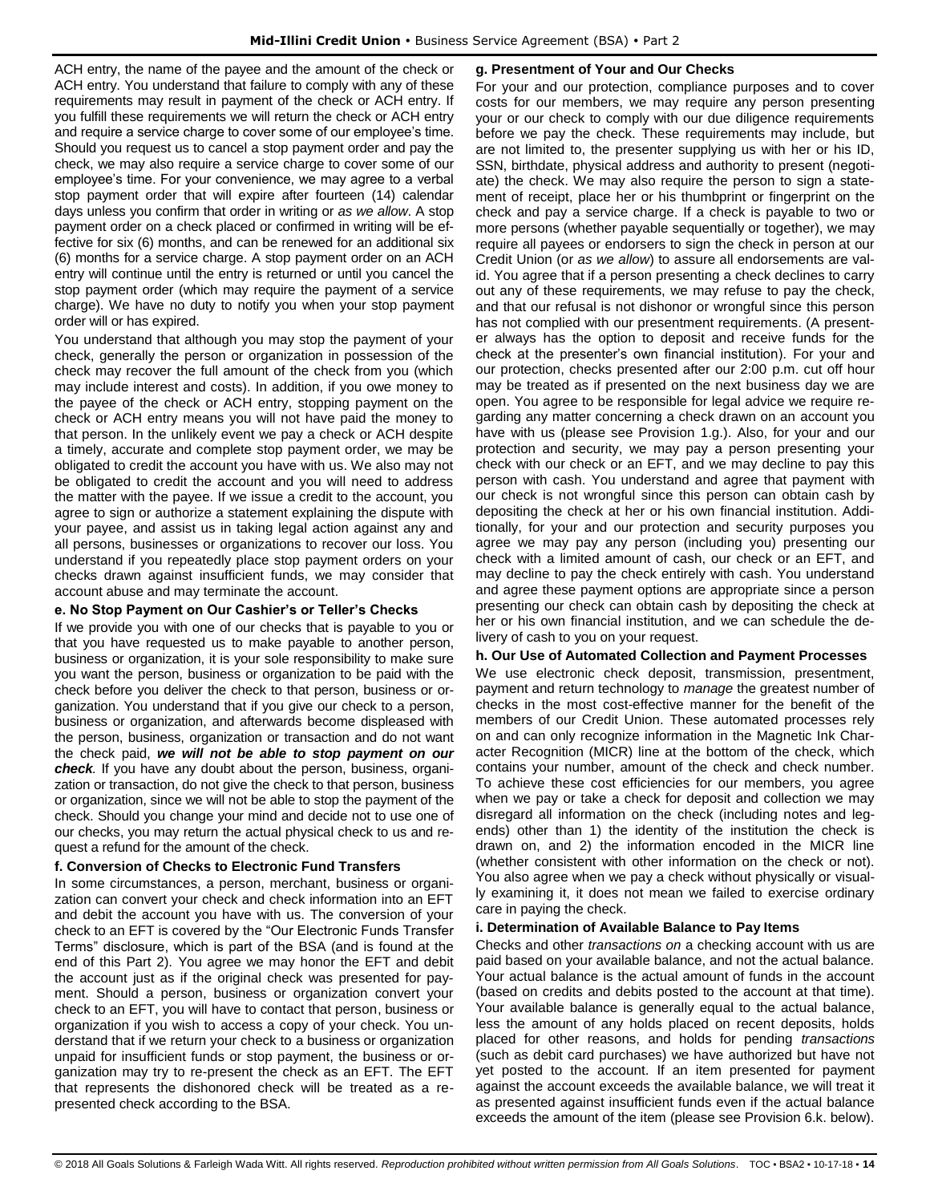ACH entry, the name of the payee and the amount of the check or ACH entry. You understand that failure to comply with any of these requirements may result in payment of the check or ACH entry. If you fulfill these requirements we will return the check or ACH entry and require a service charge to cover some of our employee's time. Should you request us to cancel a stop payment order and pay the check, we may also require a service charge to cover some of our employee's time. For your convenience, we may agree to a verbal stop payment order that will expire after fourteen (14) calendar days unless you confirm that order in writing or *as we allow*. A stop payment order on a check placed or confirmed in writing will be effective for six (6) months, and can be renewed for an additional six (6) months for a service charge. A stop payment order on an ACH entry will continue until the entry is returned or until you cancel the stop payment order (which may require the payment of a service charge). We have no duty to notify you when your stop payment order will or has expired.

You understand that although you may stop the payment of your check, generally the person or organization in possession of the check may recover the full amount of the check from you (which may include interest and costs). In addition, if you owe money to the payee of the check or ACH entry, stopping payment on the check or ACH entry means you will not have paid the money to that person. In the unlikely event we pay a check or ACH despite a timely, accurate and complete stop payment order, we may be obligated to credit the account you have with us. We also may not be obligated to credit the account and you will need to address the matter with the payee. If we issue a credit to the account, you agree to sign or authorize a statement explaining the dispute with your payee, and assist us in taking legal action against any and all persons, businesses or organizations to recover our loss. You understand if you repeatedly place stop payment orders on your checks drawn against insufficient funds, we may consider that account abuse and may terminate the account.

**e. No Stop Payment on Our Cashier's or Teller's Checks**

If we provide you with one of our checks that is payable to you or that you have requested us to make payable to another person, business or organization, it is your sole responsibility to make sure you want the person, business or organization to be paid with the check before you deliver the check to that person, business or organization. You understand that if you give our check to a person, business or organization, and afterwards become displeased with the person, business, organization or transaction and do not want the check paid, ***we will not be able to stop payment on our check***. If you have any doubt about the person, business, organization or transaction, do not give the check to that person, business or organization, since we will not be able to stop the payment of the check. Should you change your mind and decide not to use one of our checks, you may return the actual physical check to us and request a refund for the amount of the check.

**f. Conversion of Checks to Electronic Fund Transfers**

In some circumstances, a person, merchant, business or organization can convert your check and check information into an EFT and debit the account you have with us. The conversion of your check to an EFT is covered by the "Our Electronic Funds Transfer Terms" disclosure, which is part of the BSA (and is found at the end of this Part 2). You agree we may honor the EFT and debit the account just as if the original check was presented for payment. Should a person, business or organization convert your check to an EFT, you will have to contact that person, business or organization if you wish to access a copy of your check. You understand that if we return your check to a business or organization unpaid for insufficient funds or stop payment, the business or organization may try to re-present the check as an EFT. The EFT that represents the dishonored check will be treated as a re-presented check according to the BSA.

**g. Presentment of Your and Our Checks**

For your and our protection, compliance purposes and to cover costs for our members, we may require any person presenting your or our check to comply with our due diligence requirements before we pay the check. These requirements may include, but are not limited to, the presenter supplying us with her or his ID, SSN, birthdate, physical address and authority to present (negotiate) the check. We may also require the person to sign a statement of receipt, place her or his thumbprint or fingerprint on the check and pay a service charge. If a check is payable to two or more persons (whether payable sequentially or together), we may require all payees or endorsers to sign the check in person at our Credit Union (or *as we allow*) to assure all endorsements are valid. You agree that if a person presenting a check declines to carry out any of these requirements, we may refuse to pay the check, and that our refusal is not dishonor or wrongful since this person has not complied with our presentment requirements. (A presenter always has the option to deposit and receive funds for the check at the presenter's own financial institution). For your and our protection, checks presented after our 2:00 p.m. cut off hour may be treated as if presented on the next business day we are open. You agree to be responsible for legal advice we require regarding any matter concerning a check drawn on an account you have with us (please see Provision 1.g.). Also, for your and our protection and security, we may pay a person presenting your check with our check or an EFT, and we may decline to pay this person with cash. You understand and agree that payment with our check is not wrongful since this person can obtain cash by depositing the check at her or his own financial institution. Additionally, for your and our protection and security purposes you agree we may pay any person (including you) presenting our check with a limited amount of cash, our check or an EFT, and may decline to pay the check entirely with cash. You understand and agree these payment options are appropriate since a person presenting our check can obtain cash by depositing the check at her or his own financial institution, and we can schedule the delivery of cash to you on your request.

**h. Our Use of Automated Collection and Payment Processes**

We use electronic check deposit, transmission, presentment, payment and return technology to *manage* the greatest number of checks in the most cost-effective manner for the benefit of the members of our Credit Union. These automated processes rely on and can only recognize information in the Magnetic Ink Character Recognition (MICR) line at the bottom of the check, which contains your number, amount of the check and check number. To achieve these cost efficiencies for our members, you agree when we pay or take a check for deposit and collection we may disregard all information on the check (including notes and legends) other than 1) the identity of the institution the check is drawn on, and 2) the information encoded in the MICR line (whether consistent with other information on the check or not). You also agree when we pay a check without physically or visually examining it, it does not mean we failed to exercise ordinary care in paying the check.

**i. Determination of Available Balance to Pay Items**

Checks and other *transactions on* a checking account with us are paid based on your available balance, and not the actual balance. Your actual balance is the actual amount of funds in the account (based on credits and debits posted to the account at that time). Your available balance is generally equal to the actual balance, less the amount of any holds placed on recent deposits, holds placed for other reasons, and holds for pending *transactions* (such as debit card purchases) we have authorized but have not yet posted to the account. If an item presented for payment against the account exceeds the available balance, we will treat it as presented against insufficient funds even if the actual balance exceeds the amount of the item (please see Provision 6.k. below).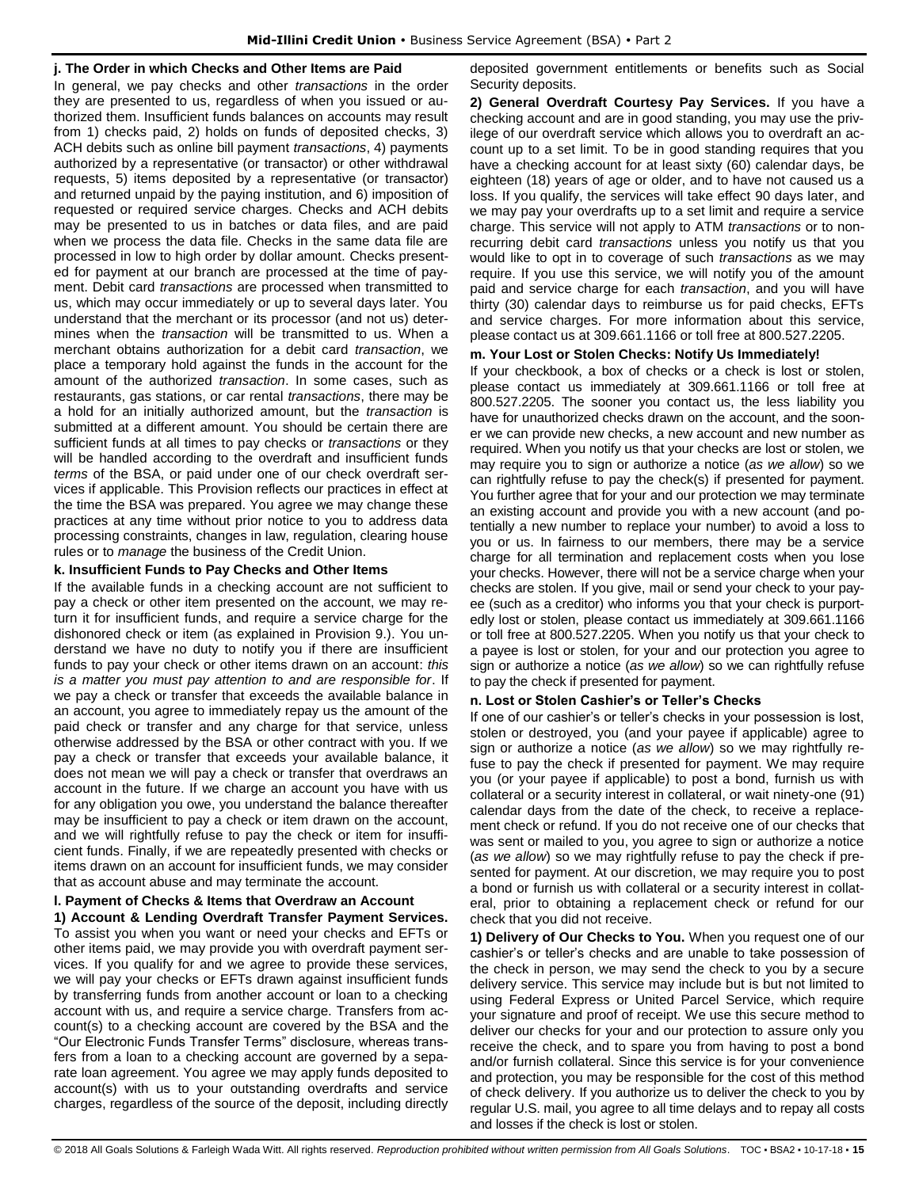**j. The Order in which Checks and Other Items are Paid**

In general, we pay checks and other *transactions* in the order they are presented to us, regardless of when you issued or authorized them. Insufficient funds balances on accounts may result from 1) checks paid, 2) holds on funds of deposited checks, 3) ACH debits such as online bill payment *transactions*, 4) payments authorized by a representative (or transactor) or other withdrawal requests, 5) items deposited by a representative (or transactor) and returned unpaid by the paying institution, and 6) imposition of requested or required service charges. Checks and ACH debits may be presented to us in batches or data files, and are paid when we process the data file. Checks in the same data file are processed in low to high order by dollar amount. Checks presented for payment at our branch are processed at the time of payment. Debit card *transactions* are processed when transmitted to us, which may occur immediately or up to several days later. You understand that the merchant or its processor (and not us) determines when the *transaction* will be transmitted to us. When a merchant obtains authorization for a debit card *transaction*, we place a temporary hold against the funds in the account for the amount of the authorized *transaction*. In some cases, such as restaurants, gas stations, or car rental *transactions*, there may be a hold for an initially authorized amount, but the *transaction* is submitted at a different amount. You should be certain there are sufficient funds at all times to pay checks or *transactions* or they will be handled according to the overdraft and insufficient funds *terms* of the BSA, or paid under one of our check overdraft services if applicable. This Provision reflects our practices in effect at the time the BSA was prepared. You agree we may change these practices at any time without prior notice to you to address data processing constraints, changes in law, regulation, clearing house rules or to *manage* the business of the Credit Union.

**k. Insufficient Funds to Pay Checks and Other Items**

If the available funds in a checking account are not sufficient to pay a check or other item presented on the account, we may return it for insufficient funds, and require a service charge for the dishonored check or item (as explained in Provision 9.). You understand we have no duty to notify you if there are insufficient funds to pay your check or other items drawn on an account: *this is a matter you must pay attention to and are responsible for*. If we pay a check or transfer that exceeds the available balance in an account, you agree to immediately repay us the amount of the paid check or transfer and any charge for that service, unless otherwise addressed by the BSA or other contract with you. If we pay a check or transfer that exceeds your available balance, it does not mean we will pay a check or transfer that overdraws an account in the future. If we charge an account you have with us for any obligation you owe, you understand the balance thereafter may be insufficient to pay a check or item drawn on the account, and we will rightfully refuse to pay the check or item for insufficient funds. Finally, if we are repeatedly presented with checks or items drawn on an account for insufficient funds, we may consider that as account abuse and may terminate the account.

**l. Payment of Checks & Items that Overdraw an Account**

**1) Account & Lending Overdraft Transfer Payment Services.** To assist you when you want or need your checks and EFTs or other items paid, we may provide you with overdraft payment services. If you qualify for and we agree to provide these services, we will pay your checks or EFTs drawn against insufficient funds by transferring funds from another account or loan to a checking account with us, and require a service charge. Transfers from account(s) to a checking account are covered by the BSA and the "Our Electronic Funds Transfer Terms" disclosure, whereas transfers from a loan to a checking account are governed by a separate loan agreement. You agree we may apply funds deposited to account(s) with us to your outstanding overdrafts and service charges, regardless of the source of the deposit, including directly deposited government entitlements or benefits such as Social Security deposits.

**2) General Overdraft Courtesy Pay Services.** If you have a checking account and are in good standing, you may use the privilege of our overdraft service which allows you to overdraft an account up to a set limit. To be in good standing requires that you have a checking account for at least sixty (60) calendar days, be eighteen (18) years of age or older, and to have not caused us a loss. If you qualify, the services will take effect 90 days later, and we may pay your overdrafts up to a set limit and require a service charge. This service will not apply to ATM *transactions* or to non-recurring debit card *transactions* unless you notify us that you would like to opt in to coverage of such *transactions* as we may require. If you use this service, we will notify you of the amount paid and service charge for each *transaction*, and you will have thirty (30) calendar days to reimburse us for paid checks, EFTs and service charges. For more information about this service, please contact us at 309.661.1166 or toll free at 800.527.2205.

**m. Your Lost or Stolen Checks: Notify Us Immediately!**

If your checkbook, a box of checks or a check is lost or stolen, please contact us immediately at 309.661.1166 or toll free at 800.527.2205. The sooner you contact us, the less liability you have for unauthorized checks drawn on the account, and the sooner we can provide new checks, a new account and new number as required. When you notify us that your checks are lost or stolen, we may require you to sign or authorize a notice (*as we allow*) so we can rightfully refuse to pay the check(s) if presented for payment. You further agree that for your and our protection we may terminate an existing account and provide you with a new account (and potentially a new number to replace your number) to avoid a loss to you or us. In fairness to our members, there may be a service charge for all termination and replacement costs when you lose your checks. However, there will not be a service charge when your checks are stolen. If you give, mail or send your check to your payee (such as a creditor) who informs you that your check is purportedly lost or stolen, please contact us immediately at 309.661.1166 or toll free at 800.527.2205. When you notify us that your check to a payee is lost or stolen, for your and our protection you agree to sign or authorize a notice (*as we allow*) so we can rightfully refuse to pay the check if presented for payment.

**n. Lost or Stolen Cashier's or Teller's Checks**

If one of our cashier's or teller's checks in your possession is lost, stolen or destroyed, you (and your payee if applicable) agree to sign or authorize a notice (*as we allow*) so we may rightfully refuse to pay the check if presented for payment. We may require you (or your payee if applicable) to post a bond, furnish us with collateral or a security interest in collateral, or wait ninety-one (91) calendar days from the date of the check, to receive a replacement check or refund. If you do not receive one of our checks that was sent or mailed to you, you agree to sign or authorize a notice (*as we allow*) so we may rightfully refuse to pay the check if presented for payment. At our discretion, we may require you to post a bond or furnish us with collateral or a security interest in collateral, prior to obtaining a replacement check or refund for our check that you did not receive.

**1) Delivery of Our Checks to You.** When you request one of our cashier's or teller's checks and are unable to take possession of the check in person, we may send the check to you by a secure delivery service. This service may include but is but not limited to using Federal Express or United Parcel Service, which require your signature and proof of receipt. We use this secure method to deliver our checks for your and our protection to assure only you receive the check, and to spare you from having to post a bond and/or furnish collateral. Since this service is for your convenience and protection, you may be responsible for the cost of this method of check delivery. If you authorize us to deliver the check to you by regular U.S. mail, you agree to all time delays and to repay all costs and losses if the check is lost or stolen.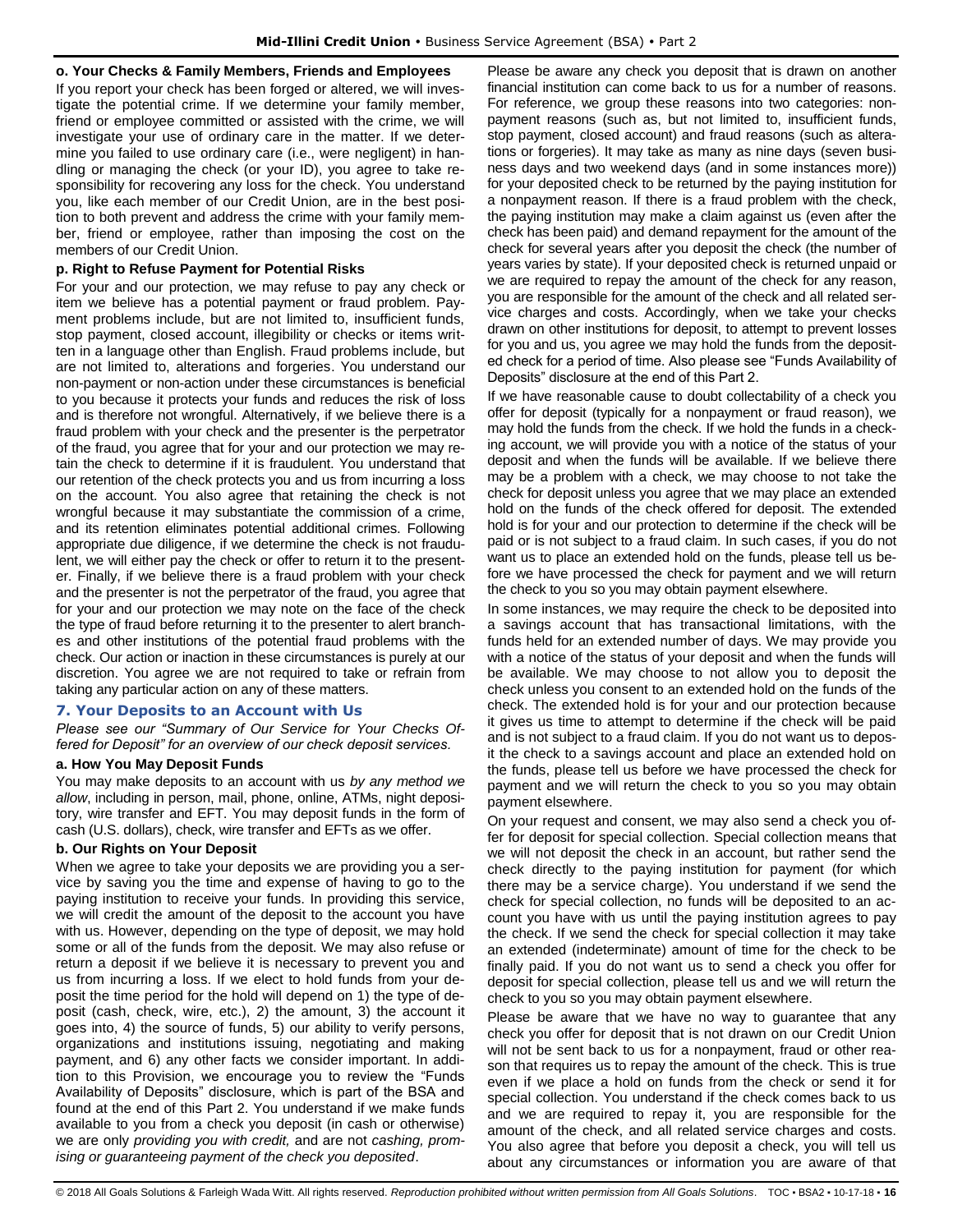**o. Your Checks & Family Members, Friends and Employees**

If you report your check has been forged or altered, we will investigate the potential crime. If we determine your family member, friend or employee committed or assisted with the crime, we will investigate your use of ordinary care in the matter. If we determine you failed to use ordinary care (i.e., were negligent) in handling or managing the check (or your ID), you agree to take responsibility for recovering any loss for the check. You understand you, like each member of our Credit Union, are in the best position to both prevent and address the crime with your family member, friend or employee, rather than imposing the cost on the members of our Credit Union.

**p. Right to Refuse Payment for Potential Risks**

For your and our protection, we may refuse to pay any check or item we believe has a potential payment or fraud problem. Payment problems include, but are not limited to, insufficient funds, stop payment, closed account, illegibility or checks or items written in a language other than English. Fraud problems include, but are not limited to, alterations and forgeries. You understand our non-payment or non-action under these circumstances is beneficial to you because it protects your funds and reduces the risk of loss and is therefore not wrongful. Alternatively, if we believe there is a fraud problem with your check and the presenter is the perpetrator of the fraud, you agree that for your and our protection we may retain the check to determine if it is fraudulent. You understand that our retention of the check protects you and us from incurring a loss on the account. You also agree that retaining the check is not wrongful because it may substantiate the commission of a crime, and its retention eliminates potential additional crimes. Following appropriate due diligence, if we determine the check is not fraudulent, we will either pay the check or offer to return it to the presenter. Finally, if we believe there is a fraud problem with your check and the presenter is not the perpetrator of the fraud, you agree that for your and our protection we may note on the face of the check the type of fraud before returning it to the presenter to alert branches and other institutions of the potential fraud problems with the check. Our action or inaction in these circumstances is purely at our discretion. You agree we are not required to take or refrain from taking any particular action on any of these matters.

## 7. Your Deposits to an Account with Us

*Please see our "Summary of Our Service for Your Checks Offered for Deposit" for an overview of our check deposit services.*

**a. How You May Deposit Funds**

You may make deposits to an account with us *by any method we allow*, including in person, mail, phone, online, ATMs, night depository, wire transfer and EFT. You may deposit funds in the form of cash (U.S. dollars), check, wire transfer and EFTs as we offer.

**b. Our Rights on Your Deposit**

When we agree to take your deposits we are providing you a service by saving you the time and expense of having to go to the paying institution to receive your funds. In providing this service, we will credit the amount of the deposit to the account you have with us. However, depending on the type of deposit, we may hold some or all of the funds from the deposit. We may also refuse or return a deposit if we believe it is necessary to prevent you and us from incurring a loss. If we elect to hold funds from your deposit the time period for the hold will depend on 1) the type of deposit (cash, check, wire, etc.), 2) the amount, 3) the account it goes into, 4) the source of funds, 5) our ability to verify persons, organizations and institutions issuing, negotiating and making payment, and 6) any other facts we consider important. In addition to this Provision, we encourage you to review the "Funds Availability of Deposits" disclosure, which is part of the BSA and found at the end of this Part 2. You understand if we make funds available to you from a check you deposit (in cash or otherwise) we are only *providing you with credit,* and are not *cashing, promising or guaranteeing payment of the check you deposited*.

Please be aware any check you deposit that is drawn on another financial institution can come back to us for a number of reasons. For reference, we group these reasons into two categories: nonpayment reasons (such as, but not limited to, insufficient funds, stop payment, closed account) and fraud reasons (such as alterations or forgeries). It may take as many as nine days (seven business days and two weekend days (and in some instances more)) for your deposited check to be returned by the paying institution for a nonpayment reason. If there is a fraud problem with the check, the paying institution may make a claim against us (even after the check has been paid) and demand repayment for the amount of the check for several years after you deposit the check (the number of years varies by state). If your deposited check is returned unpaid or we are required to repay the amount of the check for any reason, you are responsible for the amount of the check and all related service charges and costs. Accordingly, when we take your checks drawn on other institutions for deposit, to attempt to prevent losses for you and us, you agree we may hold the funds from the deposited check for a period of time. Also please see "Funds Availability of Deposits" disclosure at the end of this Part 2.

If we have reasonable cause to doubt collectability of a check you offer for deposit (typically for a nonpayment or fraud reason), we may hold the funds from the check. If we hold the funds in a checking account, we will provide you with a notice of the status of your deposit and when the funds will be available. If we believe there may be a problem with a check, we may choose to not take the check for deposit unless you agree that we may place an extended hold on the funds of the check offered for deposit. The extended hold is for your and our protection to determine if the check will be paid or is not subject to a fraud claim. In such cases, if you do not want us to place an extended hold on the funds, please tell us before we have processed the check for payment and we will return the check to you so you may obtain payment elsewhere.

In some instances, we may require the check to be deposited into a savings account that has transactional limitations, with the funds held for an extended number of days. We may provide you with a notice of the status of your deposit and when the funds will be available. We may choose to not allow you to deposit the check unless you consent to an extended hold on the funds of the check. The extended hold is for your and our protection because it gives us time to attempt to determine if the check will be paid and is not subject to a fraud claim. If you do not want us to deposit the check to a savings account and place an extended hold on the funds, please tell us before we have processed the check for payment and we will return the check to you so you may obtain payment elsewhere.

On your request and consent, we may also send a check you offer for deposit for special collection. Special collection means that we will not deposit the check in an account, but rather send the check directly to the paying institution for payment (for which there may be a service charge). You understand if we send the check for special collection, no funds will be deposited to an account you have with us until the paying institution agrees to pay the check. If we send the check for special collection it may take an extended (indeterminate) amount of time for the check to be finally paid. If you do not want us to send a check you offer for deposit for special collection, please tell us and we will return the check to you so you may obtain payment elsewhere.

Please be aware that we have no way to guarantee that any check you offer for deposit that is not drawn on our Credit Union will not be sent back to us for a nonpayment, fraud or other reason that requires us to repay the amount of the check. This is true even if we place a hold on funds from the check or send it for special collection. You understand if the check comes back to us and we are required to repay it, you are responsible for the amount of the check, and all related service charges and costs. You also agree that before you deposit a check, you will tell us about any circumstances or information you are aware of that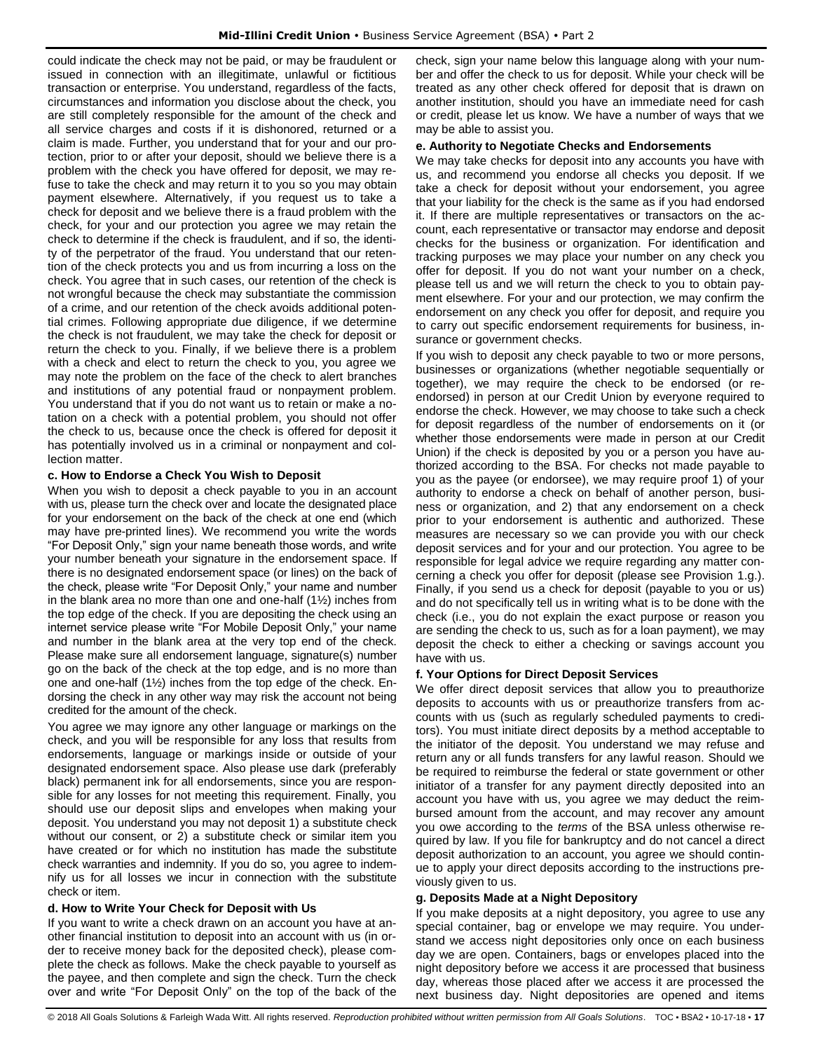could indicate the check may not be paid, or may be fraudulent or issued in connection with an illegitimate, unlawful or fictitious transaction or enterprise. You understand, regardless of the facts, circumstances and information you disclose about the check, you are still completely responsible for the amount of the check and all service charges and costs if it is dishonored, returned or a claim is made. Further, you understand that for your and our protection, prior to or after your deposit, should we believe there is a problem with the check you have offered for deposit, we may refuse to take the check and may return it to you so you may obtain payment elsewhere. Alternatively, if you request us to take a check for deposit and we believe there is a fraud problem with the check, for your and our protection you agree we may retain the check to determine if the check is fraudulent, and if so, the identity of the perpetrator of the fraud. You understand that our retention of the check protects you and us from incurring a loss on the check. You agree that in such cases, our retention of the check is not wrongful because the check may substantiate the commission of a crime, and our retention of the check avoids additional potential crimes. Following appropriate due diligence, if we determine the check is not fraudulent, we may take the check for deposit or return the check to you. Finally, if we believe there is a problem with a check and elect to return the check to you, you agree we may note the problem on the face of the check to alert branches and institutions of any potential fraud or nonpayment problem. You understand that if you do not want us to retain or make a notation on a check with a potential problem, you should not offer the check to us, because once the check is offered for deposit it has potentially involved us in a criminal or nonpayment and collection matter.

**c. How to Endorse a Check You Wish to Deposit**

When you wish to deposit a check payable to you in an account with us, please turn the check over and locate the designated place for your endorsement on the back of the check at one end (which may have pre-printed lines). We recommend you write the words "For Deposit Only," sign your name beneath those words, and write your number beneath your signature in the endorsement space. If there is no designated endorsement space (or lines) on the back of the check, please write "For Deposit Only," your name and number in the blank area no more than one and one-half (1½) inches from the top edge of the check. If you are depositing the check using an internet service please write "For Mobile Deposit Only," your name and number in the blank area at the very top end of the check. Please make sure all endorsement language, signature(s) number go on the back of the check at the top edge, and is no more than one and one-half (1½) inches from the top edge of the check. Endorsing the check in any other way may risk the account not being credited for the amount of the check.

You agree we may ignore any other language or markings on the check, and you will be responsible for any loss that results from endorsements, language or markings inside or outside of your designated endorsement space. Also please use dark (preferably black) permanent ink for all endorsements, since you are responsible for any losses for not meeting this requirement. Finally, you should use our deposit slips and envelopes when making your deposit. You understand you may not deposit 1) a substitute check without our consent, or 2) a substitute check or similar item you have created or for which no institution has made the substitute check warranties and indemnity. If you do so, you agree to indemnify us for all losses we incur in connection with the substitute check or item.

**d. How to Write Your Check for Deposit with Us**

If you want to write a check drawn on an account you have at another financial institution to deposit into an account with us (in order to receive money back for the deposited check), please complete the check as follows. Make the check payable to yourself as the payee, and then complete and sign the check. Turn the check over and write "For Deposit Only" on the top of the back of the check, sign your name below this language along with your number and offer the check to us for deposit. While your check will be treated as any other check offered for deposit that is drawn on another institution, should you have an immediate need for cash or credit, please let us know. We have a number of ways that we may be able to assist you.

**e. Authority to Negotiate Checks and Endorsements**

We may take checks for deposit into any accounts you have with us, and recommend you endorse all checks you deposit. If we take a check for deposit without your endorsement, you agree that your liability for the check is the same as if you had endorsed it. If there are multiple representatives or transactors on the account, each representative or transactor may endorse and deposit checks for the business or organization. For identification and tracking purposes we may place your number on any check you offer for deposit. If you do not want your number on a check, please tell us and we will return the check to you to obtain payment elsewhere. For your and our protection, we may confirm the endorsement on any check you offer for deposit, and require you to carry out specific endorsement requirements for business, insurance or government checks.

If you wish to deposit any check payable to two or more persons, businesses or organizations (whether negotiable sequentially or together), we may require the check to be endorsed (or re-endorsed) in person at our Credit Union by everyone required to endorse the check. However, we may choose to take such a check for deposit regardless of the number of endorsements on it (or whether those endorsements were made in person at our Credit Union) if the check is deposited by you or a person you have authorized according to the BSA. For checks not made payable to you as the payee (or endorsee), we may require proof 1) of your authority to endorse a check on behalf of another person, business or organization, and 2) that any endorsement on a check prior to your endorsement is authentic and authorized. These measures are necessary so we can provide you with our check deposit services and for your and our protection. You agree to be responsible for legal advice we require regarding any matter concerning a check you offer for deposit (please see Provision 1.g.). Finally, if you send us a check for deposit (payable to you or us) and do not specifically tell us in writing what is to be done with the check (i.e., you do not explain the exact purpose or reason you are sending the check to us, such as for a loan payment), we may deposit the check to either a checking or savings account you have with us.

**f. Your Options for Direct Deposit Services**

We offer direct deposit services that allow you to preauthorize deposits to accounts with us or preauthorize transfers from accounts with us (such as regularly scheduled payments to creditors). You must initiate direct deposits by a method acceptable to the initiator of the deposit. You understand we may refuse and return any or all funds transfers for any lawful reason. Should we be required to reimburse the federal or state government or other initiator of a transfer for any payment directly deposited into an account you have with us, you agree we may deduct the reimbursed amount from the account, and may recover any amount you owe according to the *terms* of the BSA unless otherwise required by law. If you file for bankruptcy and do not cancel a direct deposit authorization to an account, you agree we should continue to apply your direct deposits according to the instructions previously given to us.

**g. Deposits Made at a Night Depository**

If you make deposits at a night depository, you agree to use any special container, bag or envelope we may require. You understand we access night depositories only once on each business day we are open. Containers, bags or envelopes placed into the night depository before we access it are processed that business day, whereas those placed after we access it are processed the next business day. Night depositories are opened and items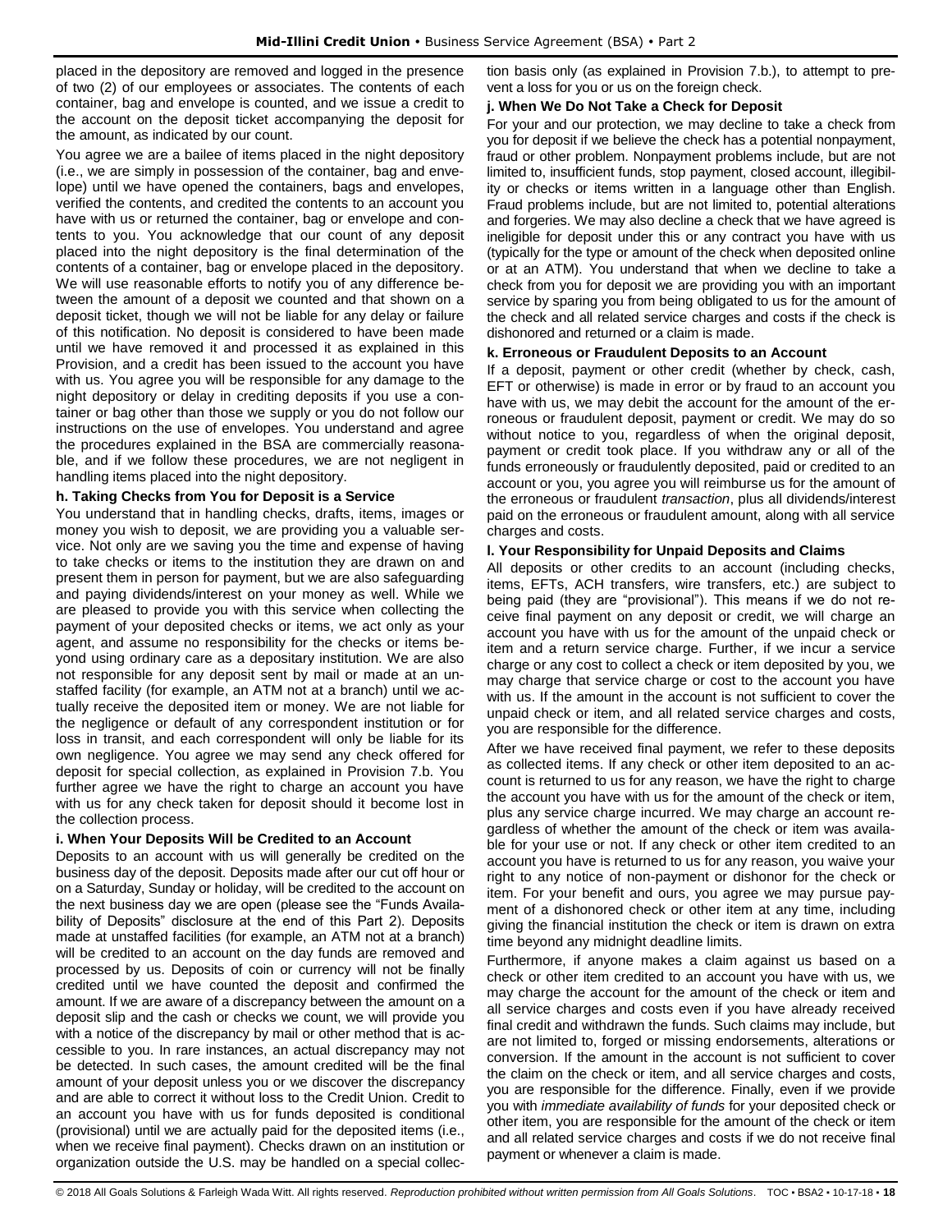placed in the depository are removed and logged in the presence of two (2) of our employees or associates. The contents of each container, bag and envelope is counted, and we issue a credit to the account on the deposit ticket accompanying the deposit for the amount, as indicated by our count.

You agree we are a bailee of items placed in the night depository (i.e., we are simply in possession of the container, bag and envelope) until we have opened the containers, bags and envelopes, verified the contents, and credited the contents to an account you have with us or returned the container, bag or envelope and contents to you. You acknowledge that our count of any deposit placed into the night depository is the final determination of the contents of a container, bag or envelope placed in the depository. We will use reasonable efforts to notify you of any difference between the amount of a deposit we counted and that shown on a deposit ticket, though we will not be liable for any delay or failure of this notification. No deposit is considered to have been made until we have removed it and processed it as explained in this Provision, and a credit has been issued to the account you have with us. You agree you will be responsible for any damage to the night depository or delay in crediting deposits if you use a container or bag other than those we supply or you do not follow our instructions on the use of envelopes. You understand and agree the procedures explained in the BSA are commercially reasonable, and if we follow these procedures, we are not negligent in handling items placed into the night depository.

**h. Taking Checks from You for Deposit is a Service**

You understand that in handling checks, drafts, items, images or money you wish to deposit, we are providing you a valuable service. Not only are we saving you the time and expense of having to take checks or items to the institution they are drawn on and present them in person for payment, but we are also safeguarding and paying dividends/interest on your money as well. While we are pleased to provide you with this service when collecting the payment of your deposited checks or items, we act only as your agent, and assume no responsibility for the checks or items beyond using ordinary care as a depositary institution. We are also not responsible for any deposit sent by mail or made at an unstaffed facility (for example, an ATM not at a branch) until we actually receive the deposited item or money. We are not liable for the negligence or default of any correspondent institution or for loss in transit, and each correspondent will only be liable for its own negligence. You agree we may send any check offered for deposit for special collection, as explained in Provision 7.b. You further agree we have the right to charge an account you have with us for any check taken for deposit should it become lost in the collection process.

**i. When Your Deposits Will be Credited to an Account**

Deposits to an account with us will generally be credited on the business day of the deposit. Deposits made after our cut off hour or on a Saturday, Sunday or holiday, will be credited to the account on the next business day we are open (please see the "Funds Availability of Deposits" disclosure at the end of this Part 2). Deposits made at unstaffed facilities (for example, an ATM not at a branch) will be credited to an account on the day funds are removed and processed by us. Deposits of coin or currency will not be finally credited until we have counted the deposit and confirmed the amount. If we are aware of a discrepancy between the amount on a deposit slip and the cash or checks we count, we will provide you with a notice of the discrepancy by mail or other method that is accessible to you. In rare instances, an actual discrepancy may not be detected. In such cases, the amount credited will be the final amount of your deposit unless you or we discover the discrepancy and are able to correct it without loss to the Credit Union. Credit to an account you have with us for funds deposited is conditional (provisional) until we are actually paid for the deposited items (i.e., when we receive final payment). Checks drawn on an institution or organization outside the U.S. may be handled on a special collection basis only (as explained in Provision 7.b.), to attempt to prevent a loss for you or us on the foreign check.

**j. When We Do Not Take a Check for Deposit**

For your and our protection, we may decline to take a check from you for deposit if we believe the check has a potential nonpayment, fraud or other problem. Nonpayment problems include, but are not limited to, insufficient funds, stop payment, closed account, illegibility or checks or items written in a language other than English. Fraud problems include, but are not limited to, potential alterations and forgeries. We may also decline a check that we have agreed is ineligible for deposit under this or any contract you have with us (typically for the type or amount of the check when deposited online or at an ATM). You understand that when we decline to take a check from you for deposit we are providing you with an important service by sparing you from being obligated to us for the amount of the check and all related service charges and costs if the check is dishonored and returned or a claim is made.

**k. Erroneous or Fraudulent Deposits to an Account**

If a deposit, payment or other credit (whether by check, cash, EFT or otherwise) is made in error or by fraud to an account you have with us, we may debit the account for the amount of the erroneous or fraudulent deposit, payment or credit. We may do so without notice to you, regardless of when the original deposit, payment or credit took place. If you withdraw any or all of the funds erroneously or fraudulently deposited, paid or credited to an account or you, you agree you will reimburse us for the amount of the erroneous or fraudulent *transaction*, plus all dividends/interest paid on the erroneous or fraudulent amount, along with all service charges and costs.

**l. Your Responsibility for Unpaid Deposits and Claims**

All deposits or other credits to an account (including checks, items, EFTs, ACH transfers, wire transfers, etc.) are subject to being paid (they are "provisional"). This means if we do not receive final payment on any deposit or credit, we will charge an account you have with us for the amount of the unpaid check or item and a return service charge. Further, if we incur a service charge or any cost to collect a check or item deposited by you, we may charge that service charge or cost to the account you have with us. If the amount in the account is not sufficient to cover the unpaid check or item, and all related service charges and costs, you are responsible for the difference.

After we have received final payment, we refer to these deposits as collected items. If any check or other item deposited to an account is returned to us for any reason, we have the right to charge the account you have with us for the amount of the check or item, plus any service charge incurred. We may charge an account regardless of whether the amount of the check or item was available for your use or not. If any check or other item credited to an account you have is returned to us for any reason, you waive your right to any notice of non-payment or dishonor for the check or item. For your benefit and ours, you agree we may pursue payment of a dishonored check or other item at any time, including giving the financial institution the check or item is drawn on extra time beyond any midnight deadline limits.

Furthermore, if anyone makes a claim against us based on a check or other item credited to an account you have with us, we may charge the account for the amount of the check or item and all service charges and costs even if you have already received final credit and withdrawn the funds. Such claims may include, but are not limited to, forged or missing endorsements, alterations or conversion. If the amount in the account is not sufficient to cover the claim on the check or item, and all service charges and costs, you are responsible for the difference. Finally, even if we provide you with *immediate availability of funds* for your deposited check or other item, you are responsible for the amount of the check or item and all related service charges and costs if we do not receive final payment or whenever a claim is made.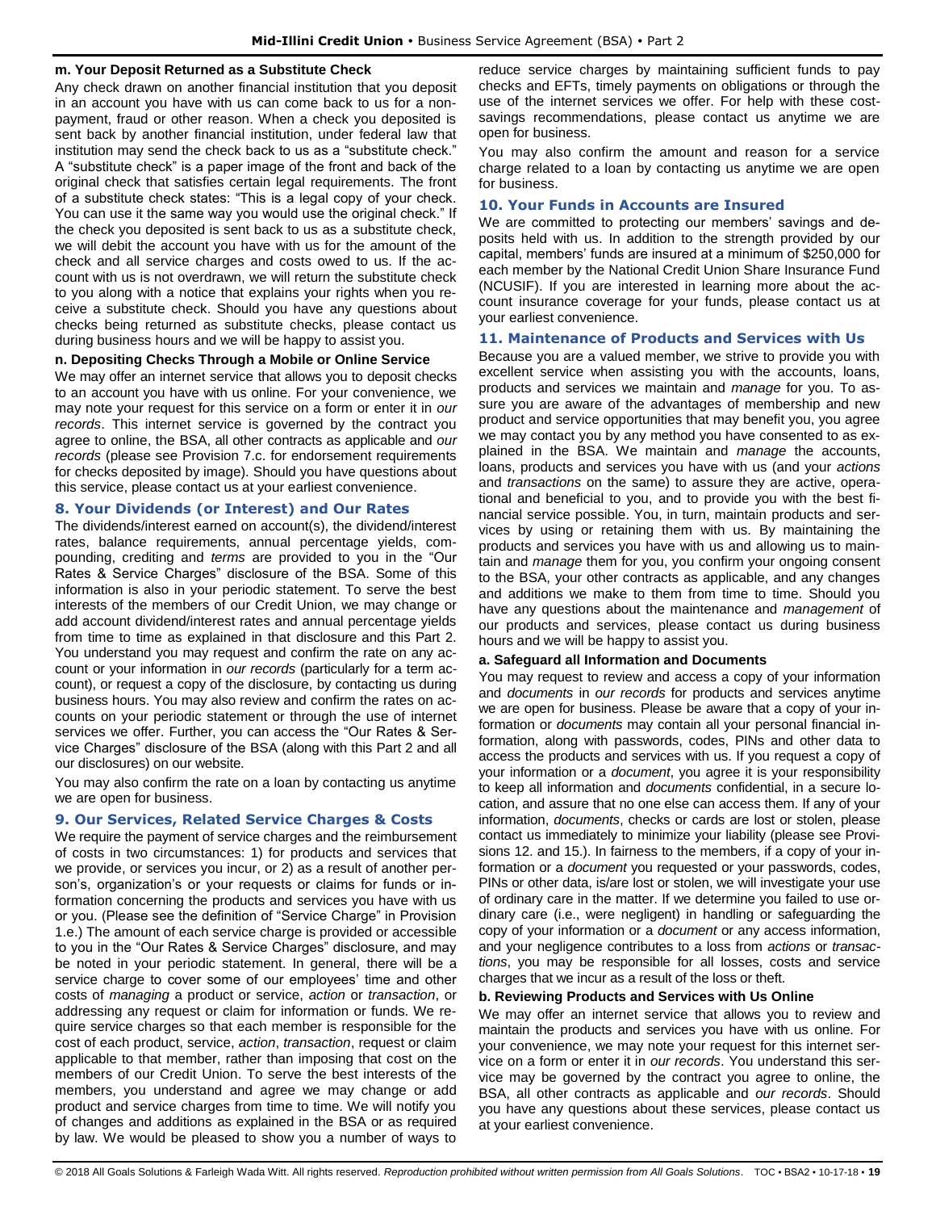#### m. Your Deposit Returned as a Substitute Check

Any check drawn on another financial institution that you deposit in an account you have with us can come back to us for a non-payment, fraud or other reason. When a check you deposited is sent back by another financial institution, under federal law that institution may send the check back to us as a "substitute check." A "substitute check" is a paper image of the front and back of the original check that satisfies certain legal requirements. The front of a substitute check states: "This is a legal copy of your check. You can use it the same way you would use the original check." If the check you deposited is sent back to us as a substitute check, we will debit the account you have with us for the amount of the check and all service charges and costs owed to us. If the account with us is not overdrawn, we will return the substitute check to you along with a notice that explains your rights when you receive a substitute check. Should you have any questions about checks being returned as substitute checks, please contact us during business hours and we will be happy to assist you.

#### n. Depositing Checks Through a Mobile or Online Service

We may offer an internet service that allows you to deposit checks to an account you have with us online. For your convenience, we may note your request for this service on a form or enter it in *our records*. This internet service is governed by the contract you agree to online, the BSA, all other contracts as applicable and *our records* (please see Provision 7.c. for endorsement requirements for checks deposited by image). Should you have questions about this service, please contact us at your earliest convenience.

### 8. Your Dividends (or Interest) and Our Rates

The dividends/interest earned on account(s), the dividend/interest rates, balance requirements, annual percentage yields, compounding, crediting and *terms* are provided to you in the "Our Rates & Service Charges" disclosure of the BSA. Some of this information is also in your periodic statement. To serve the best interests of the members of our Credit Union, we may change or add account dividend/interest rates and annual percentage yields from time to time as explained in that disclosure and this Part 2. You understand you may request and confirm the rate on any account or your information in *our records* (particularly for a term account), or request a copy of the disclosure, by contacting us during business hours. You may also review and confirm the rates on accounts on your periodic statement or through the use of internet services we offer. Further, you can access the "Our Rates & Service Charges" disclosure of the BSA (along with this Part 2 and all our disclosures) on our website.

You may also confirm the rate on a loan by contacting us anytime we are open for business.

### 9. Our Services, Related Service Charges & Costs

We require the payment of service charges and the reimbursement of costs in two circumstances: 1) for products and services that we provide, or services you incur, or 2) as a result of another person's, organization's or your requests or claims for funds or information concerning the products and services you have with us or you. (Please see the definition of "Service Charge" in Provision 1.e.) The amount of each service charge is provided or accessible to you in the "Our Rates & Service Charges" disclosure, and may be noted in your periodic statement. In general, there will be a service charge to cover some of our employees' time and other costs of *managing* a product or service, *action* or *transaction*, or addressing any request or claim for information or funds. We require service charges so that each member is responsible for the cost of each product, service, *action*, *transaction*, request or claim applicable to that member, rather than imposing that cost on the members of our Credit Union. To serve the best interests of the members, you understand and agree we may change or add product and service charges from time to time. We will notify you of changes and additions as explained in the BSA or as required by law. We would be pleased to show you a number of ways to reduce service charges by maintaining sufficient funds to pay checks and EFTs, timely payments on obligations or through the use of the internet services we offer. For help with these cost-savings recommendations, please contact us anytime we are open for business.

You may also confirm the amount and reason for a service charge related to a loan by contacting us anytime we are open for business.

### 10. Your Funds in Accounts are Insured

We are committed to protecting our members' savings and deposits held with us. In addition to the strength provided by our capital, members' funds are insured at a minimum of $250,000 for each member by the National Credit Union Share Insurance Fund (NCUSIF). If you are interested in learning more about the account insurance coverage for your funds, please contact us at your earliest convenience.

### 11. Maintenance of Products and Services with Us

Because you are a valued member, we strive to provide you with excellent service when assisting you with the accounts, loans, products and services we maintain and *manage* for you. To assure you are aware of the advantages of membership and new product and service opportunities that may benefit you, you agree we may contact you by any method you have consented to as explained in the BSA. We maintain and *manage* the accounts, loans, products and services you have with us (and your *actions* and *transactions* on the same) to assure they are active, operational and beneficial to you, and to provide you with the best financial service possible. You, in turn, maintain products and services by using or retaining them with us. By maintaining the products and services you have with us and allowing us to maintain and *manage* them for you, you confirm your ongoing consent to the BSA, your other contracts as applicable, and any changes and additions we make to them from time to time. Should you have any questions about the maintenance and *management* of our products and services, please contact us during business hours and we will be happy to assist you.

#### a. Safeguard all Information and Documents

You may request to review and access a copy of your information and *documents* in *our records* for products and services anytime we are open for business. Please be aware that a copy of your information or *documents* may contain all your personal financial information, along with passwords, codes, PINs and other data to access the products and services with us. If you request a copy of your information or a *document*, you agree it is your responsibility to keep all information and *documents* confidential, in a secure location, and assure that no one else can access them. If any of your information, *documents*, checks or cards are lost or stolen, please contact us immediately to minimize your liability (please see Provisions 12. and 15.). In fairness to the members, if a copy of your information or a *document* you requested or your passwords, codes, PINs or other data, is/are lost or stolen, we will investigate your use of ordinary care in the matter. If we determine you failed to use ordinary care (i.e., were negligent) in handling or safeguarding the copy of your information or a *document* or any access information, and your negligence contributes to a loss from *actions* or *transactions*, you may be responsible for all losses, costs and service charges that we incur as a result of the loss or theft.

#### b. Reviewing Products and Services with Us Online

We may offer an internet service that allows you to review and maintain the products and services you have with us online. For your convenience, we may note your request for this internet service on a form or enter it in *our records*. You understand this service may be governed by the contract you agree to online, the BSA, all other contracts as applicable and *our records*. Should you have any questions about these services, please contact us at your earliest convenience.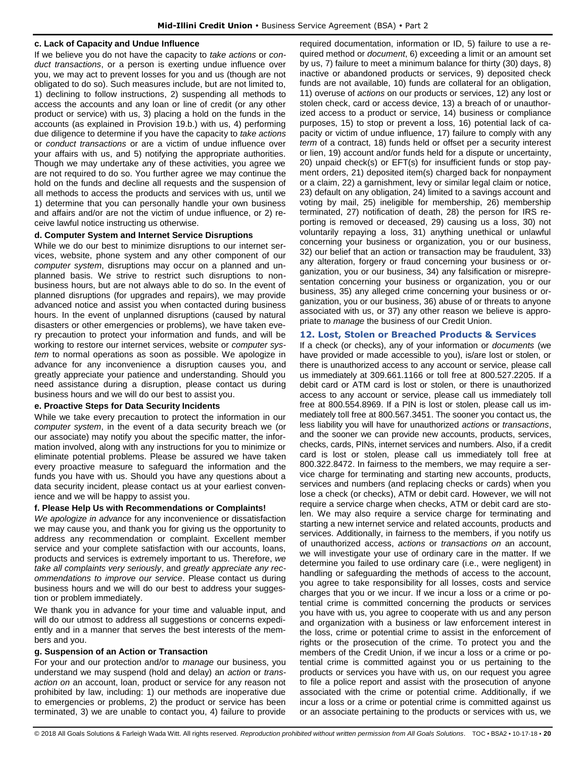#### c. Lack of Capacity and Undue Influence

If we believe you do not have the capacity to *take actions* or *conduct transactions*, or a person is exerting undue influence over you, we may act to prevent losses for you and us (though are not obligated to do so). Such measures include, but are not limited to, 1) declining to follow instructions, 2) suspending all methods to access the accounts and any loan or line of credit (or any other product or service) with us, 3) placing a hold on the funds in the accounts (as explained in Provision 19.b.) with us, 4) performing due diligence to determine if you have the capacity to *take actions* or *conduct transactions* or are a victim of undue influence over your affairs with us, and 5) notifying the appropriate authorities. Though we may undertake any of these activities, you agree we are not required to do so. You further agree we may continue the hold on the funds and decline all requests and the suspension of all methods to access the products and services with us, until we 1) determine that you can personally handle your own business and affairs and/or are not the victim of undue influence, or 2) receive lawful notice instructing us otherwise.

#### d. Computer System and Internet Service Disruptions

While we do our best to minimize disruptions to our internet services, website, phone system and any other component of our *computer system*, disruptions may occur on a planned and unplanned basis. We strive to restrict such disruptions to non-business hours, but are not always able to do so. In the event of planned disruptions (for upgrades and repairs), we may provide advanced notice and assist you when contacted during business hours. In the event of unplanned disruptions (caused by natural disasters or other emergencies or problems), we have taken every precaution to protect your information and funds, and will be working to restore our internet services, website or *computer system* to normal operations as soon as possible. We apologize in advance for any inconvenience a disruption causes you, and greatly appreciate your patience and understanding. Should you need assistance during a disruption, please contact us during business hours and we will do our best to assist you.

#### e. Proactive Steps for Data Security Incidents

While we take every precaution to protect the information in our *computer system*, in the event of a data security breach we (or our associate) may notify you about the specific matter, the information involved, along with any instructions for you to minimize or eliminate potential problems. Please be assured we have taken every proactive measure to safeguard the information and the funds you have with us. Should you have any questions about a data security incident, please contact us at your earliest convenience and we will be happy to assist you.

#### f. Please Help Us with Recommendations or Complaints!

*We apologize in advance* for any inconvenience or dissatisfaction we may cause you, and thank you for giving us the opportunity to address any recommendation or complaint. Excellent member service and your complete satisfaction with our accounts, loans, products and services is extremely important to us. Therefore, *we take all complaints very seriously*, and *greatly appreciate any recommendations to improve our service*. Please contact us during business hours and we will do our best to address your suggestion or problem immediately.

We thank you in advance for your time and valuable input, and will do our utmost to address all suggestions or concerns expediently and in a manner that serves the best interests of the members and you.

#### g. Suspension of an Action or Transaction

For your and our protection and/or to *manage* our business, you understand we may suspend (hold and delay) an *action* or *transaction on* an account, loan, product or service for any reason not prohibited by law, including: 1) our methods are inoperative due to emergencies or problems, 2) the product or service has been terminated, 3) we are unable to contact you, 4) failure to provide required documentation, information or ID, 5) failure to use a required method or *document*, 6) exceeding a limit or an amount set by us, 7) failure to meet a minimum balance for thirty (30) days, 8) inactive or abandoned products or services, 9) deposited check funds are not available, 10) funds are collateral for an obligation, 11) overuse of *actions* on our products or services, 12) any lost or stolen check, card or access device, 13) a breach of or unauthorized access to a product or service, 14) business or compliance purposes, 15) to stop or prevent a loss, 16) potential lack of capacity or victim of undue influence, 17) failure to comply with any *term* of a contract, 18) funds held or offset per a security interest or lien, 19) account and/or funds held for a dispute or uncertainty, 20) unpaid check(s) or EFT(s) for insufficient funds or stop payment orders, 21) deposited item(s) charged back for nonpayment or a claim, 22) a garnishment, levy or similar legal claim or notice, 23) default on any obligation, 24) limited to a savings account and voting by mail, 25) ineligible for membership, 26) membership terminated, 27) notification of death, 28) the person for IRS reporting is removed or deceased, 29) causing us a loss, 30) not voluntarily repaying a loss, 31) anything unethical or unlawful concerning your business or organization, you or our business, 32) our belief that an action or transaction may be fraudulent, 33) any alteration, forgery or fraud concerning your business or organization, you or our business, 34) any falsification or misrepresentation concerning your business or organization, you or our business, 35) any alleged crime concerning your business or organization, you or our business, 36) abuse of or threats to anyone associated with us, or 37) any other reason we believe is appropriate to *manage* the business of our Credit Union.

### 12. Lost, Stolen or Breached Products & Services

If a check (or checks), any of your information or *documents* (we have provided or made accessible to you), is/are lost or stolen, or there is unauthorized access to any account or service, please call us immediately at 309.661.1166 or toll free at 800.527.2205. If a debit card or ATM card is lost or stolen, or there is unauthorized access to any account or service, please call us immediately toll free at 800.554.8969. If a PIN is lost or stolen, please call us immediately toll free at 800.567.3451. The sooner you contact us, the less liability you will have for unauthorized *actions* or *transactions*, and the sooner we can provide new accounts, products, services, checks, cards, PINs, internet services and numbers. Also, if a credit card is lost or stolen, please call us immediately toll free at 800.322.8472. In fairness to the members, we may require a service charge for terminating and starting new accounts, products, services and numbers (and replacing checks or cards) when you lose a check (or checks), ATM or debit card. However, we will not require a service charge when checks, ATM or debit card are stolen. We may also require a service charge for terminating and starting a new internet service and related accounts, products and services. Additionally, in fairness to the members, if you notify us of unauthorized access, *actions* or *transactions on* an account, we will investigate your use of ordinary care in the matter. If we determine you failed to use ordinary care (i.e., were negligent) in handling or safeguarding the methods of access to the account, you agree to take responsibility for all losses, costs and service charges that you or we incur. If we incur a loss or a crime or potential crime is committed concerning the products or services you have with us, you agree to cooperate with us and any person and organization with a business or law enforcement interest in the loss, crime or potential crime to assist in the enforcement of rights or the prosecution of the crime. To protect you and the members of the Credit Union, if we incur a loss or a crime or potential crime is committed against you or us pertaining to the products or services you have with us, on our request you agree to file a police report and assist with the prosecution of anyone associated with the crime or potential crime. Additionally, if we incur a loss or a crime or potential crime is committed against us or an associate pertaining to the products or services with us, we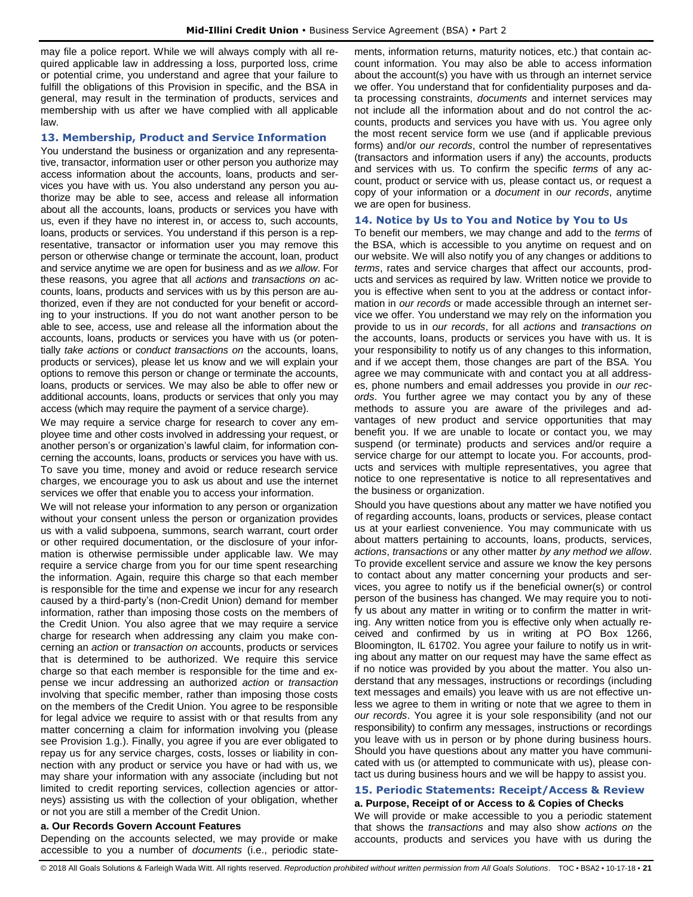may file a police report. While we will always comply with all required applicable law in addressing a loss, purported loss, crime or potential crime, you understand and agree that your failure to fulfill the obligations of this Provision in specific, and the BSA in general, may result in the termination of products, services and membership with us after we have complied with all applicable law.

## 13. Membership, Product and Service Information

You understand the business or organization and any representative, transactor, information user or other person you authorize may access information about the accounts, loans, products and services you have with us. You also understand any person you authorize may be able to see, access and release all information about all the accounts, loans, products or services you have with us, even if they have no interest in, or access to, such accounts, loans, products or services. You understand if this person is a representative, transactor or information user you may remove this person or otherwise change or terminate the account, loan, product and service anytime we are open for business and as *we allow*. For these reasons, you agree that all *actions* and *transactions on* accounts, loans, products and services with us by this person are authorized, even if they are not conducted for your benefit or according to your instructions. If you do not want another person to be able to see, access, use and release all the information about the accounts, loans, products or services you have with us (or potentially *take actions* or *conduct transactions on* the accounts, loans, products or services), please let us know and we will explain your options to remove this person or change or terminate the accounts, loans, products or services. We may also be able to offer new or additional accounts, loans, products or services that only you may access (which may require the payment of a service charge).

We may require a service charge for research to cover any employee time and other costs involved in addressing your request, or another person's or organization's lawful claim, for information concerning the accounts, loans, products or services you have with us. To save you time, money and avoid or reduce research service charges, we encourage you to ask us about and use the internet services we offer that enable you to access your information.

We will not release your information to any person or organization without your consent unless the person or organization provides us with a valid subpoena, summons, search warrant, court order or other required documentation, or the disclosure of your information is otherwise permissible under applicable law. We may require a service charge from you for our time spent researching the information. Again, require this charge so that each member is responsible for the time and expense we incur for any research caused by a third-party's (non-Credit Union) demand for member information, rather than imposing those costs on the members of the Credit Union. You also agree that we may require a service charge for research when addressing any claim you make concerning an *action* or *transaction on* accounts, products or services that is determined to be authorized. We require this service charge so that each member is responsible for the time and expense we incur addressing an authorized *action* or *transaction* involving that specific member, rather than imposing those costs on the members of the Credit Union. You agree to be responsible for legal advice we require to assist with or that results from any matter concerning a claim for information involving you (please see Provision 1.g.). Finally, you agree if you are ever obligated to repay us for any service charges, costs, losses or liability in connection with any product or service you have or had with us, we may share your information with any associate (including but not limited to credit reporting services, collection agencies or attorneys) assisting us with the collection of your obligation, whether or not you are still a member of the Credit Union.

### a. Our Records Govern Account Features

Depending on the accounts selected, we may provide or make accessible to you a number of *documents* (i.e., periodic statements, information returns, maturity notices, etc.) that contain account information. You may also be able to access information about the account(s) you have with us through an internet service we offer. You understand that for confidentiality purposes and data processing constraints, *documents* and internet services may not include all the information about and do not control the accounts, products and services you have with us. You agree only the most recent service form we use (and if applicable previous forms) and/or *our records*, control the number of representatives (transactors and information users if any) the accounts, products and services with us. To confirm the specific *terms* of any account, product or service with us, please contact us, or request a copy of your information or a *document* in *our records*, anytime we are open for business.

## 14. Notice by Us to You and Notice by You to Us

To benefit our members, we may change and add to the *terms* of the BSA, which is accessible to you anytime on request and on our website. We will also notify you of any changes or additions to *terms*, rates and service charges that affect our accounts, products and services as required by law. Written notice we provide to you is effective when sent to you at the address or contact information in *our records* or made accessible through an internet service we offer. You understand we may rely on the information you provide to us in *our records*, for all *actions* and *transactions on* the accounts, loans, products or services you have with us. It is your responsibility to notify us of any changes to this information, and if we accept them, those changes are part of the BSA. You agree we may communicate with and contact you at all addresses, phone numbers and email addresses you provide in *our records*. You further agree we may contact you by any of these methods to assure you are aware of the privileges and advantages of new product and service opportunities that may benefit you. If we are unable to locate or contact you, we may suspend (or terminate) products and services and/or require a service charge for our attempt to locate you. For accounts, products and services with multiple representatives, you agree that notice to one representative is notice to all representatives and the business or organization.

Should you have questions about any matter we have notified you of regarding accounts, loans, products or services, please contact us at your earliest convenience. You may communicate with us about matters pertaining to accounts, loans, products, services, *actions*, *transactions* or any other matter *by any method we allow*. To provide excellent service and assure we know the key persons to contact about any matter concerning your products and services, you agree to notify us if the beneficial owner(s) or control person of the business has changed. We may require you to notify us about any matter in writing or to confirm the matter in writing. Any written notice from you is effective only when actually received and confirmed by us in writing at PO Box 1266, Bloomington, IL 61702. You agree your failure to notify us in writing about any matter on our request may have the same effect as if no notice was provided by you about the matter. You also understand that any messages, instructions or recordings (including text messages and emails) you leave with us are not effective unless we agree to them in writing or note that we agree to them in *our records*. You agree it is your sole responsibility (and not our responsibility) to confirm any messages, instructions or recordings you leave with us in person or by phone during business hours. Should you have questions about any matter you have communicated with us (or attempted to communicate with us), please contact us during business hours and we will be happy to assist you.

## 15. Periodic Statements: Receipt/Access & Review

### a. Purpose, Receipt of or Access to & Copies of Checks

We will provide or make accessible to you a periodic statement that shows the *transactions* and may also show *actions on* the accounts, products and services you have with us during the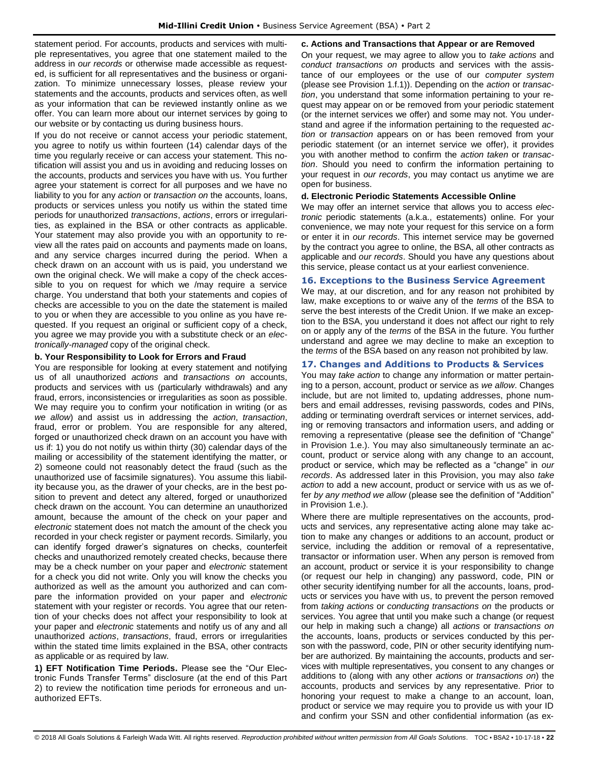statement period. For accounts, products and services with multiple representatives, you agree that one statement mailed to the address in *our records* or otherwise made accessible as requested, is sufficient for all representatives and the business or organization. To minimize unnecessary losses, please review your statements and the accounts, products and services often, as well as your information that can be reviewed instantly online as we offer. You can learn more about our internet services by going to our website or by contacting us during business hours.

If you do not receive or cannot access your periodic statement, you agree to notify us within fourteen (14) calendar days of the time you regularly receive or can access your statement. This notification will assist you and us in avoiding and reducing losses on the accounts, products and services you have with us. You further agree your statement is correct for all purposes and we have no liability to you for any *action* or *transaction on* the accounts, loans, products or services unless you notify us within the stated time periods for unauthorized *transactions*, *actions*, errors or irregularities, as explained in the BSA or other contracts as applicable. Your statement may also provide you with an opportunity to review all the rates paid on accounts and payments made on loans, and any service charges incurred during the period. When a check drawn on an account with us is paid, you understand we own the original check. We will make a copy of the check accessible to you on request for which we /may require a service charge. You understand that both your statements and copies of checks are accessible to you on the date the statement is mailed to you or when they are accessible to you online as you have requested. If you request an original or sufficient copy of a check, you agree we may provide you with a substitute check or an *electronically-managed* copy of the original check.

**b. Your Responsibility to Look for Errors and Fraud**

You are responsible for looking at every statement and notifying us of all unauthorized *actions* and *transactions on* accounts, products and services with us (particularly withdrawals) and any fraud, errors, inconsistencies or irregularities as soon as possible. We may require you to confirm your notification in writing (or as *we allow*) and assist us in addressing the *action*, *transaction*, fraud, error or problem. You are responsible for any altered, forged or unauthorized check drawn on an account you have with us if: 1) you do not notify us within thirty (30) calendar days of the mailing or accessibility of the statement identifying the matter, or 2) someone could not reasonably detect the fraud (such as the unauthorized use of facsimile signatures). You assume this liability because you, as the drawer of your checks, are in the best position to prevent and detect any altered, forged or unauthorized check drawn on the account. You can determine an unauthorized amount, because the amount of the check on your paper and *electronic* statement does not match the amount of the check you recorded in your check register or payment records. Similarly, you can identify forged drawer's signatures on checks, counterfeit checks and unauthorized remotely created checks, because there may be a check number on your paper and *electronic* statement for a check you did not write. Only you will know the checks you authorized as well as the amount you authorized and can compare the information provided on your paper and *electronic* statement with your register or records. You agree that our retention of your checks does not affect your responsibility to look at your paper and *electronic* statements and notify us of any and all unauthorized *actions*, *transactions*, fraud, errors or irregularities within the stated time limits explained in the BSA, other contracts as applicable or as required by law.

**1) EFT Notification Time Periods.** Please see the "Our Electronic Funds Transfer Terms" disclosure (at the end of this Part 2) to review the notification time periods for erroneous and unauthorized EFTs.

**c. Actions and Transactions that Appear or are Removed**

On your request, we may agree to allow you to *take actions* and *conduct transactions on* products and services with the assistance of our employees or the use of our *computer system* (please see Provision 1.f.1)). Depending on the *action* or *transaction*, you understand that some information pertaining to your request may appear on or be removed from your periodic statement (or the internet services we offer) and some may not. You understand and agree if the information pertaining to the requested *action* or *transaction* appears on or has been removed from your periodic statement (or an internet service we offer), it provides you with another method to confirm the *action taken* or *transaction*. Should you need to confirm the information pertaining to your request in *our records*, you may contact us anytime we are open for business.

**d. Electronic Periodic Statements Accessible Online**

We may offer an internet service that allows you to access *electronic* periodic statements (a.k.a., estatements) online. For your convenience, we may note your request for this service on a form or enter it in *our records*. This internet service may be governed by the contract you agree to online, the BSA, all other contracts as applicable and *our records*. Should you have any questions about this service, please contact us at your earliest convenience.

## 16. Exceptions to the Business Service Agreement

We may, at our discretion, and for any reason not prohibited by law, make exceptions to or waive any of the *terms* of the BSA to serve the best interests of the Credit Union. If we make an exception to the BSA, you understand it does not affect our right to rely on or apply any of the *terms* of the BSA in the future. You further understand and agree we may decline to make an exception to the *terms* of the BSA based on any reason not prohibited by law.

## 17. Changes and Additions to Products & Services

You may *take action* to change any information or matter pertaining to a person, account, product or service as *we allow*. Changes include, but are not limited to, updating addresses, phone numbers and email addresses, revising passwords, codes and PINs, adding or terminating overdraft services or internet services, adding or removing transactors and information users, and adding or removing a representative (please see the definition of "Change" in Provision 1.e.). You may also simultaneously terminate an account, product or service along with any change to an account, product or service, which may be reflected as a "change" in *our records*. As addressed later in this Provision, you may also *take action* to add a new account, product or service with us as we offer *by any method we allow* (please see the definition of "Addition" in Provision 1.e.).

Where there are multiple representatives on the accounts, products and services, any representative acting alone may take action to make any changes or additions to an account, product or service, including the addition or removal of a representative, transactor or information user. When any person is removed from an account, product or service it is your responsibility to change (or request our help in changing) any password, code, PIN or other security identifying number for all the accounts, loans, products or services you have with us, to prevent the person removed from *taking actions* or *conducting transactions on* the products or services. You agree that until you make such a change (or request our help in making such a change) all *actions* or *transactions on* the accounts, loans, products or services conducted by this person with the password, code, PIN or other security identifying number are authorized. By maintaining the accounts, products and services with multiple representatives, you consent to any changes or additions to (along with any other *actions* or *transactions on*) the accounts, products and services by any representative. Prior to honoring your request to make a change to an account, loan, product or service we may require you to provide us with your ID and confirm your SSN and other confidential information (as ex-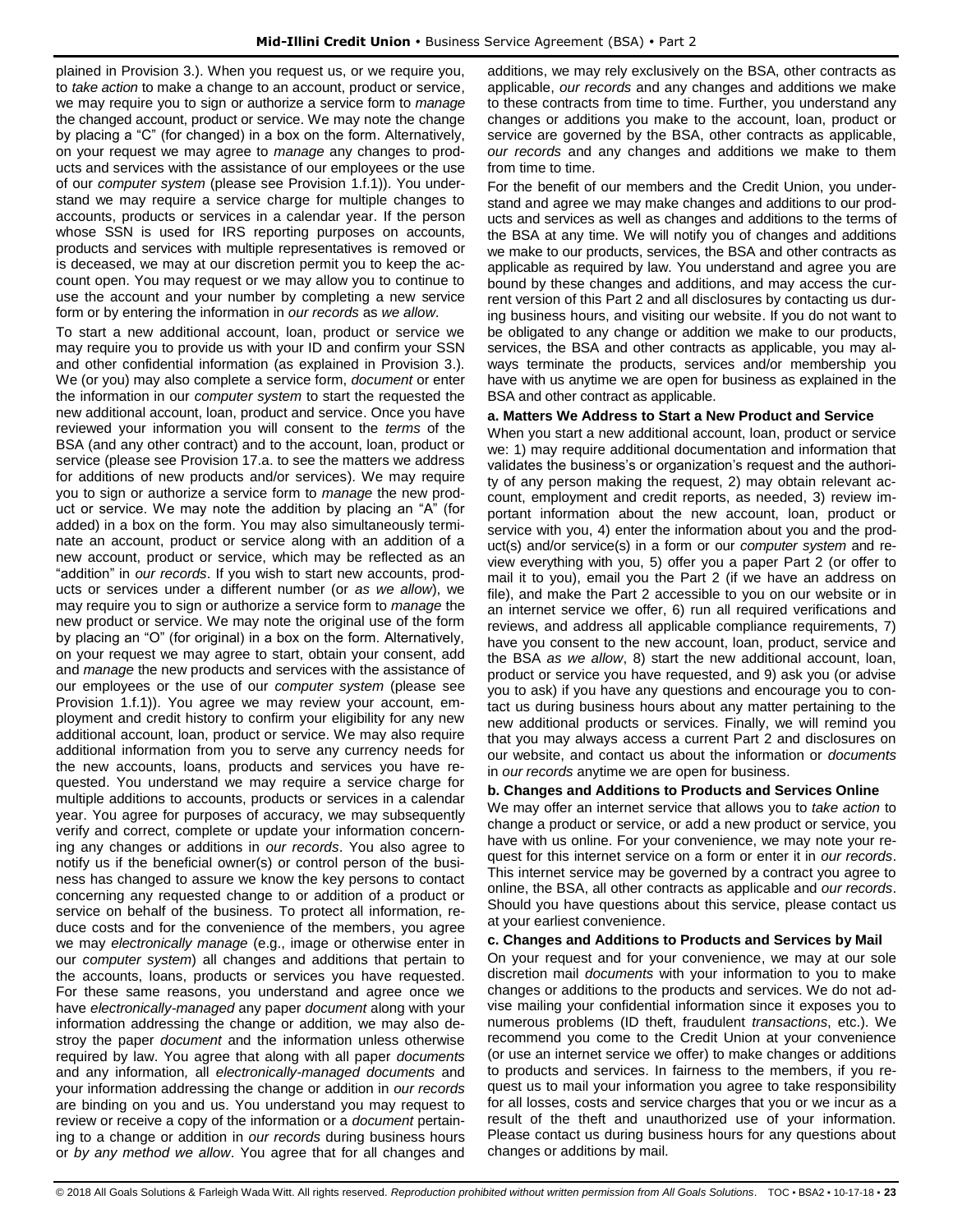plained in Provision 3.). When you request us, or we require you, to *take action* to make a change to an account, product or service, we may require you to sign or authorize a service form to *manage* the changed account, product or service. We may note the change by placing a "C" (for changed) in a box on the form. Alternatively, on your request we may agree to *manage* any changes to products and services with the assistance of our employees or the use of our *computer system* (please see Provision 1.f.1)). You understand we may require a service charge for multiple changes to accounts, products or services in a calendar year. If the person whose SSN is used for IRS reporting purposes on accounts, products and services with multiple representatives is removed or is deceased, we may at our discretion permit you to keep the account open. You may request or we may allow you to continue to use the account and your number by completing a new service form or by entering the information in *our records* as *we allow*.

To start a new additional account, loan, product or service we may require you to provide us with your ID and confirm your SSN and other confidential information (as explained in Provision 3.). We (or you) may also complete a service form, *document* or enter the information in our *computer system* to start the requested the new additional account, loan, product and service. Once you have reviewed your information you will consent to the *terms* of the BSA (and any other contract) and to the account, loan, product or service (please see Provision 17.a. to see the matters we address for additions of new products and/or services). We may require you to sign or authorize a service form to *manage* the new product or service. We may note the addition by placing an "A" (for added) in a box on the form. You may also simultaneously terminate an account, product or service along with an addition of a new account, product or service, which may be reflected as an "addition" in *our records*. If you wish to start new accounts, products or services under a different number (or *as we allow*), we may require you to sign or authorize a service form to *manage* the new product or service. We may note the original use of the form by placing an "O" (for original) in a box on the form. Alternatively, on your request we may agree to start, obtain your consent, add and *manage* the new products and services with the assistance of our employees or the use of our *computer system* (please see Provision 1.f.1)). You agree we may review your account, employment and credit history to confirm your eligibility for any new additional account, loan, product or service. We may also require additional information from you to serve any currency needs for the new accounts, loans, products and services you have requested. You understand we may require a service charge for multiple additions to accounts, products or services in a calendar year. You agree for purposes of accuracy, we may subsequently verify and correct, complete or update your information concerning any changes or additions in *our records*. You also agree to notify us if the beneficial owner(s) or control person of the business has changed to assure we know the key persons to contact concerning any requested change to or addition of a product or service on behalf of the business. To protect all information, reduce costs and for the convenience of the members, you agree we may *electronically manage* (e.g., image or otherwise enter in our *computer system*) all changes and additions that pertain to the accounts, loans, products or services you have requested. For these same reasons, you understand and agree once we have *electronically-managed* any paper *document* along with your information addressing the change or addition*,* we may also destroy the paper *document* and the information unless otherwise required by law. You agree that along with all paper *documents* and any information*,* all *electronically-managed documents* and your information addressing the change or addition in *our records* are binding on you and us. You understand you may request to review or receive a copy of the information or a *document* pertaining to a change or addition in *our records* during business hours or *by any method we allow*. You agree that for all changes and additions, we may rely exclusively on the BSA, other contracts as applicable, *our records* and any changes and additions we make to these contracts from time to time. Further, you understand any changes or additions you make to the account, loan, product or service are governed by the BSA, other contracts as applicable, *our records* and any changes and additions we make to them from time to time.

For the benefit of our members and the Credit Union, you understand and agree we may make changes and additions to our products and services as well as changes and additions to the terms of the BSA at any time. We will notify you of changes and additions we make to our products, services, the BSA and other contracts as applicable as required by law. You understand and agree you are bound by these changes and additions, and may access the current version of this Part 2 and all disclosures by contacting us during business hours, and visiting our website. If you do not want to be obligated to any change or addition we make to our products, services, the BSA and other contracts as applicable, you may always terminate the products, services and/or membership you have with us anytime we are open for business as explained in the BSA and other contract as applicable.

**a. Matters We Address to Start a New Product and Service**

When you start a new additional account, loan, product or service we: 1) may require additional documentation and information that validates the business's or organization's request and the authority of any person making the request, 2) may obtain relevant account, employment and credit reports, as needed, 3) review important information about the new account, loan, product or service with you, 4) enter the information about you and the product(s) and/or service(s) in a form or our *computer system* and review everything with you, 5) offer you a paper Part 2 (or offer to mail it to you), email you the Part 2 (if we have an address on file), and make the Part 2 accessible to you on our website or in an internet service we offer, 6) run all required verifications and reviews, and address all applicable compliance requirements, 7) have you consent to the new account, loan, product, service and the BSA *as we allow*, 8) start the new additional account, loan, product or service you have requested, and 9) ask you (or advise you to ask) if you have any questions and encourage you to contact us during business hours about any matter pertaining to the new additional products or services. Finally, we will remind you that you may always access a current Part 2 and disclosures on our website, and contact us about the information or *documents* in *our records* anytime we are open for business.

**b. Changes and Additions to Products and Services Online**

We may offer an internet service that allows you to *take action* to change a product or service, or add a new product or service, you have with us online. For your convenience, we may note your request for this internet service on a form or enter it in *our records*. This internet service may be governed by a contract you agree to online, the BSA, all other contracts as applicable and *our records*. Should you have questions about this service, please contact us at your earliest convenience.

**c. Changes and Additions to Products and Services by Mail**

On your request and for your convenience, we may at our sole discretion mail *documents* with your information to you to make changes or additions to the products and services. We do not advise mailing your confidential information since it exposes you to numerous problems (ID theft, fraudulent *transactions*, etc.). We recommend you come to the Credit Union at your convenience (or use an internet service we offer) to make changes or additions to products and services. In fairness to the members, if you request us to mail your information you agree to take responsibility for all losses, costs and service charges that you or we incur as a result of the theft and unauthorized use of your information. Please contact us during business hours for any questions about changes or additions by mail.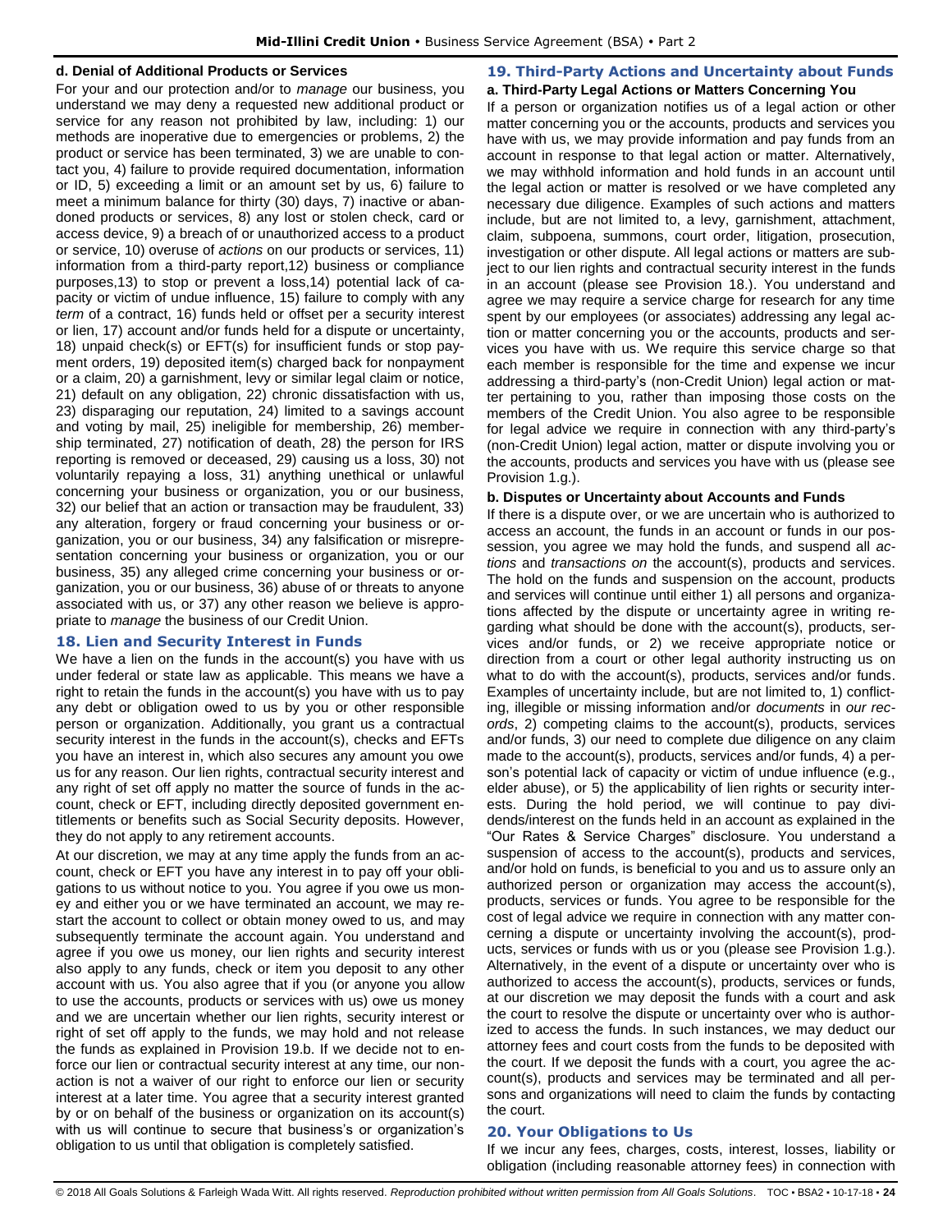#### d. Denial of Additional Products or Services

For your and our protection and/or to *manage* our business, you understand we may deny a requested new additional product or service for any reason not prohibited by law, including: 1) our methods are inoperative due to emergencies or problems, 2) the product or service has been terminated, 3) we are unable to contact you, 4) failure to provide required documentation, information or ID, 5) exceeding a limit or an amount set by us, 6) failure to meet a minimum balance for thirty (30) days, 7) inactive or abandoned products or services, 8) any lost or stolen check, card or access device, 9) a breach of or unauthorized access to a product or service, 10) overuse of *actions* on our products or services, 11) information from a third-party report,12) business or compliance purposes,13) to stop or prevent a loss,14) potential lack of capacity or victim of undue influence, 15) failure to comply with any *term* of a contract, 16) funds held or offset per a security interest or lien, 17) account and/or funds held for a dispute or uncertainty, 18) unpaid check(s) or EFT(s) for insufficient funds or stop payment orders, 19) deposited item(s) charged back for nonpayment or a claim, 20) a garnishment, levy or similar legal claim or notice, 21) default on any obligation, 22) chronic dissatisfaction with us, 23) disparaging our reputation, 24) limited to a savings account and voting by mail, 25) ineligible for membership, 26) membership terminated, 27) notification of death, 28) the person for IRS reporting is removed or deceased, 29) causing us a loss, 30) not voluntarily repaying a loss, 31) anything unethical or unlawful concerning your business or organization, you or our business, 32) our belief that an action or transaction may be fraudulent, 33) any alteration, forgery or fraud concerning your business or organization, you or our business, 34) any falsification or misrepresentation concerning your business or organization, you or our business, 35) any alleged crime concerning your business or organization, you or our business, 36) abuse of or threats to anyone associated with us, or 37) any other reason we believe is appropriate to *manage* the business of our Credit Union.

### 18. Lien and Security Interest in Funds

We have a lien on the funds in the account(s) you have with us under federal or state law as applicable. This means we have a right to retain the funds in the account(s) you have with us to pay any debt or obligation owed to us by you or other responsible person or organization. Additionally, you grant us a contractual security interest in the funds in the account(s), checks and EFTs you have an interest in, which also secures any amount you owe us for any reason. Our lien rights, contractual security interest and any right of set off apply no matter the source of funds in the account, check or EFT, including directly deposited government entitlements or benefits such as Social Security deposits. However, they do not apply to any retirement accounts.

At our discretion, we may at any time apply the funds from an account, check or EFT you have any interest in to pay off your obligations to us without notice to you. You agree if you owe us money and either you or we have terminated an account, we may restart the account to collect or obtain money owed to us, and may subsequently terminate the account again. You understand and agree if you owe us money, our lien rights and security interest also apply to any funds, check or item you deposit to any other account with us. You also agree that if you (or anyone you allow to use the accounts, products or services with us) owe us money and we are uncertain whether our lien rights, security interest or right of set off apply to the funds, we may hold and not release the funds as explained in Provision 19.b. If we decide not to enforce our lien or contractual security interest at any time, our nonaction is not a waiver of our right to enforce our lien or security interest at a later time. You agree that a security interest granted by or on behalf of the business or organization on its account(s) with us will continue to secure that business's or organization's obligation to us until that obligation is completely satisfied.

### 19. Third-Party Actions and Uncertainty about Funds

#### a. Third-Party Legal Actions or Matters Concerning You

If a person or organization notifies us of a legal action or other matter concerning you or the accounts, products and services you have with us, we may provide information and pay funds from an account in response to that legal action or matter. Alternatively, we may withhold information and hold funds in an account until the legal action or matter is resolved or we have completed any necessary due diligence. Examples of such actions and matters include, but are not limited to, a levy, garnishment, attachment, claim, subpoena, summons, court order, litigation, prosecution, investigation or other dispute. All legal actions or matters are subject to our lien rights and contractual security interest in the funds in an account (please see Provision 18.). You understand and agree we may require a service charge for research for any time spent by our employees (or associates) addressing any legal action or matter concerning you or the accounts, products and services you have with us. We require this service charge so that each member is responsible for the time and expense we incur addressing a third-party's (non-Credit Union) legal action or matter pertaining to you, rather than imposing those costs on the members of the Credit Union. You also agree to be responsible for legal advice we require in connection with any third-party's (non-Credit Union) legal action, matter or dispute involving you or the accounts, products and services you have with us (please see Provision 1.g.).

#### b. Disputes or Uncertainty about Accounts and Funds

If there is a dispute over, or we are uncertain who is authorized to access an account, the funds in an account or funds in our possession, you agree we may hold the funds, and suspend all *actions* and *transactions on* the account(s), products and services. The hold on the funds and suspension on the account, products and services will continue until either 1) all persons and organizations affected by the dispute or uncertainty agree in writing regarding what should be done with the account(s), products, services and/or funds, or 2) we receive appropriate notice or direction from a court or other legal authority instructing us on what to do with the account(s), products, services and/or funds. Examples of uncertainty include, but are not limited to, 1) conflicting, illegible or missing information and/or *documents* in *our records*, 2) competing claims to the account(s), products, services and/or funds, 3) our need to complete due diligence on any claim made to the account(s), products, services and/or funds, 4) a person's potential lack of capacity or victim of undue influence (e.g., elder abuse), or 5) the applicability of lien rights or security interests. During the hold period, we will continue to pay dividends/interest on the funds held in an account as explained in the "Our Rates & Service Charges" disclosure. You understand a suspension of access to the account(s), products and services, and/or hold on funds, is beneficial to you and us to assure only an authorized person or organization may access the account(s), products, services or funds. You agree to be responsible for the cost of legal advice we require in connection with any matter concerning a dispute or uncertainty involving the account(s), products, services or funds with us or you (please see Provision 1.g.). Alternatively, in the event of a dispute or uncertainty over who is authorized to access the account(s), products, services or funds, at our discretion we may deposit the funds with a court and ask the court to resolve the dispute or uncertainty over who is authorized to access the funds. In such instances, we may deduct our attorney fees and court costs from the funds to be deposited with the court. If we deposit the funds with a court, you agree the account(s), products and services may be terminated and all persons and organizations will need to claim the funds by contacting the court.

### 20. Your Obligations to Us

If we incur any fees, charges, costs, interest, losses, liability or obligation (including reasonable attorney fees) in connection with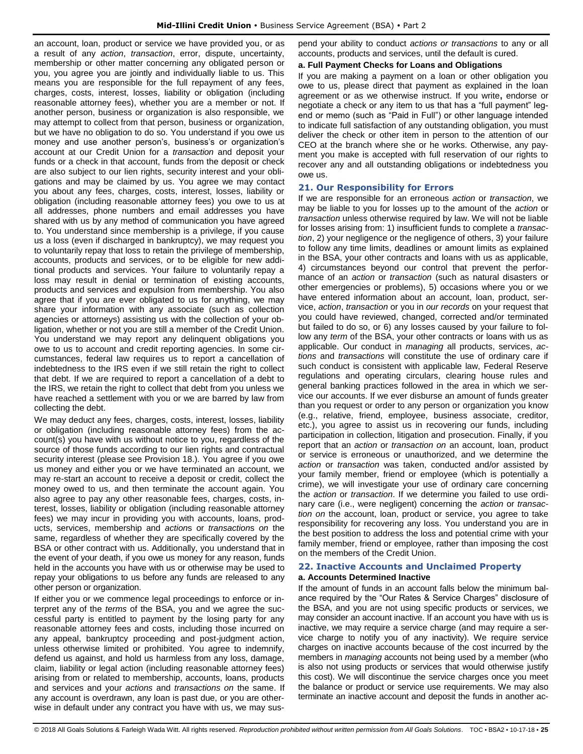an account, loan, product or service we have provided you, or as a result of any *action*, *transaction*, error, dispute, uncertainty, membership or other matter concerning any obligated person or you, you agree you are jointly and individually liable to us. This means you are responsible for the full repayment of any fees, charges, costs, interest, losses, liability or obligation (including reasonable attorney fees), whether you are a member or not. If another person, business or organization is also responsible, we may attempt to collect from that person, business or organization, but we have no obligation to do so. You understand if you owe us money and use another person's, business's or organization's account at our Credit Union for a *transaction* and deposit your funds or a check in that account, funds from the deposit or check are also subject to our lien rights, security interest and your obligations and may be claimed by us. You agree we may contact you about any fees, charges, costs, interest, losses, liability or obligation (including reasonable attorney fees) you owe to us at all addresses, phone numbers and email addresses you have shared with us by any method of communication you have agreed to. You understand since membership is a privilege, if you cause us a loss (even if discharged in bankruptcy), we may request you to voluntarily repay that loss to retain the privilege of membership, accounts, products and services, or to be eligible for new additional products and services. Your failure to voluntarily repay a loss may result in denial or termination of existing accounts, products and services and expulsion from membership. You also agree that if you are ever obligated to us for anything, we may share your information with any associate (such as collection agencies or attorneys) assisting us with the collection of your obligation, whether or not you are still a member of the Credit Union. You understand we may report any delinquent obligations you owe to us to account and credit reporting agencies. In some circumstances, federal law requires us to report a cancellation of indebtedness to the IRS even if we still retain the right to collect that debt. If we are required to report a cancellation of a debt to the IRS, we retain the right to collect that debt from you unless we have reached a settlement with you or we are barred by law from collecting the debt.

We may deduct any fees, charges, costs, interest, losses, liability or obligation (including reasonable attorney fees) from the account(s) you have with us without notice to you, regardless of the source of those funds according to our lien rights and contractual security interest (please see Provision 18.). You agree if you owe us money and either you or we have terminated an account, we may re-start an account to receive a deposit or credit, collect the money owed to us, and then terminate the account again. You also agree to pay any other reasonable fees, charges, costs, interest, losses, liability or obligation (including reasonable attorney fees) we may incur in providing you with accounts, loans, products, services, membership and *actions* or *transactions on* the same, regardless of whether they are specifically covered by the BSA or other contract with us. Additionally, you understand that in the event of your death, if you owe us money for any reason, funds held in the accounts you have with us or otherwise may be used to repay your obligations to us before any funds are released to any other person or organization.

If either you or we commence legal proceedings to enforce or interpret any of the *terms* of the BSA, you and we agree the successful party is entitled to payment by the losing party for any reasonable attorney fees and costs, including those incurred on any appeal, bankruptcy proceeding and post-judgment action, unless otherwise limited or prohibited. You agree to indemnify, defend us against, and hold us harmless from any loss, damage, claim, liability or legal action (including reasonable attorney fees) arising from or related to membership, accounts, loans, products and services and your *actions* and *transactions on* the same. If any account is overdrawn, any loan is past due, or you are otherwise in default under any contract you have with us, we may suspend your ability to conduct *actions or transactions* to any or all accounts, products and services, until the default is cured.

**a. Full Payment Checks for Loans and Obligations**

If you are making a payment on a loan or other obligation you owe to us, please direct that payment as explained in the loan agreement or as we otherwise instruct. If you write**,** endorse or negotiate a check or any item to us that has a "full payment" legend or memo (such as "Paid in Full") or other language intended to indicate full satisfaction of any outstanding obligation, you must deliver the check or other item in person to the attention of our CEO at the branch where she or he works. Otherwise, any payment you make is accepted with full reservation of our rights to recover any and all outstanding obligations or indebtedness you owe us.

## 21. Our Responsibility for Errors

If we are responsible for an erroneous *action* or *transaction*, we may be liable to you for losses up to the amount of the *action* or *transaction* unless otherwise required by law. We will not be liable for losses arising from: 1) insufficient funds to complete a *transaction*, 2) your negligence or the negligence of others, 3) your failure to follow any time limits, deadlines or amount limits as explained in the BSA, your other contracts and loans with us as applicable, 4) circumstances beyond our control that prevent the performance of an *action* or *transaction* (such as natural disasters or other emergencies or problems), 5) occasions where you or we have entered information about an account, loan, product, service, *action*, *transaction* or you in *our records* on your request that you could have reviewed, changed, corrected and/or terminated but failed to do so, or 6) any losses caused by your failure to follow any *term* of the BSA, your other contracts or loans with us as applicable. Our conduct in *managing* all products, services, *actions* and *transactions* will constitute the use of ordinary care if such conduct is consistent with applicable law, Federal Reserve regulations and operating circulars, clearing house rules and general banking practices followed in the area in which we service our accounts. If we ever disburse an amount of funds greater than you request or order to any person or organization you know (e.g., relative, friend, employee, business associate, creditor, etc.), you agree to assist us in recovering our funds, including participation in collection, litigation and prosecution. Finally, if you report that an *action* or *transaction on* an account, loan, product or service is erroneous or unauthorized, and we determine the *action* or *transaction* was taken, conducted and/or assisted by your family member, friend or employee (which is potentially a crime), we will investigate your use of ordinary care concerning the *action* or *transaction*. If we determine you failed to use ordinary care (i.e., were negligent) concerning the *action* or *transaction on* the account, loan, product or service, you agree to take responsibility for recovering any loss. You understand you are in the best position to address the loss and potential crime with your family member, friend or employee, rather than imposing the cost on the members of the Credit Union.

## 22. Inactive Accounts and Unclaimed Property

**a. Accounts Determined Inactive**

If the amount of funds in an account falls below the minimum balance required by the "Our Rates & Service Charges" disclosure of the BSA, and you are not using specific products or services, we may consider an account inactive. If an account you have with us is inactive, we may require a service charge (and may require a service charge to notify you of any inactivity). We require service charges on inactive accounts because of the cost incurred by the members in *managing* accounts not being used by a member (who is also not using products or services that would otherwise justify this cost). We will discontinue the service charges once you meet the balance or product or service use requirements. We may also terminate an inactive account and deposit the funds in another ac-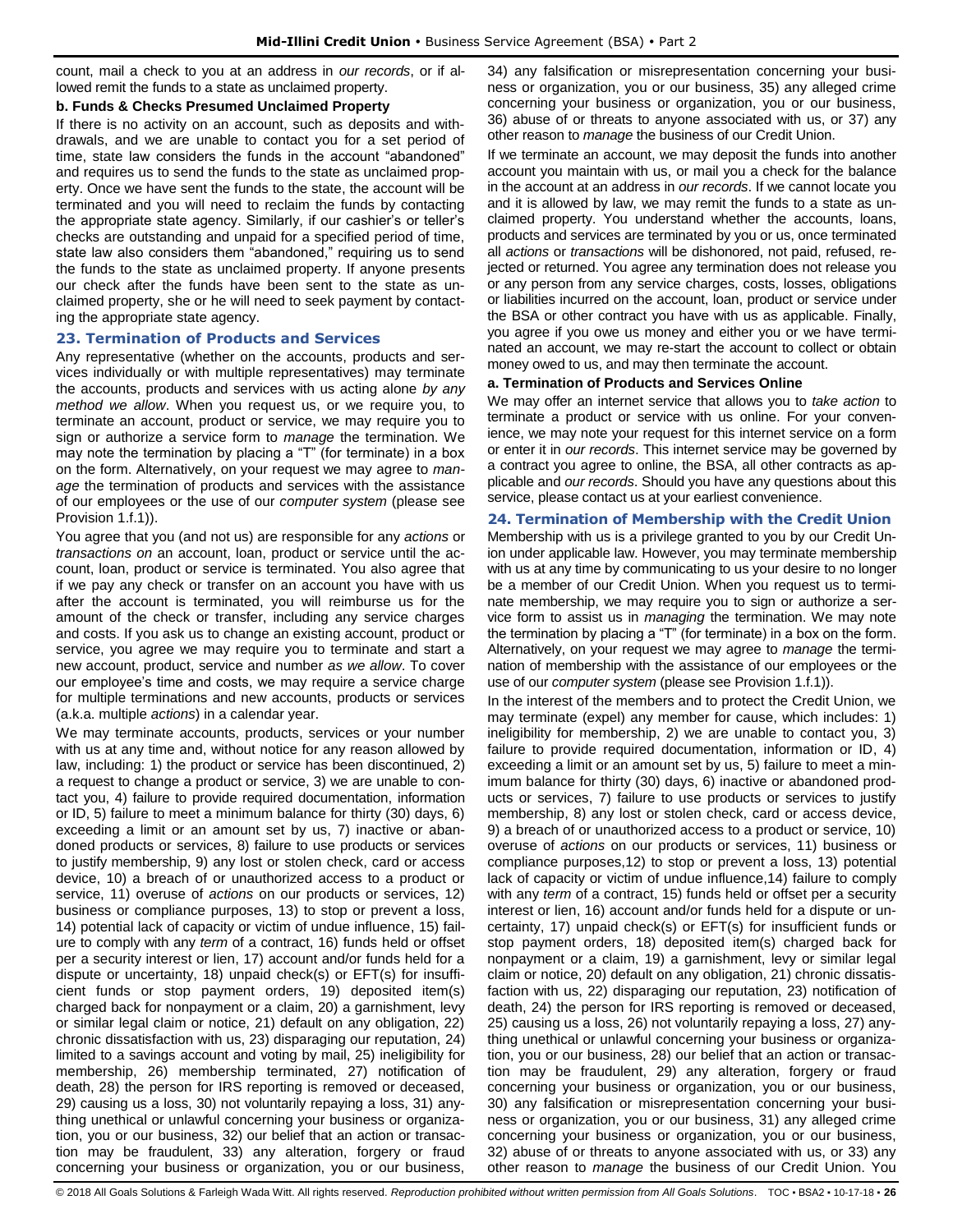count, mail a check to you at an address in *our records*, or if allowed remit the funds to a state as unclaimed property.

**b. Funds & Checks Presumed Unclaimed Property**

If there is no activity on an account, such as deposits and withdrawals, and we are unable to contact you for a set period of time, state law considers the funds in the account "abandoned" and requires us to send the funds to the state as unclaimed property. Once we have sent the funds to the state, the account will be terminated and you will need to reclaim the funds by contacting the appropriate state agency. Similarly, if our cashier's or teller's checks are outstanding and unpaid for a specified period of time, state law also considers them "abandoned," requiring us to send the funds to the state as unclaimed property. If anyone presents our check after the funds have been sent to the state as unclaimed property, she or he will need to seek payment by contacting the appropriate state agency.

## 23. Termination of Products and Services

Any representative (whether on the accounts, products and services individually or with multiple representatives) may terminate the accounts, products and services with us acting alone *by any method we allow*. When you request us, or we require you, to terminate an account, product or service, we may require you to sign or authorize a service form to *manage* the termination. We may note the termination by placing a "T" (for terminate) in a box on the form. Alternatively, on your request we may agree to *manage* the termination of products and services with the assistance of our employees or the use of our *computer system* (please see Provision 1.f.1)).

You agree that you (and not us) are responsible for any *actions* or *transactions on* an account, loan, product or service until the account, loan, product or service is terminated. You also agree that if we pay any check or transfer on an account you have with us after the account is terminated, you will reimburse us for the amount of the check or transfer, including any service charges and costs. If you ask us to change an existing account, product or service, you agree we may require you to terminate and start a new account, product, service and number *as we allow*. To cover our employee's time and costs, we may require a service charge for multiple terminations and new accounts, products or services (a.k.a. multiple *actions*) in a calendar year.

We may terminate accounts, products, services or your number with us at any time and, without notice for any reason allowed by law, including: 1) the product or service has been discontinued, 2) a request to change a product or service, 3) we are unable to contact you, 4) failure to provide required documentation, information or ID, 5) failure to meet a minimum balance for thirty (30) days, 6) exceeding a limit or an amount set by us, 7) inactive or abandoned products or services, 8) failure to use products or services to justify membership, 9) any lost or stolen check, card or access device, 10) a breach of or unauthorized access to a product or service, 11) overuse of *actions* on our products or services, 12) business or compliance purposes, 13) to stop or prevent a loss, 14) potential lack of capacity or victim of undue influence, 15) failure to comply with any *term* of a contract, 16) funds held or offset per a security interest or lien, 17) account and/or funds held for a dispute or uncertainty, 18) unpaid check(s) or EFT(s) for insufficient funds or stop payment orders, 19) deposited item(s) charged back for nonpayment or a claim, 20) a garnishment, levy or similar legal claim or notice, 21) default on any obligation, 22) chronic dissatisfaction with us, 23) disparaging our reputation, 24) limited to a savings account and voting by mail, 25) ineligibility for membership, 26) membership terminated, 27) notification of death, 28) the person for IRS reporting is removed or deceased, 29) causing us a loss, 30) not voluntarily repaying a loss, 31) anything unethical or unlawful concerning your business or organization, you or our business, 32) our belief that an action or transaction may be fraudulent, 33) any alteration, forgery or fraud concerning your business or organization, you or our business, 34) any falsification or misrepresentation concerning your business or organization, you or our business, 35) any alleged crime concerning your business or organization, you or our business, 36) abuse of or threats to anyone associated with us, or 37) any other reason to *manage* the business of our Credit Union.

If we terminate an account, we may deposit the funds into another account you maintain with us, or mail you a check for the balance in the account at an address in *our records*. If we cannot locate you and it is allowed by law, we may remit the funds to a state as unclaimed property. You understand whether the accounts, loans, products and services are terminated by you or us, once terminated all *actions* or *transactions* will be dishonored, not paid, refused, rejected or returned. You agree any termination does not release you or any person from any service charges, costs, losses, obligations or liabilities incurred on the account, loan, product or service under the BSA or other contract you have with us as applicable. Finally, you agree if you owe us money and either you or we have terminated an account, we may re-start the account to collect or obtain money owed to us, and may then terminate the account.

**a. Termination of Products and Services Online**

We may offer an internet service that allows you to *take action* to terminate a product or service with us online. For your convenience, we may note your request for this internet service on a form or enter it in *our records*. This internet service may be governed by a contract you agree to online, the BSA, all other contracts as applicable and *our records*. Should you have any questions about this service, please contact us at your earliest convenience.

## 24. Termination of Membership with the Credit Union

Membership with us is a privilege granted to you by our Credit Union under applicable law. However, you may terminate membership with us at any time by communicating to us your desire to no longer be a member of our Credit Union. When you request us to terminate membership, we may require you to sign or authorize a service form to assist us in *managing* the termination. We may note the termination by placing a "T" (for terminate) in a box on the form. Alternatively, on your request we may agree to *manage* the termination of membership with the assistance of our employees or the use of our *computer system* (please see Provision 1.f.1)).

In the interest of the members and to protect the Credit Union, we may terminate (expel) any member for cause, which includes: 1) ineligibility for membership, 2) we are unable to contact you, 3) failure to provide required documentation, information or ID, 4) exceeding a limit or an amount set by us, 5) failure to meet a minimum balance for thirty (30) days, 6) inactive or abandoned products or services, 7) failure to use products or services to justify membership, 8) any lost or stolen check, card or access device, 9) a breach of or unauthorized access to a product or service, 10) overuse of *actions* on our products or services, 11) business or compliance purposes,12) to stop or prevent a loss, 13) potential lack of capacity or victim of undue influence,14) failure to comply with any *term* of a contract, 15) funds held or offset per a security interest or lien, 16) account and/or funds held for a dispute or uncertainty, 17) unpaid check(s) or EFT(s) for insufficient funds or stop payment orders, 18) deposited item(s) charged back for nonpayment or a claim, 19) a garnishment, levy or similar legal claim or notice, 20) default on any obligation, 21) chronic dissatisfaction with us, 22) disparaging our reputation, 23) notification of death, 24) the person for IRS reporting is removed or deceased, 25) causing us a loss, 26) not voluntarily repaying a loss, 27) anything unethical or unlawful concerning your business or organization, you or our business, 28) our belief that an action or transaction may be fraudulent, 29) any alteration, forgery or fraud concerning your business or organization, you or our business, 30) any falsification or misrepresentation concerning your business or organization, you or our business, 31) any alleged crime concerning your business or organization, you or our business, 32) abuse of or threats to anyone associated with us, or 33) any other reason to *manage* the business of our Credit Union. You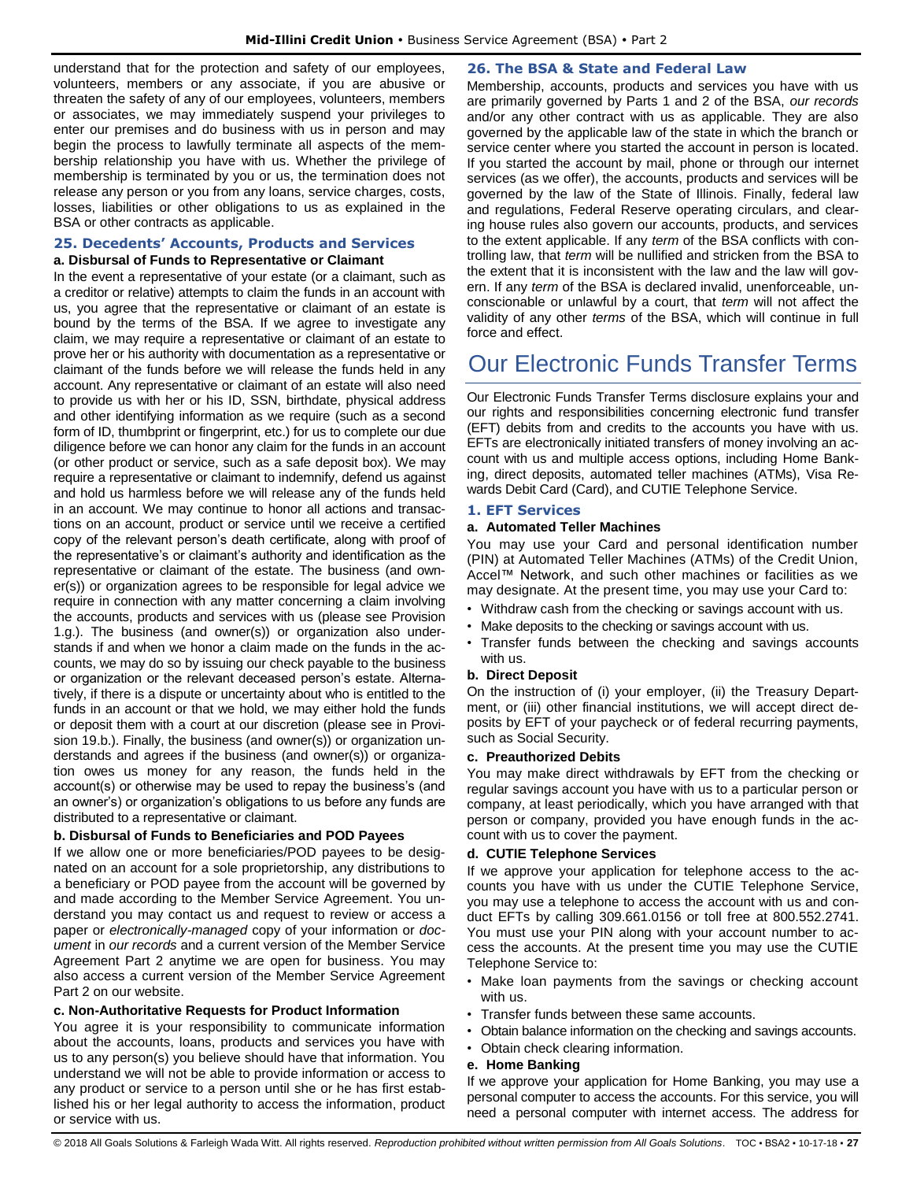understand that for the protection and safety of our employees, volunteers, members or any associate, if you are abusive or threaten the safety of any of our employees, volunteers, members or associates, we may immediately suspend your privileges to enter our premises and do business with us in person and may begin the process to lawfully terminate all aspects of the membership relationship you have with us. Whether the privilege of membership is terminated by you or us, the termination does not release any person or you from any loans, service charges, costs, losses, liabilities or other obligations to us as explained in the BSA or other contracts as applicable.

### 25. Decedents' Accounts, Products and Services

**a. Disbursal of Funds to Representative or Claimant**

In the event a representative of your estate (or a claimant, such as a creditor or relative) attempts to claim the funds in an account with us, you agree that the representative or claimant of an estate is bound by the terms of the BSA. If we agree to investigate any claim, we may require a representative or claimant of an estate to prove her or his authority with documentation as a representative or claimant of the funds before we will release the funds held in any account. Any representative or claimant of an estate will also need to provide us with her or his ID, SSN, birthdate, physical address and other identifying information as we require (such as a second form of ID, thumbprint or fingerprint, etc.) for us to complete our due diligence before we can honor any claim for the funds in an account (or other product or service, such as a safe deposit box). We may require a representative or claimant to indemnify, defend us against and hold us harmless before we will release any of the funds held in an account. We may continue to honor all actions and transactions on an account, product or service until we receive a certified copy of the relevant person's death certificate, along with proof of the representative's or claimant's authority and identification as the representative or claimant of the estate. The business (and owner(s)) or organization agrees to be responsible for legal advice we require in connection with any matter concerning a claim involving the accounts, products and services with us (please see Provision 1.g.). The business (and owner(s)) or organization also understands if and when we honor a claim made on the funds in the accounts, we may do so by issuing our check payable to the business or organization or the relevant deceased person's estate. Alternatively, if there is a dispute or uncertainty about who is entitled to the funds in an account or that we hold, we may either hold the funds or deposit them with a court at our discretion (please see in Provision 19.b.). Finally, the business (and owner(s)) or organization understands and agrees if the business (and owner(s)) or organization owes us money for any reason, the funds held in the account(s) or otherwise may be used to repay the business's (and an owner's) or organization's obligations to us before any funds are distributed to a representative or claimant.

**b. Disbursal of Funds to Beneficiaries and POD Payees**

If we allow one or more beneficiaries/POD payees to be designated on an account for a sole proprietorship, any distributions to a beneficiary or POD payee from the account will be governed by and made according to the Member Service Agreement. You understand you may contact us and request to review or access a paper or *electronically-managed* copy of your information or *document* in *our records* and a current version of the Member Service Agreement Part 2 anytime we are open for business. You may also access a current version of the Member Service Agreement Part 2 on our website.

**c. Non-Authoritative Requests for Product Information**

You agree it is your responsibility to communicate information about the accounts, loans, products and services you have with us to any person(s) you believe should have that information. You understand we will not be able to provide information or access to any product or service to a person until she or he has first established his or her legal authority to access the information, product or service with us.

### 26. The BSA & State and Federal Law

Membership, accounts, products and services you have with us are primarily governed by Parts 1 and 2 of the BSA, *our records* and/or any other contract with us as applicable. They are also governed by the applicable law of the state in which the branch or service center where you started the account in person is located. If you started the account by mail, phone or through our internet services (as we offer), the accounts, products and services will be governed by the law of the State of Illinois. Finally, federal law and regulations, Federal Reserve operating circulars, and clearing house rules also govern our accounts, products, and services to the extent applicable. If any *term* of the BSA conflicts with controlling law, that *term* will be nullified and stricken from the BSA to the extent that it is inconsistent with the law and the law will govern. If any *term* of the BSA is declared invalid, unenforceable, unconscionable or unlawful by a court, that *term* will not affect the validity of any other *terms* of the BSA, which will continue in full force and effect.

# Our Electronic Funds Transfer Terms

Our Electronic Funds Transfer Terms disclosure explains your and our rights and responsibilities concerning electronic fund transfer (EFT) debits from and credits to the accounts you have with us. EFTs are electronically initiated transfers of money involving an account with us and multiple access options, including Home Banking, direct deposits, automated teller machines (ATMs), Visa Rewards Debit Card (Card), and CUTIE Telephone Service.

### 1. EFT Services

**a. Automated Teller Machines**

You may use your Card and personal identification number (PIN) at Automated Teller Machines (ATMs) of the Credit Union, Accel™ Network, and such other machines or facilities as we may designate. At the present time, you may use your Card to:

- Withdraw cash from the checking or savings account with us.
- Make deposits to the checking or savings account with us.
- Transfer funds between the checking and savings accounts with us.

**b. Direct Deposit**

On the instruction of (i) your employer, (ii) the Treasury Department, or (iii) other financial institutions, we will accept direct deposits by EFT of your paycheck or of federal recurring payments, such as Social Security.

**c. Preauthorized Debits**

You may make direct withdrawals by EFT from the checking or regular savings account you have with us to a particular person or company, at least periodically, which you have arranged with that person or company, provided you have enough funds in the account with us to cover the payment.

**d. CUTIE Telephone Services**

If we approve your application for telephone access to the accounts you have with us under the CUTIE Telephone Service, you may use a telephone to access the account with us and conduct EFTs by calling 309.661.0156 or toll free at 800.552.2741. You must use your PIN along with your account number to access the accounts. At the present time you may use the CUTIE Telephone Service to:

- Make loan payments from the savings or checking account with us.
- Transfer funds between these same accounts.
- Obtain balance information on the checking and savings accounts.
- Obtain check clearing information.

**e. Home Banking**

If we approve your application for Home Banking, you may use a personal computer to access the accounts. For this service, you will need a personal computer with internet access. The address for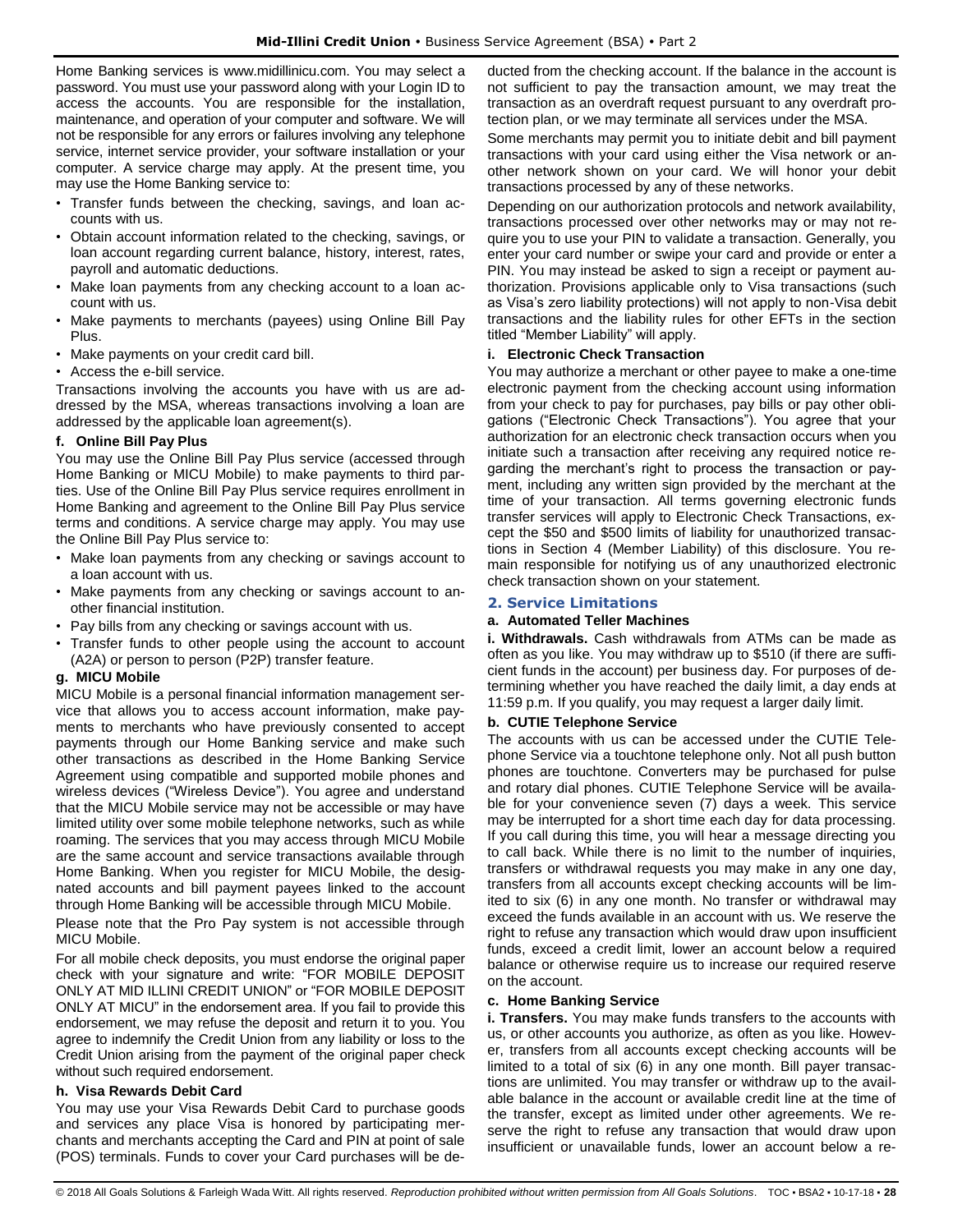Home Banking services is www.midillinicu.com. You may select a password. You must use your password along with your Login ID to access the accounts. You are responsible for the installation, maintenance, and operation of your computer and software. We will not be responsible for any errors or failures involving any telephone service, internet service provider, your software installation or your computer. A service charge may apply. At the present time, you may use the Home Banking service to:

- Transfer funds between the checking, savings, and loan accounts with us.
- Obtain account information related to the checking, savings, or loan account regarding current balance, history, interest, rates, payroll and automatic deductions.
- Make loan payments from any checking account to a loan account with us.
- Make payments to merchants (payees) using Online Bill Pay Plus.
- Make payments on your credit card bill.
- Access the e-bill service.

Transactions involving the accounts you have with us are addressed by the MSA, whereas transactions involving a loan are addressed by the applicable loan agreement(s).

### f. Online Bill Pay Plus

You may use the Online Bill Pay Plus service (accessed through Home Banking or MICU Mobile) to make payments to third parties. Use of the Online Bill Pay Plus service requires enrollment in Home Banking and agreement to the Online Bill Pay Plus service terms and conditions. A service charge may apply. You may use the Online Bill Pay Plus service to:

- Make loan payments from any checking or savings account to a loan account with us.
- Make payments from any checking or savings account to another financial institution.
- Pay bills from any checking or savings account with us.
- Transfer funds to other people using the account to account (A2A) or person to person (P2P) transfer feature.

### g. MICU Mobile

MICU Mobile is a personal financial information management service that allows you to access account information, make payments to merchants who have previously consented to accept payments through our Home Banking service and make such other transactions as described in the Home Banking Service Agreement using compatible and supported mobile phones and wireless devices ("Wireless Device"). You agree and understand that the MICU Mobile service may not be accessible or may have limited utility over some mobile telephone networks, such as while roaming. The services that you may access through MICU Mobile are the same account and service transactions available through Home Banking. When you register for MICU Mobile, the designated accounts and bill payment payees linked to the account through Home Banking will be accessible through MICU Mobile.

Please note that the Pro Pay system is not accessible through MICU Mobile.

For all mobile check deposits, you must endorse the original paper check with your signature and write: "FOR MOBILE DEPOSIT ONLY AT MID ILLINI CREDIT UNION" or "FOR MOBILE DEPOSIT ONLY AT MICU" in the endorsement area. If you fail to provide this endorsement, we may refuse the deposit and return it to you. You agree to indemnify the Credit Union from any liability or loss to the Credit Union arising from the payment of the original paper check without such required endorsement.

### h. Visa Rewards Debit Card

You may use your Visa Rewards Debit Card to purchase goods and services any place Visa is honored by participating merchants and merchants accepting the Card and PIN at point of sale (POS) terminals. Funds to cover your Card purchases will be deducted from the checking account. If the balance in the account is not sufficient to pay the transaction amount, we may treat the transaction as an overdraft request pursuant to any overdraft protection plan, or we may terminate all services under the MSA.

Some merchants may permit you to initiate debit and bill payment transactions with your card using either the Visa network or another network shown on your card. We will honor your debit transactions processed by any of these networks.

Depending on our authorization protocols and network availability, transactions processed over other networks may or may not require you to use your PIN to validate a transaction. Generally, you enter your card number or swipe your card and provide or enter a PIN. You may instead be asked to sign a receipt or payment authorization. Provisions applicable only to Visa transactions (such as Visa's zero liability protections) will not apply to non-Visa debit transactions and the liability rules for other EFTs in the section titled "Member Liability" will apply.

### i. Electronic Check Transaction

You may authorize a merchant or other payee to make a one-time electronic payment from the checking account using information from your check to pay for purchases, pay bills or pay other obligations ("Electronic Check Transactions"). You agree that your authorization for an electronic check transaction occurs when you initiate such a transaction after receiving any required notice regarding the merchant's right to process the transaction or payment, including any written sign provided by the merchant at the time of your transaction. All terms governing electronic funds transfer services will apply to Electronic Check Transactions, except the $50 and $500 limits of liability for unauthorized transactions in Section 4 (Member Liability) of this disclosure. You remain responsible for notifying us of any unauthorized electronic check transaction shown on your statement.

## 2. Service Limitations

### a. Automated Teller Machines

**i. Withdrawals.** Cash withdrawals from ATMs can be made as often as you like. You may withdraw up to $510 (if there are sufficient funds in the account) per business day. For purposes of determining whether you have reached the daily limit, a day ends at 11:59 p.m. If you qualify, you may request a larger daily limit.

### b. CUTIE Telephone Service

The accounts with us can be accessed under the CUTIE Telephone Service via a touchtone telephone only. Not all push button phones are touchtone. Converters may be purchased for pulse and rotary dial phones. CUTIE Telephone Service will be available for your convenience seven (7) days a week. This service may be interrupted for a short time each day for data processing. If you call during this time, you will hear a message directing you to call back. While there is no limit to the number of inquiries, transfers or withdrawal requests you may make in any one day, transfers from all accounts except checking accounts will be limited to six (6) in any one month. No transfer or withdrawal may exceed the funds available in an account with us. We reserve the right to refuse any transaction which would draw upon insufficient funds, exceed a credit limit, lower an account below a required balance or otherwise require us to increase our required reserve on the account.

### c. Home Banking Service

**i. Transfers.** You may make funds transfers to the accounts with us, or other accounts you authorize, as often as you like. However, transfers from all accounts except checking accounts will be limited to a total of six (6) in any one month. Bill payer transactions are unlimited. You may transfer or withdraw up to the available balance in the account or available credit line at the time of the transfer, except as limited under other agreements. We reserve the right to refuse any transaction that would draw upon insufficient or unavailable funds, lower an account below a re-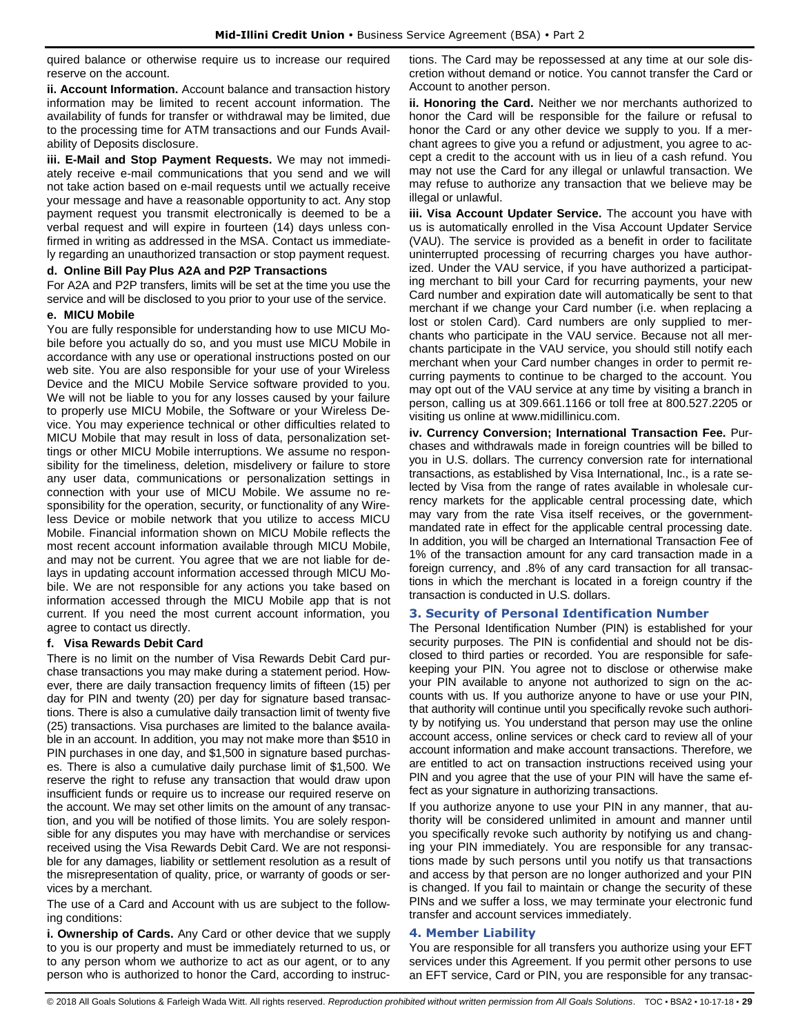quired balance or otherwise require us to increase our required reserve on the account.

**ii. Account Information.** Account balance and transaction history information may be limited to recent account information. The availability of funds for transfer or withdrawal may be limited, due to the processing time for ATM transactions and our Funds Availability of Deposits disclosure.

**iii. E-Mail and Stop Payment Requests.** We may not immediately receive e-mail communications that you send and we will not take action based on e-mail requests until we actually receive your message and have a reasonable opportunity to act. Any stop payment request you transmit electronically is deemed to be a verbal request and will expire in fourteen (14) days unless confirmed in writing as addressed in the MSA. Contact us immediately regarding an unauthorized transaction or stop payment request.

### d. Online Bill Pay Plus A2A and P2P Transactions

For A2A and P2P transfers, limits will be set at the time you use the service and will be disclosed to you prior to your use of the service.

### e. MICU Mobile

You are fully responsible for understanding how to use MICU Mobile before you actually do so, and you must use MICU Mobile in accordance with any use or operational instructions posted on our web site. You are also responsible for your use of your Wireless Device and the MICU Mobile Service software provided to you. We will not be liable to you for any losses caused by your failure to properly use MICU Mobile, the Software or your Wireless Device. You may experience technical or other difficulties related to MICU Mobile that may result in loss of data, personalization settings or other MICU Mobile interruptions. We assume no responsibility for the timeliness, deletion, misdelivery or failure to store any user data, communications or personalization settings in connection with your use of MICU Mobile. We assume no responsibility for the operation, security, or functionality of any Wireless Device or mobile network that you utilize to access MICU Mobile. Financial information shown on MICU Mobile reflects the most recent account information available through MICU Mobile, and may not be current. You agree that we are not liable for delays in updating account information accessed through MICU Mobile. We are not responsible for any actions you take based on information accessed through the MICU Mobile app that is not current. If you need the most current account information, you agree to contact us directly.

### f. Visa Rewards Debit Card

There is no limit on the number of Visa Rewards Debit Card purchase transactions you may make during a statement period. However, there are daily transaction frequency limits of fifteen (15) per day for PIN and twenty (20) per day for signature based transactions. There is also a cumulative daily transaction limit of twenty five (25) transactions. Visa purchases are limited to the balance available in an account. In addition, you may not make more than $510 in PIN purchases in one day, and $1,500 in signature based purchases. There is also a cumulative daily purchase limit of $1,500. We reserve the right to refuse any transaction that would draw upon insufficient funds or require us to increase our required reserve on the account. We may set other limits on the amount of any transaction, and you will be notified of those limits. You are solely responsible for any disputes you may have with merchandise or services received using the Visa Rewards Debit Card. We are not responsible for any damages, liability or settlement resolution as a result of the misrepresentation of quality, price, or warranty of goods or services by a merchant.

The use of a Card and Account with us are subject to the following conditions:

**i. Ownership of Cards.** Any Card or other device that we supply to you is our property and must be immediately returned to us, or to any person whom we authorize to act as our agent, or to any person who is authorized to honor the Card, according to instructions. The Card may be repossessed at any time at our sole discretion without demand or notice. You cannot transfer the Card or Account to another person.

**ii. Honoring the Card.** Neither we nor merchants authorized to honor the Card will be responsible for the failure or refusal to honor the Card or any other device we supply to you. If a merchant agrees to give you a refund or adjustment, you agree to accept a credit to the account with us in lieu of a cash refund. You may not use the Card for any illegal or unlawful transaction. We may refuse to authorize any transaction that we believe may be illegal or unlawful.

**iii. Visa Account Updater Service.** The account you have with us is automatically enrolled in the Visa Account Updater Service (VAU). The service is provided as a benefit in order to facilitate uninterrupted processing of recurring charges you have authorized. Under the VAU service, if you have authorized a participating merchant to bill your Card for recurring payments, your new Card number and expiration date will automatically be sent to that merchant if we change your Card number (i.e. when replacing a lost or stolen Card). Card numbers are only supplied to merchants who participate in the VAU service. Because not all merchants participate in the VAU service, you should still notify each merchant when your Card number changes in order to permit recurring payments to continue to be charged to the account. You may opt out of the VAU service at any time by visiting a branch in person, calling us at 309.661.1166 or toll free at 800.527.2205 or visiting us online at www.midillinicu.com.

**iv. Currency Conversion; International Transaction Fee.** Purchases and withdrawals made in foreign countries will be billed to you in U.S. dollars. The currency conversion rate for international transactions, as established by Visa International, Inc., is a rate selected by Visa from the range of rates available in wholesale currency markets for the applicable central processing date, which may vary from the rate Visa itself receives, or the government-mandated rate in effect for the applicable central processing date. In addition, you will be charged an International Transaction Fee of 1% of the transaction amount for any card transaction made in a foreign currency, and .8% of any card transaction for all transactions in which the merchant is located in a foreign country if the transaction is conducted in U.S. dollars.

## 3. Security of Personal Identification Number

The Personal Identification Number (PIN) is established for your security purposes. The PIN is confidential and should not be disclosed to third parties or recorded. You are responsible for safekeeping your PIN. You agree not to disclose or otherwise make your PIN available to anyone not authorized to sign on the accounts with us. If you authorize anyone to have or use your PIN, that authority will continue until you specifically revoke such authority by notifying us. You understand that person may use the online account access, online services or check card to review all of your account information and make account transactions. Therefore, we are entitled to act on transaction instructions received using your PIN and you agree that the use of your PIN will have the same effect as your signature in authorizing transactions.

If you authorize anyone to use your PIN in any manner, that authority will be considered unlimited in amount and manner until you specifically revoke such authority by notifying us and changing your PIN immediately. You are responsible for any transactions made by such persons until you notify us that transactions and access by that person are no longer authorized and your PIN is changed. If you fail to maintain or change the security of these PINs and we suffer a loss, we may terminate your electronic fund transfer and account services immediately.

## 4. Member Liability

You are responsible for all transfers you authorize using your EFT services under this Agreement. If you permit other persons to use an EFT service, Card or PIN, you are responsible for any transac-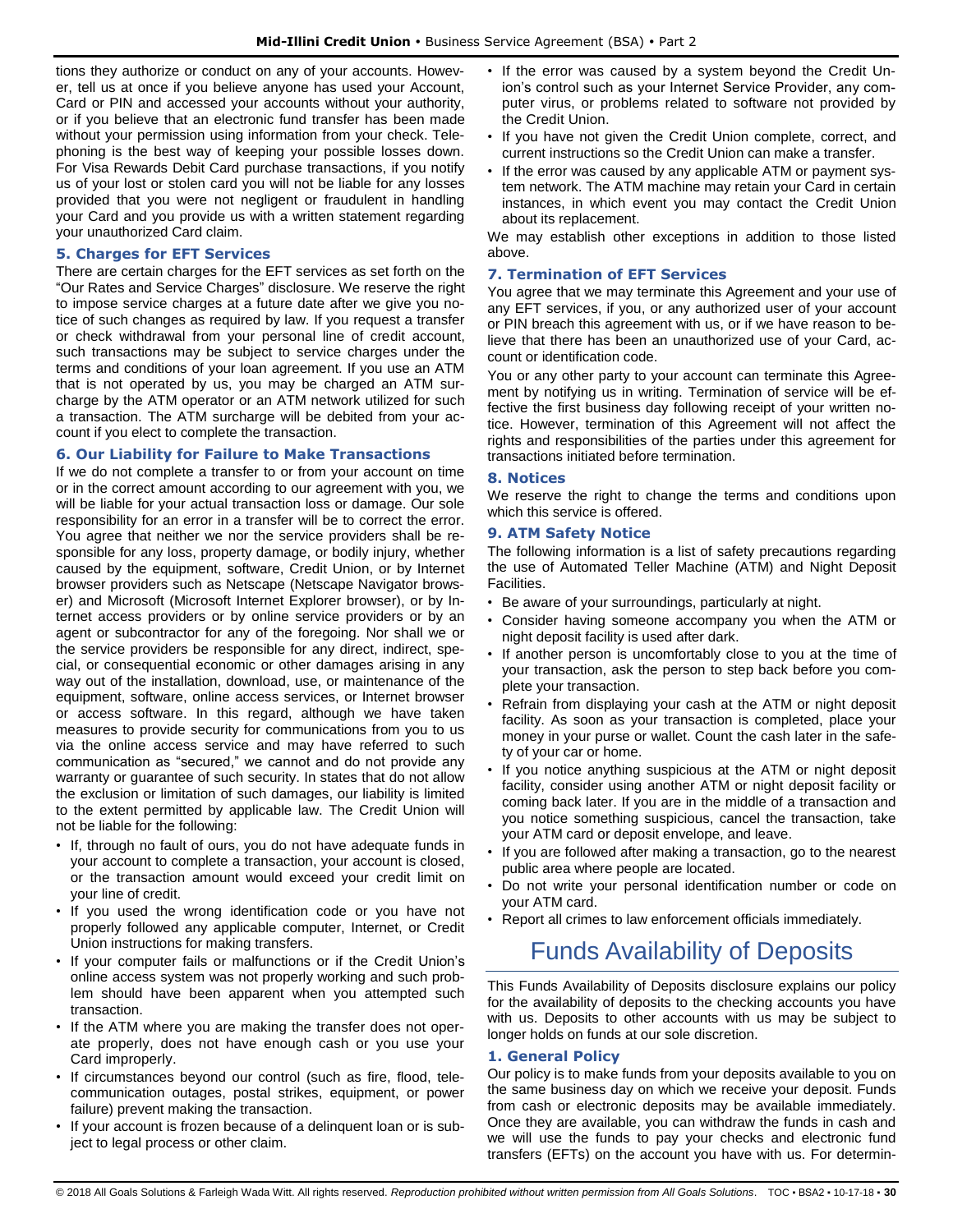tions they authorize or conduct on any of your accounts. However, tell us at once if you believe anyone has used your Account, Card or PIN and accessed your accounts without your authority, or if you believe that an electronic fund transfer has been made without your permission using information from your check. Telephoning is the best way of keeping your possible losses down. For Visa Rewards Debit Card purchase transactions, if you notify us of your lost or stolen card you will not be liable for any losses provided that you were not negligent or fraudulent in handling your Card and you provide us with a written statement regarding your unauthorized Card claim.

### 5. Charges for EFT Services

There are certain charges for the EFT services as set forth on the "Our Rates and Service Charges" disclosure. We reserve the right to impose service charges at a future date after we give you notice of such changes as required by law. If you request a transfer or check withdrawal from your personal line of credit account, such transactions may be subject to service charges under the terms and conditions of your loan agreement. If you use an ATM that is not operated by us, you may be charged an ATM surcharge by the ATM operator or an ATM network utilized for such a transaction. The ATM surcharge will be debited from your account if you elect to complete the transaction.

### 6. Our Liability for Failure to Make Transactions

If we do not complete a transfer to or from your account on time or in the correct amount according to our agreement with you, we will be liable for your actual transaction loss or damage. Our sole responsibility for an error in a transfer will be to correct the error. You agree that neither we nor the service providers shall be responsible for any loss, property damage, or bodily injury, whether caused by the equipment, software, Credit Union, or by Internet browser providers such as Netscape (Netscape Navigator browser) and Microsoft (Microsoft Internet Explorer browser), or by Internet access providers or by online service providers or by an agent or subcontractor for any of the foregoing. Nor shall we or the service providers be responsible for any direct, indirect, special, or consequential economic or other damages arising in any way out of the installation, download, use, or maintenance of the equipment, software, online access services, or Internet browser or access software. In this regard, although we have taken measures to provide security for communications from you to us via the online access service and may have referred to such communication as "secured," we cannot and do not provide any warranty or guarantee of such security. In states that do not allow the exclusion or limitation of such damages, our liability is limited to the extent permitted by applicable law. The Credit Union will not be liable for the following:

- If, through no fault of ours, you do not have adequate funds in your account to complete a transaction, your account is closed, or the transaction amount would exceed your credit limit on your line of credit.
- If you used the wrong identification code or you have not properly followed any applicable computer, Internet, or Credit Union instructions for making transfers.
- If your computer fails or malfunctions or if the Credit Union's online access system was not properly working and such problem should have been apparent when you attempted such transaction.
- If the ATM where you are making the transfer does not operate properly, does not have enough cash or you use your Card improperly.
- If circumstances beyond our control (such as fire, flood, telecommunication outages, postal strikes, equipment, or power failure) prevent making the transaction.
- If your account is frozen because of a delinquent loan or is subject to legal process or other claim.
- If the error was caused by a system beyond the Credit Union's control such as your Internet Service Provider, any computer virus, or problems related to software not provided by the Credit Union.
- If you have not given the Credit Union complete, correct, and current instructions so the Credit Union can make a transfer.
- If the error was caused by any applicable ATM or payment system network. The ATM machine may retain your Card in certain instances, in which event you may contact the Credit Union about its replacement.

We may establish other exceptions in addition to those listed above.

### 7. Termination of EFT Services

You agree that we may terminate this Agreement and your use of any EFT services, if you, or any authorized user of your account or PIN breach this agreement with us, or if we have reason to believe that there has been an unauthorized use of your Card, account or identification code.

You or any other party to your account can terminate this Agreement by notifying us in writing. Termination of service will be effective the first business day following receipt of your written notice. However, termination of this Agreement will not affect the rights and responsibilities of the parties under this agreement for transactions initiated before termination.

### 8. Notices

We reserve the right to change the terms and conditions upon which this service is offered.

### 9. ATM Safety Notice

The following information is a list of safety precautions regarding the use of Automated Teller Machine (ATM) and Night Deposit Facilities.

- Be aware of your surroundings, particularly at night.
- Consider having someone accompany you when the ATM or night deposit facility is used after dark.
- If another person is uncomfortably close to you at the time of your transaction, ask the person to step back before you complete your transaction.
- Refrain from displaying your cash at the ATM or night deposit facility. As soon as your transaction is completed, place your money in your purse or wallet. Count the cash later in the safety of your car or home.
- If you notice anything suspicious at the ATM or night deposit facility, consider using another ATM or night deposit facility or coming back later. If you are in the middle of a transaction and you notice something suspicious, cancel the transaction, take your ATM card or deposit envelope, and leave.
- If you are followed after making a transaction, go to the nearest public area where people are located.
- Do not write your personal identification number or code on your ATM card.
- Report all crimes to law enforcement officials immediately.

# Funds Availability of Deposits

This Funds Availability of Deposits disclosure explains our policy for the availability of deposits to the checking accounts you have with us. Deposits to other accounts with us may be subject to longer holds on funds at our sole discretion.

### 1. General Policy

Our policy is to make funds from your deposits available to you on the same business day on which we receive your deposit. Funds from cash or electronic deposits may be available immediately. Once they are available, you can withdraw the funds in cash and we will use the funds to pay your checks and electronic fund transfers (EFTs) on the account you have with us. For determin-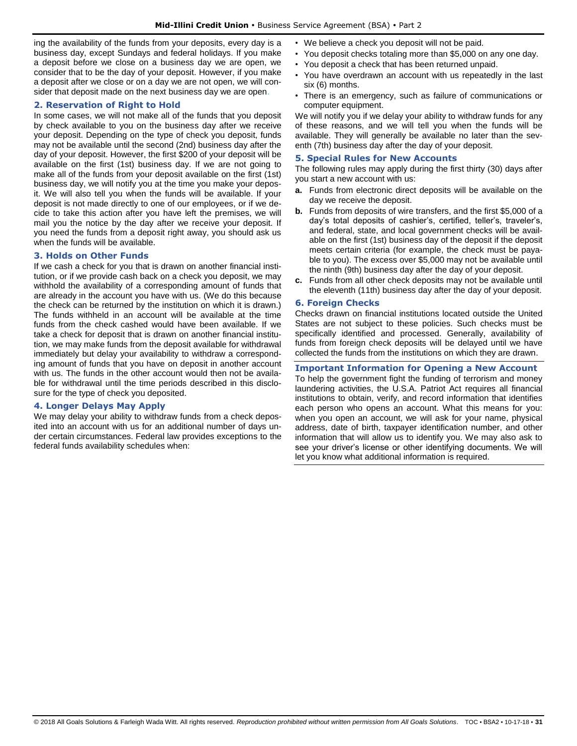ing the availability of the funds from your deposits, every day is a business day, except Sundays and federal holidays. If you make a deposit before we close on a business day we are open, we consider that to be the day of your deposit. However, if you make a deposit after we close or on a day we are not open, we will consider that deposit made on the next business day we are open.

## 2. Reservation of Right to Hold

In some cases, we will not make all of the funds that you deposit by check available to you on the business day after we receive your deposit. Depending on the type of check you deposit, funds may not be available until the second (2nd) business day after the day of your deposit. However, the first $200 of your deposit will be available on the first (1st) business day. If we are not going to make all of the funds from your deposit available on the first (1st) business day, we will notify you at the time you make your deposit. We will also tell you when the funds will be available. If your deposit is not made directly to one of our employees, or if we decide to take this action after you have left the premises, we will mail you the notice by the day after we receive your deposit. If you need the funds from a deposit right away, you should ask us when the funds will be available.

## 3. Holds on Other Funds

If we cash a check for you that is drawn on another financial institution, or if we provide cash back on a check you deposit, we may withhold the availability of a corresponding amount of funds that are already in the account you have with us. (We do this because the check can be returned by the institution on which it is drawn.) The funds withheld in an account will be available at the time funds from the check cashed would have been available. If we take a check for deposit that is drawn on another financial institution, we may make funds from the deposit available for withdrawal immediately but delay your availability to withdraw a corresponding amount of funds that you have on deposit in another account with us. The funds in the other account would then not be available for withdrawal until the time periods described in this disclosure for the type of check you deposited.

## 4. Longer Delays May Apply

We may delay your ability to withdraw funds from a check deposited into an account with us for an additional number of days under certain circumstances. Federal law provides exceptions to the federal funds availability schedules when:

- We believe a check you deposit will not be paid.
- You deposit checks totaling more than $5,000 on any one day.
- You deposit a check that has been returned unpaid.
- You have overdrawn an account with us repeatedly in the last six (6) months.
- There is an emergency, such as failure of communications or computer equipment.

We will notify you if we delay your ability to withdraw funds for any of these reasons, and we will tell you when the funds will be available. They will generally be available no later than the seventh (7th) business day after the day of your deposit.

## 5. Special Rules for New Accounts

The following rules may apply during the first thirty (30) days after you start a new account with us:

**a.** Funds from electronic direct deposits will be available on the day we receive the deposit.

**b.** Funds from deposits of wire transfers, and the first $5,000 of a day's total deposits of cashier's, certified, teller's, traveler's, and federal, state, and local government checks will be available on the first (1st) business day of the deposit if the deposit meets certain criteria (for example, the check must be payable to you). The excess over $5,000 may not be available until the ninth (9th) business day after the day of your deposit.

**c.** Funds from all other check deposits may not be available until the eleventh (11th) business day after the day of your deposit.

## 6. Foreign Checks

Checks drawn on financial institutions located outside the United States are not subject to these policies. Such checks must be specifically identified and processed. Generally, availability of funds from foreign check deposits will be delayed until we have collected the funds from the institutions on which they are drawn.

## Important Information for Opening a New Account

To help the government fight the funding of terrorism and money laundering activities, the U.S.A. Patriot Act requires all financial institutions to obtain, verify, and record information that identifies each person who opens an account. What this means for you: when you open an account, we will ask for your name, physical address, date of birth, taxpayer identification number, and other information that will allow us to identify you. We may also ask to see your driver's license or other identifying documents. We will let you know what additional information is required.